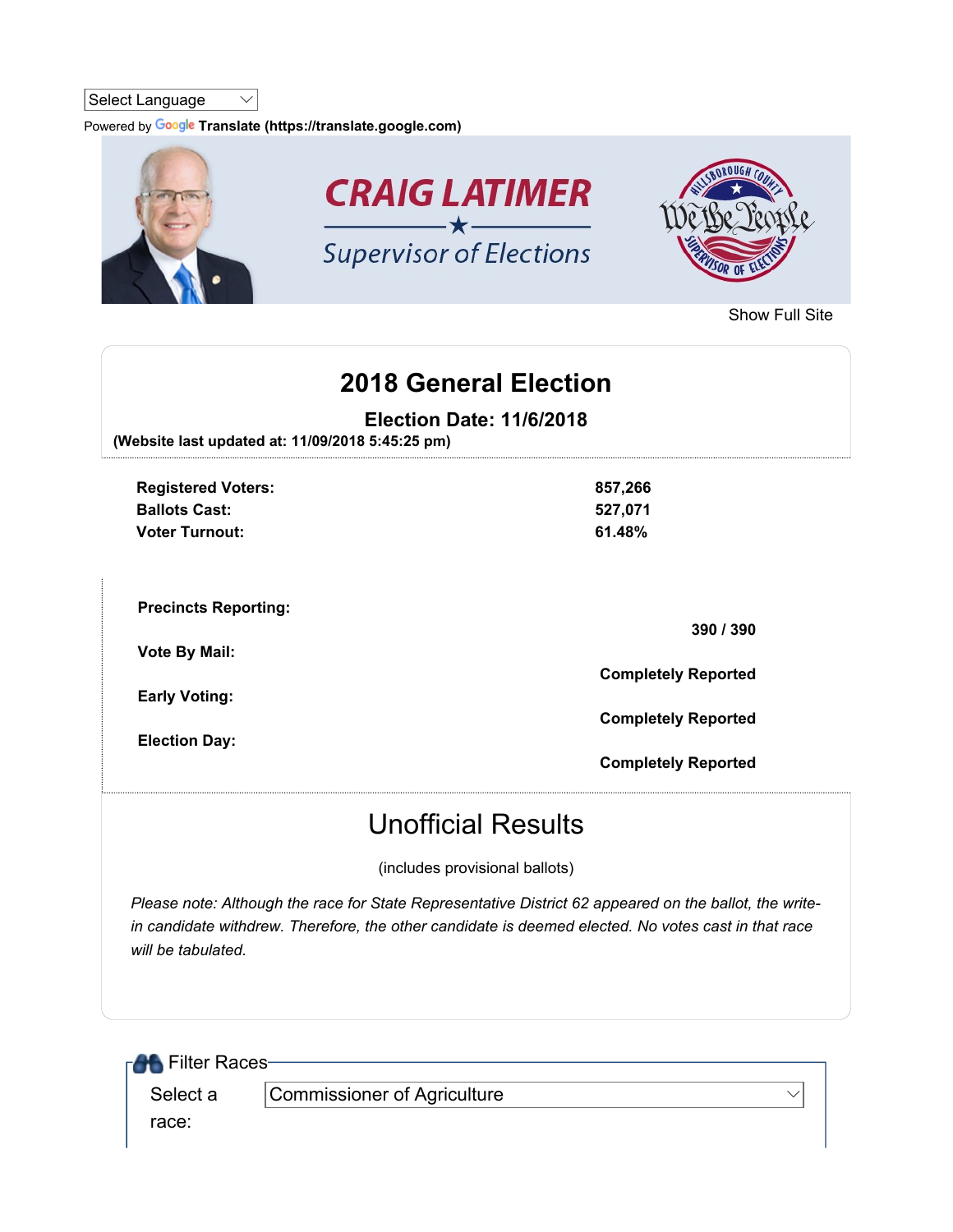Select Language

Powered by Google Translate (https://translate.google.com)

CRAIG LATIMER

Supervisor of Elections

Show Full Site

# 2018 General Election

## Election Date: 11/6/2018

**(Website last updated at: 11/09/2018 5:45:25 pm)**

| | |
|---|---|
| **Registered Voters:** | **857,266** |
| **Ballots Cast:** | **527,071** |
| **Voter Turnout:** | **61.48%** |

| | |
|---|---|
| **Precincts Reporting:** | **390 / 390** |
| **Vote By Mail:** | **Completely Reported** |
| **Early Voting:** | **Completely Reported** |
| **Election Day:** | **Completely Reported** |

# Unofficial Results

(includes provisional ballots)

*Please note: Although the race for State Representative District 62 appeared on the ballot, the write-in candidate withdrew. Therefore, the other candidate is deemed elected. No votes cast in that race will be tabulated.*

Filter Races

Select a race: Commissioner of Agriculture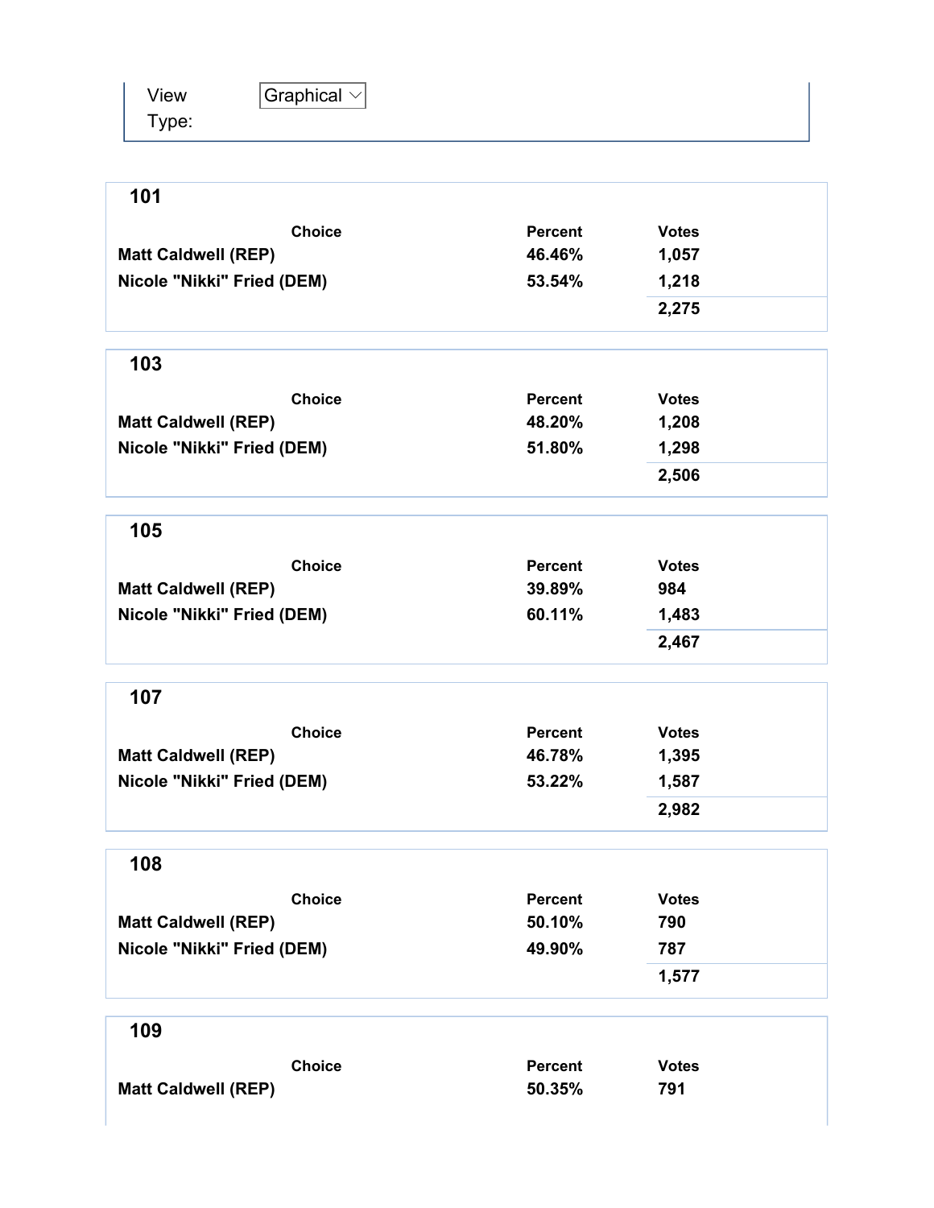View Type: Graphical

## 101

| Choice | Percent | Votes |
|---|---|---|
| Matt Caldwell (REP) | 46.46% | 1,057 |
| Nicole "Nikki" Fried (DEM) | 53.54% | 1,218 |
| | | 2,275 |

## 103

| Choice | Percent | Votes |
|---|---|---|
| Matt Caldwell (REP) | 48.20% | 1,208 |
| Nicole "Nikki" Fried (DEM) | 51.80% | 1,298 |
| | | 2,506 |

## 105

| Choice | Percent | Votes |
|---|---|---|
| Matt Caldwell (REP) | 39.89% | 984 |
| Nicole "Nikki" Fried (DEM) | 60.11% | 1,483 |
| | | 2,467 |

## 107

| Choice | Percent | Votes |
|---|---|---|
| Matt Caldwell (REP) | 46.78% | 1,395 |
| Nicole "Nikki" Fried (DEM) | 53.22% | 1,587 |
| | | 2,982 |

## 108

| Choice | Percent | Votes |
|---|---|---|
| Matt Caldwell (REP) | 50.10% | 790 |
| Nicole "Nikki" Fried (DEM) | 49.90% | 787 |
| | | 1,577 |

## 109

| Choice | Percent | Votes |
|---|---|---|
| Matt Caldwell (REP) | 50.35% | 791 |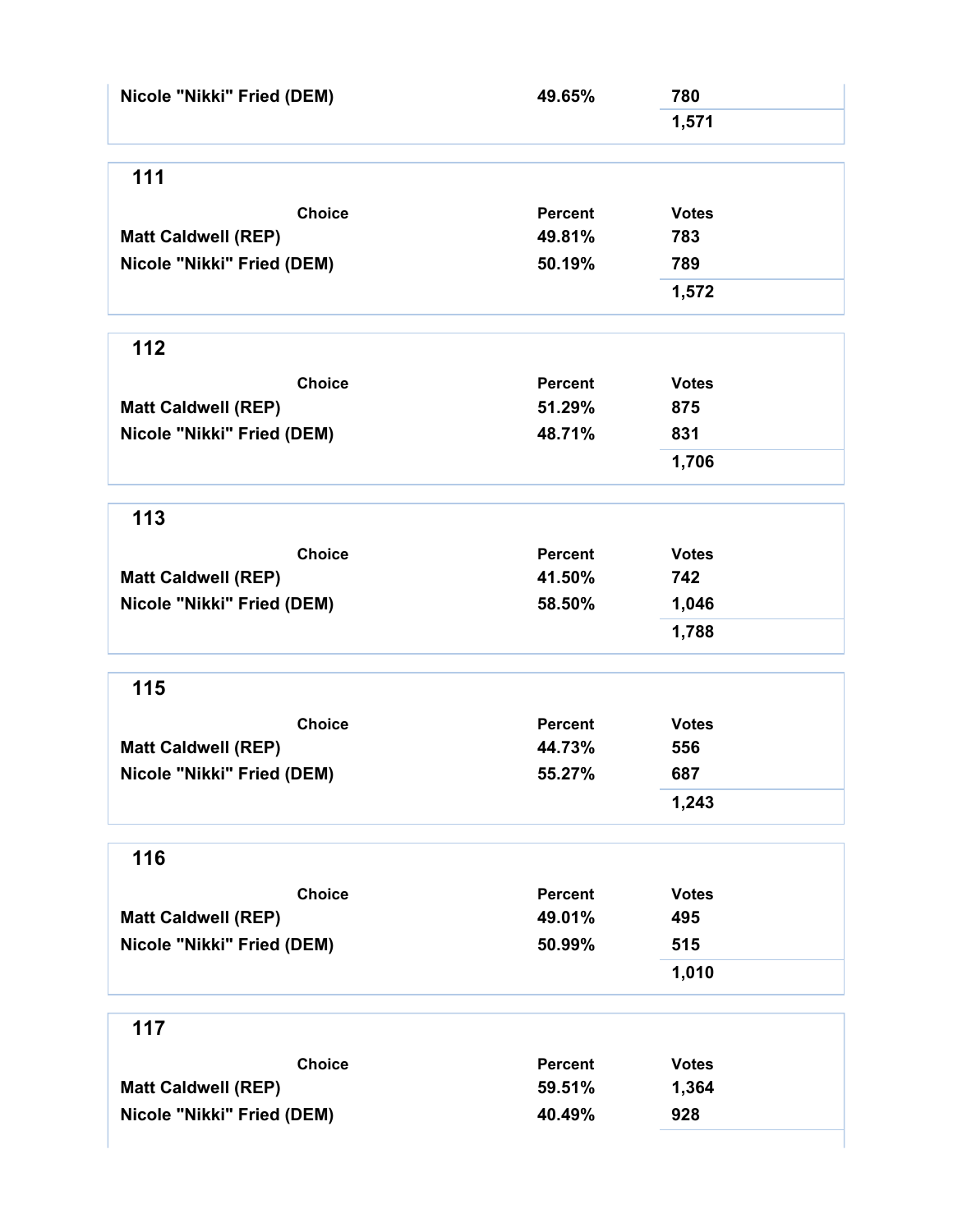| Choice | Percent | Votes |
|---|---|---|
| Nicole "Nikki" Fried (DEM) | 49.65% | 780 |
| | | 1,571 |

## 111

| Choice | Percent | Votes |
|---|---|---|
| Matt Caldwell (REP) | 49.81% | 783 |
| Nicole "Nikki" Fried (DEM) | 50.19% | 789 |
| | | 1,572 |

## 112

| Choice | Percent | Votes |
|---|---|---|
| Matt Caldwell (REP) | 51.29% | 875 |
| Nicole "Nikki" Fried (DEM) | 48.71% | 831 |
| | | 1,706 |

## 113

| Choice | Percent | Votes |
|---|---|---|
| Matt Caldwell (REP) | 41.50% | 742 |
| Nicole "Nikki" Fried (DEM) | 58.50% | 1,046 |
| | | 1,788 |

## 115

| Choice | Percent | Votes |
|---|---|---|
| Matt Caldwell (REP) | 44.73% | 556 |
| Nicole "Nikki" Fried (DEM) | 55.27% | 687 |
| | | 1,243 |

## 116

| Choice | Percent | Votes |
|---|---|---|
| Matt Caldwell (REP) | 49.01% | 495 |
| Nicole "Nikki" Fried (DEM) | 50.99% | 515 |
| | | 1,010 |

## 117

| Choice | Percent | Votes |
|---|---|---|
| Matt Caldwell (REP) | 59.51% | 1,364 |
| Nicole "Nikki" Fried (DEM) | 40.49% | 928 |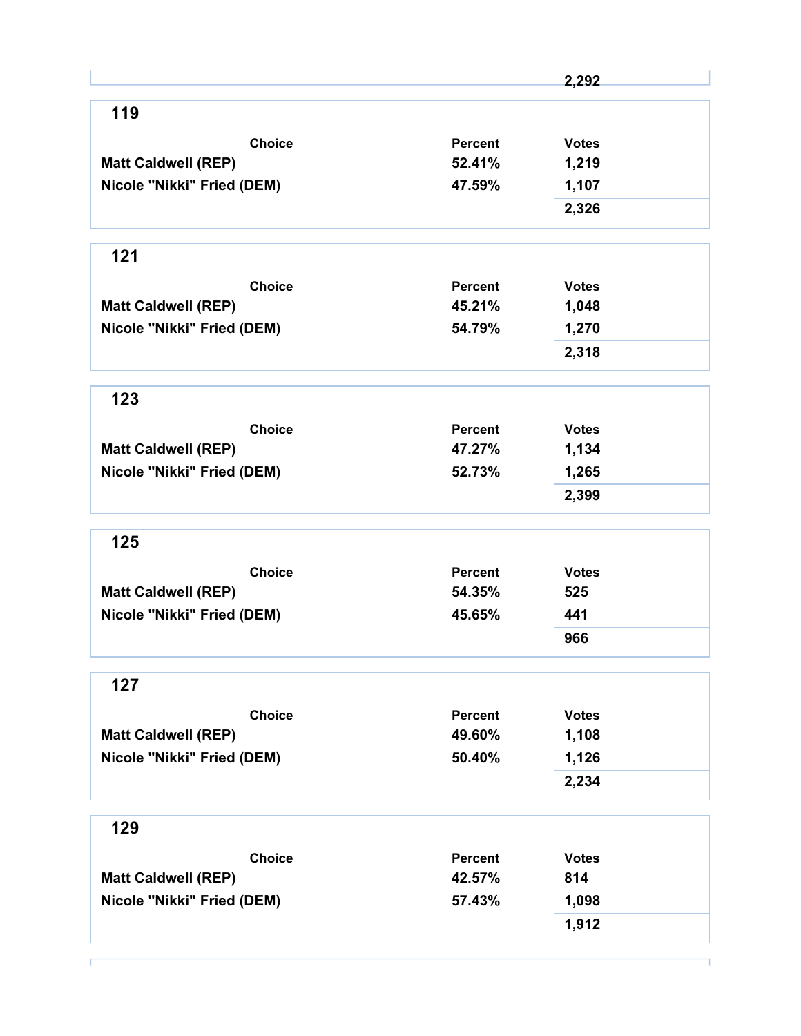| | | |
|---|---|---|
| | | 2,292 |

## 119

| Choice | Percent | Votes |
|---|---|---|
| Matt Caldwell (REP) | 52.41% | 1,219 |
| Nicole "Nikki" Fried (DEM) | 47.59% | 1,107 |
| | | 2,326 |

## 121

| Choice | Percent | Votes |
|---|---|---|
| Matt Caldwell (REP) | 45.21% | 1,048 |
| Nicole "Nikki" Fried (DEM) | 54.79% | 1,270 |
| | | 2,318 |

## 123

| Choice | Percent | Votes |
|---|---|---|
| Matt Caldwell (REP) | 47.27% | 1,134 |
| Nicole "Nikki" Fried (DEM) | 52.73% | 1,265 |
| | | 2,399 |

## 125

| Choice | Percent | Votes |
|---|---|---|
| Matt Caldwell (REP) | 54.35% | 525 |
| Nicole "Nikki" Fried (DEM) | 45.65% | 441 |
| | | 966 |

## 127

| Choice | Percent | Votes |
|---|---|---|
| Matt Caldwell (REP) | 49.60% | 1,108 |
| Nicole "Nikki" Fried (DEM) | 50.40% | 1,126 |
| | | 2,234 |

## 129

| Choice | Percent | Votes |
|---|---|---|
| Matt Caldwell (REP) | 42.57% | 814 |
| Nicole "Nikki" Fried (DEM) | 57.43% | 1,098 |
| | | 1,912 |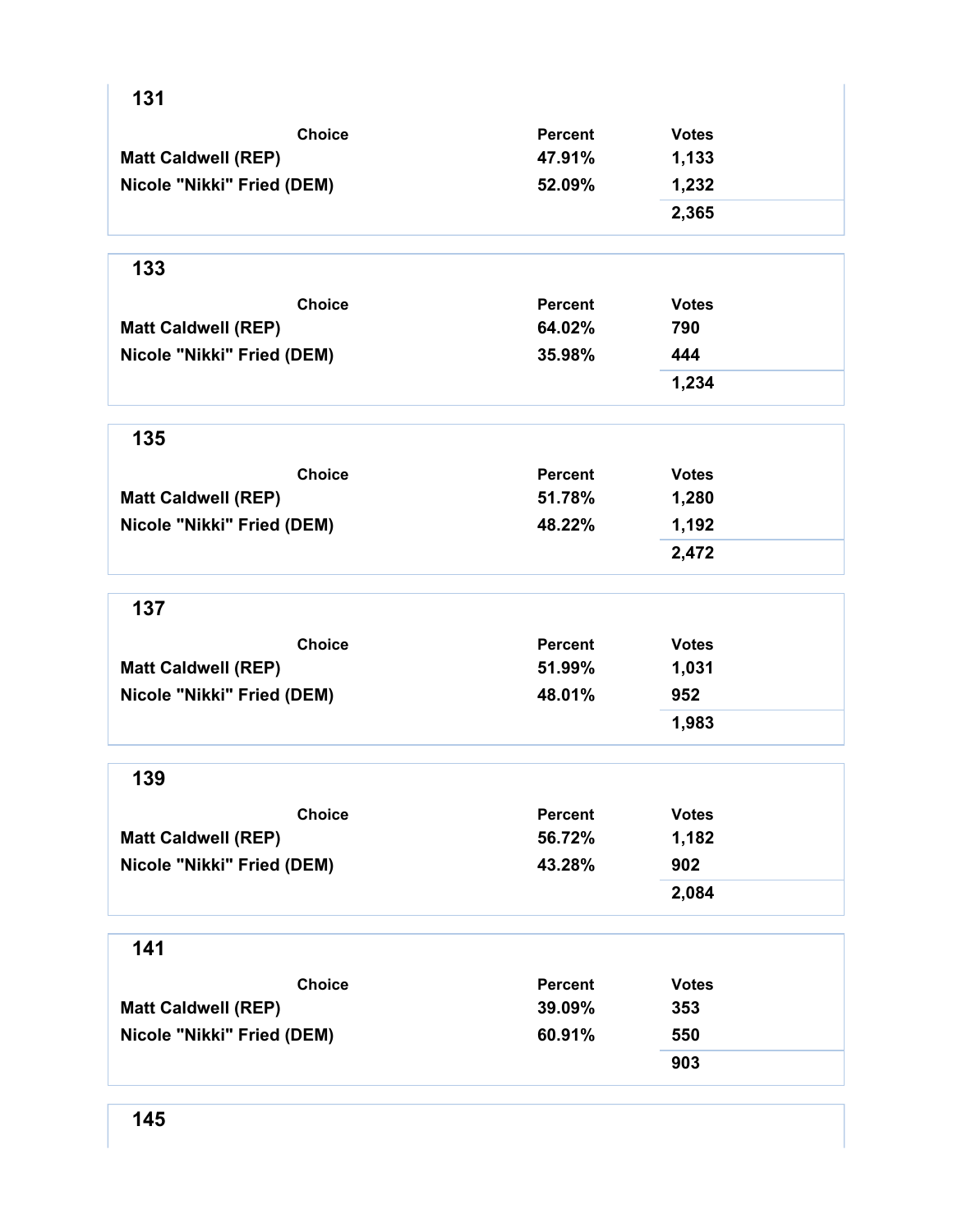## 131

| Choice | Percent | Votes |
|---|---|---|
| Matt Caldwell (REP) | 47.91% | 1,133 |
| Nicole "Nikki" Fried (DEM) | 52.09% | 1,232 |
| | | 2,365 |

## 133

| Choice | Percent | Votes |
|---|---|---|
| Matt Caldwell (REP) | 64.02% | 790 |
| Nicole "Nikki" Fried (DEM) | 35.98% | 444 |
| | | 1,234 |

## 135

| Choice | Percent | Votes |
|---|---|---|
| Matt Caldwell (REP) | 51.78% | 1,280 |
| Nicole "Nikki" Fried (DEM) | 48.22% | 1,192 |
| | | 2,472 |

## 137

| Choice | Percent | Votes |
|---|---|---|
| Matt Caldwell (REP) | 51.99% | 1,031 |
| Nicole "Nikki" Fried (DEM) | 48.01% | 952 |
| | | 1,983 |

## 139

| Choice | Percent | Votes |
|---|---|---|
| Matt Caldwell (REP) | 56.72% | 1,182 |
| Nicole "Nikki" Fried (DEM) | 43.28% | 902 |
| | | 2,084 |

## 141

| Choice | Percent | Votes |
|---|---|---|
| Matt Caldwell (REP) | 39.09% | 353 |
| Nicole "Nikki" Fried (DEM) | 60.91% | 550 |
| | | 903 |

## 145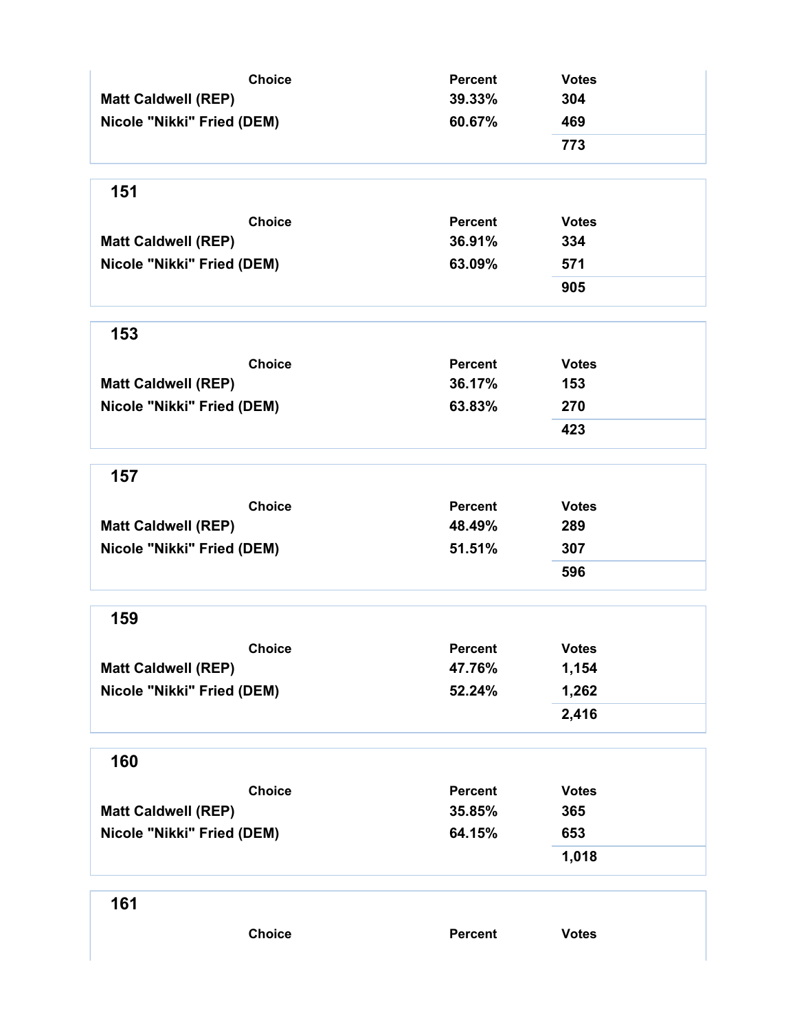| Choice | Percent | Votes |
| --- | --- | --- |
| Matt Caldwell (REP) | 39.33% | 304 |
| Nicole "Nikki" Fried (DEM) | 60.67% | 469 |
| | | 773 |

## 151

| Choice | Percent | Votes |
| --- | --- | --- |
| Matt Caldwell (REP) | 36.91% | 334 |
| Nicole "Nikki" Fried (DEM) | 63.09% | 571 |
| | | 905 |

## 153

| Choice | Percent | Votes |
| --- | --- | --- |
| Matt Caldwell (REP) | 36.17% | 153 |
| Nicole "Nikki" Fried (DEM) | 63.83% | 270 |
| | | 423 |

## 157

| Choice | Percent | Votes |
| --- | --- | --- |
| Matt Caldwell (REP) | 48.49% | 289 |
| Nicole "Nikki" Fried (DEM) | 51.51% | 307 |
| | | 596 |

## 159

| Choice | Percent | Votes |
| --- | --- | --- |
| Matt Caldwell (REP) | 47.76% | 1,154 |
| Nicole "Nikki" Fried (DEM) | 52.24% | 1,262 |
| | | 2,416 |

## 160

| Choice | Percent | Votes |
| --- | --- | --- |
| Matt Caldwell (REP) | 35.85% | 365 |
| Nicole "Nikki" Fried (DEM) | 64.15% | 653 |
| | | 1,018 |

## 161

| Choice | Percent | Votes |
| --- | --- | --- |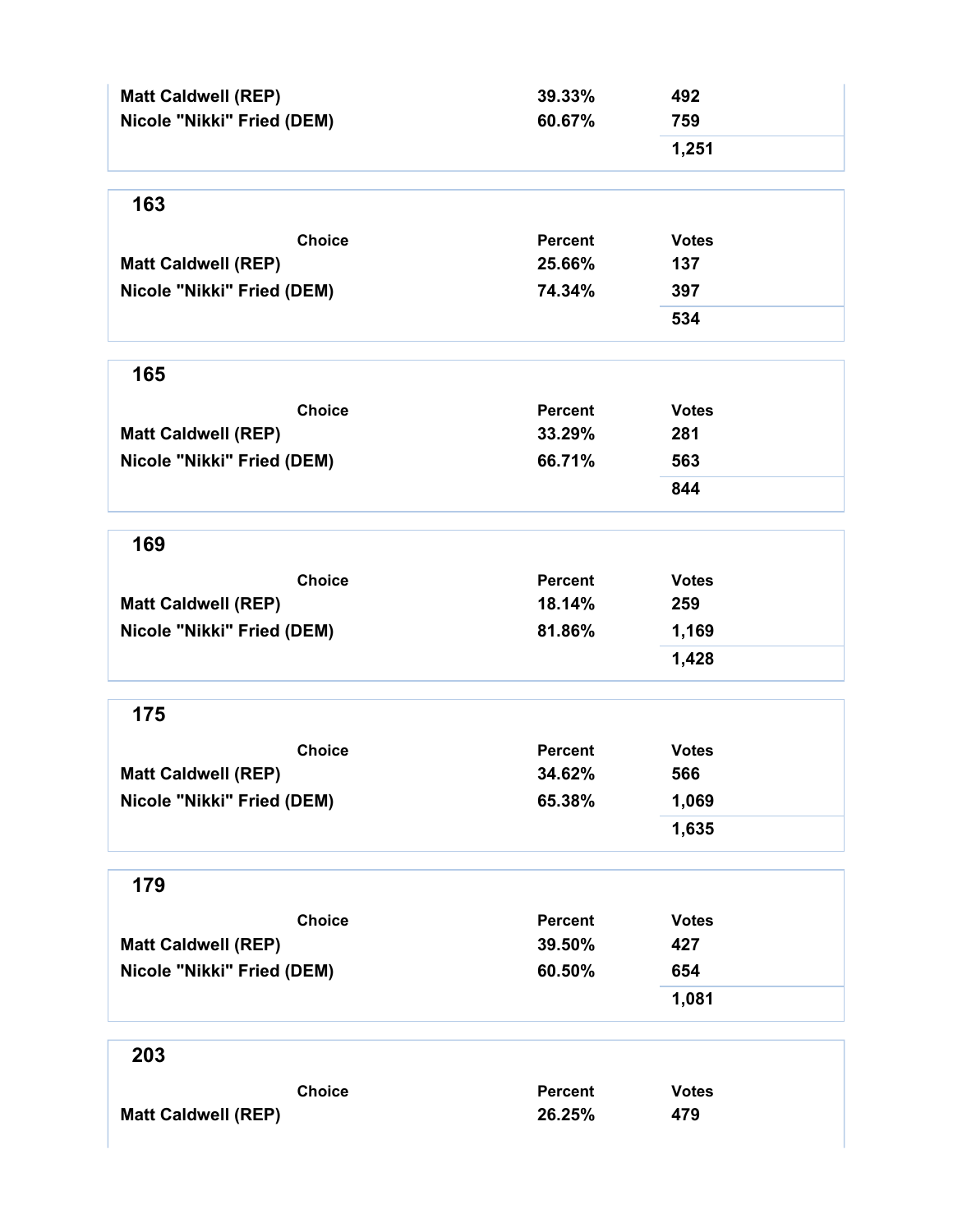| Choice | Percent | Votes |
| --- | --- | --- |
| Matt Caldwell (REP) | 39.33% | 492 |
| Nicole "Nikki" Fried (DEM) | 60.67% | 759 |
| | | 1,251 |

## 163

| Choice | Percent | Votes |
| --- | --- | --- |
| Matt Caldwell (REP) | 25.66% | 137 |
| Nicole "Nikki" Fried (DEM) | 74.34% | 397 |
| | | 534 |

## 165

| Choice | Percent | Votes |
| --- | --- | --- |
| Matt Caldwell (REP) | 33.29% | 281 |
| Nicole "Nikki" Fried (DEM) | 66.71% | 563 |
| | | 844 |

## 169

| Choice | Percent | Votes |
| --- | --- | --- |
| Matt Caldwell (REP) | 18.14% | 259 |
| Nicole "Nikki" Fried (DEM) | 81.86% | 1,169 |
| | | 1,428 |

## 175

| Choice | Percent | Votes |
| --- | --- | --- |
| Matt Caldwell (REP) | 34.62% | 566 |
| Nicole "Nikki" Fried (DEM) | 65.38% | 1,069 |
| | | 1,635 |

## 179

| Choice | Percent | Votes |
| --- | --- | --- |
| Matt Caldwell (REP) | 39.50% | 427 |
| Nicole "Nikki" Fried (DEM) | 60.50% | 654 |
| | | 1,081 |

## 203

| Choice | Percent | Votes |
| --- | --- | --- |
| Matt Caldwell (REP) | 26.25% | 479 |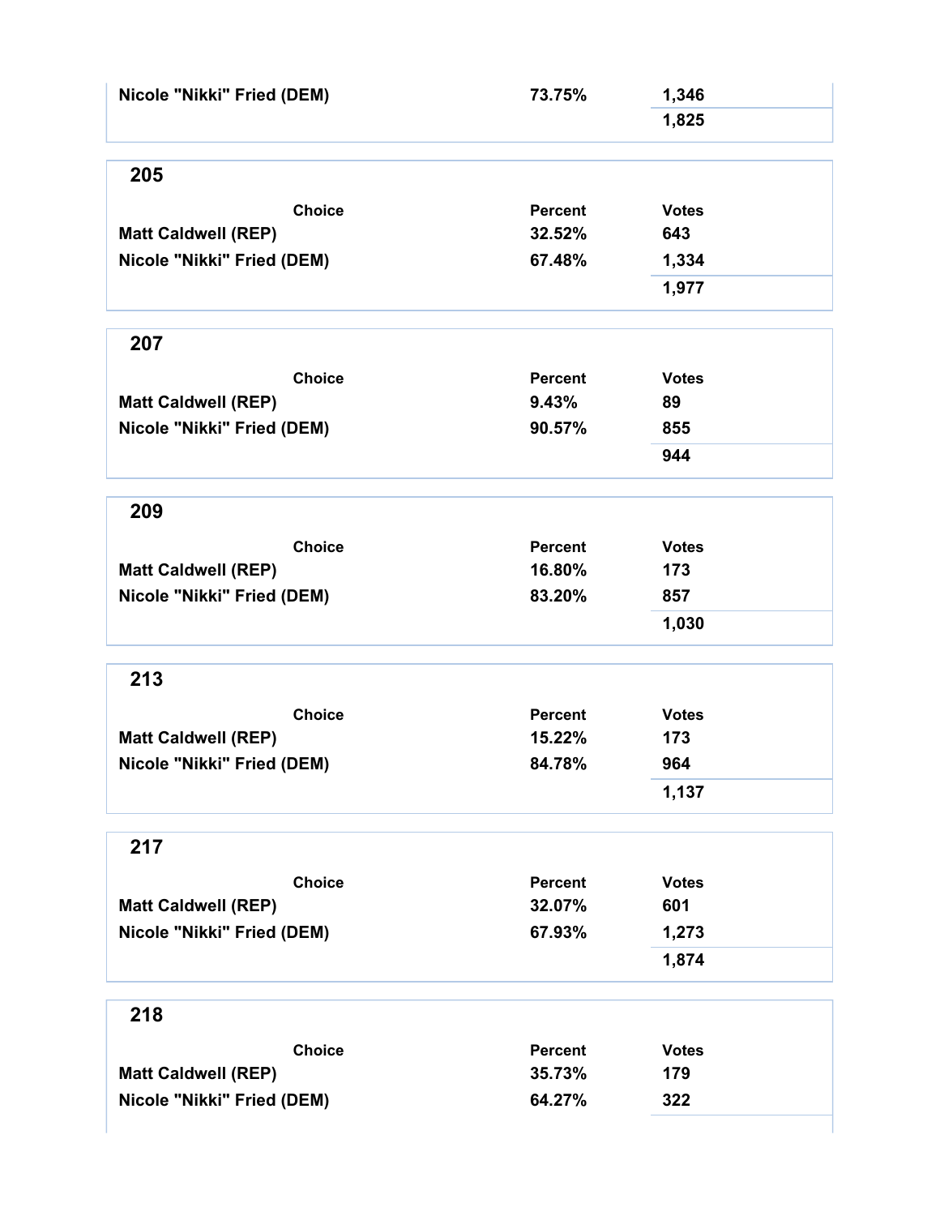| Choice | Percent | Votes |
|---|---|---|
| Nicole "Nikki" Fried (DEM) | 73.75% | 1,346 |
| | | 1,825 |

## 205

| Choice | Percent | Votes |
|---|---|---|
| Matt Caldwell (REP) | 32.52% | 643 |
| Nicole "Nikki" Fried (DEM) | 67.48% | 1,334 |
| | | 1,977 |

## 207

| Choice | Percent | Votes |
|---|---|---|
| Matt Caldwell (REP) | 9.43% | 89 |
| Nicole "Nikki" Fried (DEM) | 90.57% | 855 |
| | | 944 |

## 209

| Choice | Percent | Votes |
|---|---|---|
| Matt Caldwell (REP) | 16.80% | 173 |
| Nicole "Nikki" Fried (DEM) | 83.20% | 857 |
| | | 1,030 |

## 213

| Choice | Percent | Votes |
|---|---|---|
| Matt Caldwell (REP) | 15.22% | 173 |
| Nicole "Nikki" Fried (DEM) | 84.78% | 964 |
| | | 1,137 |

## 217

| Choice | Percent | Votes |
|---|---|---|
| Matt Caldwell (REP) | 32.07% | 601 |
| Nicole "Nikki" Fried (DEM) | 67.93% | 1,273 |
| | | 1,874 |

## 218

| Choice | Percent | Votes |
|---|---|---|
| Matt Caldwell (REP) | 35.73% | 179 |
| Nicole "Nikki" Fried (DEM) | 64.27% | 322 |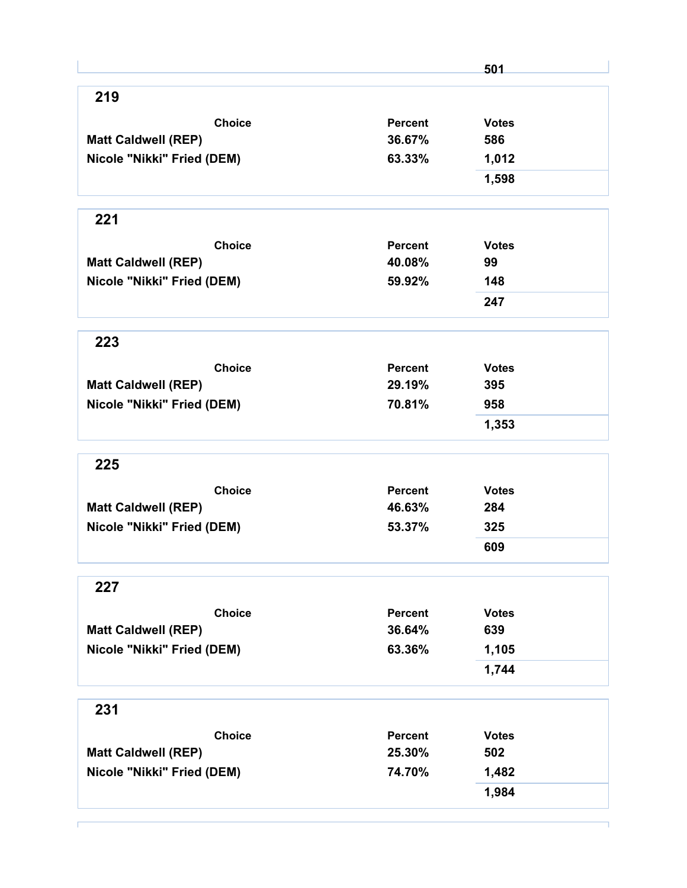| | | 501 |
|---|---|---|

## 219

| Choice | Percent | Votes |
|---|---|---|
| Matt Caldwell (REP) | 36.67% | 586 |
| Nicole "Nikki" Fried (DEM) | 63.33% | 1,012 |
| | | 1,598 |

## 221

| Choice | Percent | Votes |
|---|---|---|
| Matt Caldwell (REP) | 40.08% | 99 |
| Nicole "Nikki" Fried (DEM) | 59.92% | 148 |
| | | 247 |

## 223

| Choice | Percent | Votes |
|---|---|---|
| Matt Caldwell (REP) | 29.19% | 395 |
| Nicole "Nikki" Fried (DEM) | 70.81% | 958 |
| | | 1,353 |

## 225

| Choice | Percent | Votes |
|---|---|---|
| Matt Caldwell (REP) | 46.63% | 284 |
| Nicole "Nikki" Fried (DEM) | 53.37% | 325 |
| | | 609 |

## 227

| Choice | Percent | Votes |
|---|---|---|
| Matt Caldwell (REP) | 36.64% | 639 |
| Nicole "Nikki" Fried (DEM) | 63.36% | 1,105 |
| | | 1,744 |

## 231

| Choice | Percent | Votes |
|---|---|---|
| Matt Caldwell (REP) | 25.30% | 502 |
| Nicole "Nikki" Fried (DEM) | 74.70% | 1,482 |
| | | 1,984 |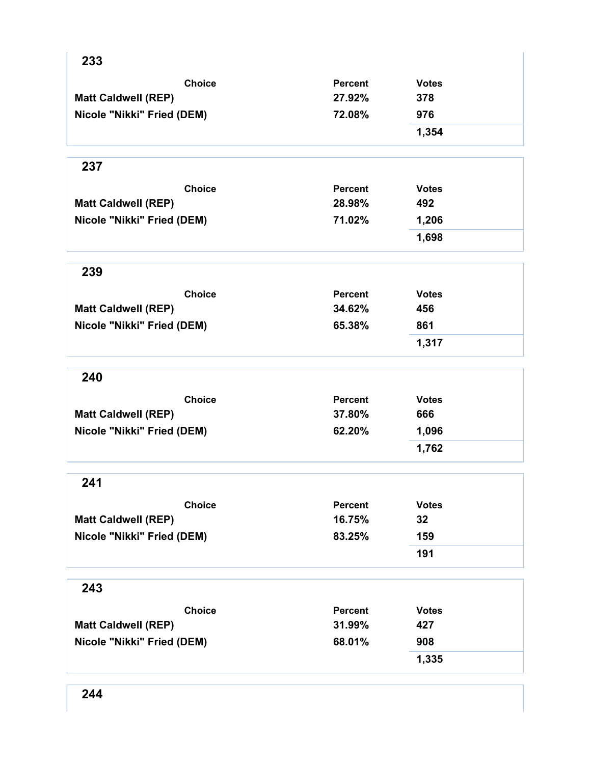## 233

| Choice | Percent | Votes |
|---|---|---|
| Matt Caldwell (REP) | 27.92% | 378 |
| Nicole "Nikki" Fried (DEM) | 72.08% | 976 |
| | | 1,354 |

## 237

| Choice | Percent | Votes |
|---|---|---|
| Matt Caldwell (REP) | 28.98% | 492 |
| Nicole "Nikki" Fried (DEM) | 71.02% | 1,206 |
| | | 1,698 |

## 239

| Choice | Percent | Votes |
|---|---|---|
| Matt Caldwell (REP) | 34.62% | 456 |
| Nicole "Nikki" Fried (DEM) | 65.38% | 861 |
| | | 1,317 |

## 240

| Choice | Percent | Votes |
|---|---|---|
| Matt Caldwell (REP) | 37.80% | 666 |
| Nicole "Nikki" Fried (DEM) | 62.20% | 1,096 |
| | | 1,762 |

## 241

| Choice | Percent | Votes |
|---|---|---|
| Matt Caldwell (REP) | 16.75% | 32 |
| Nicole "Nikki" Fried (DEM) | 83.25% | 159 |
| | | 191 |

## 243

| Choice | Percent | Votes |
|---|---|---|
| Matt Caldwell (REP) | 31.99% | 427 |
| Nicole "Nikki" Fried (DEM) | 68.01% | 908 |
| | | 1,335 |

## 244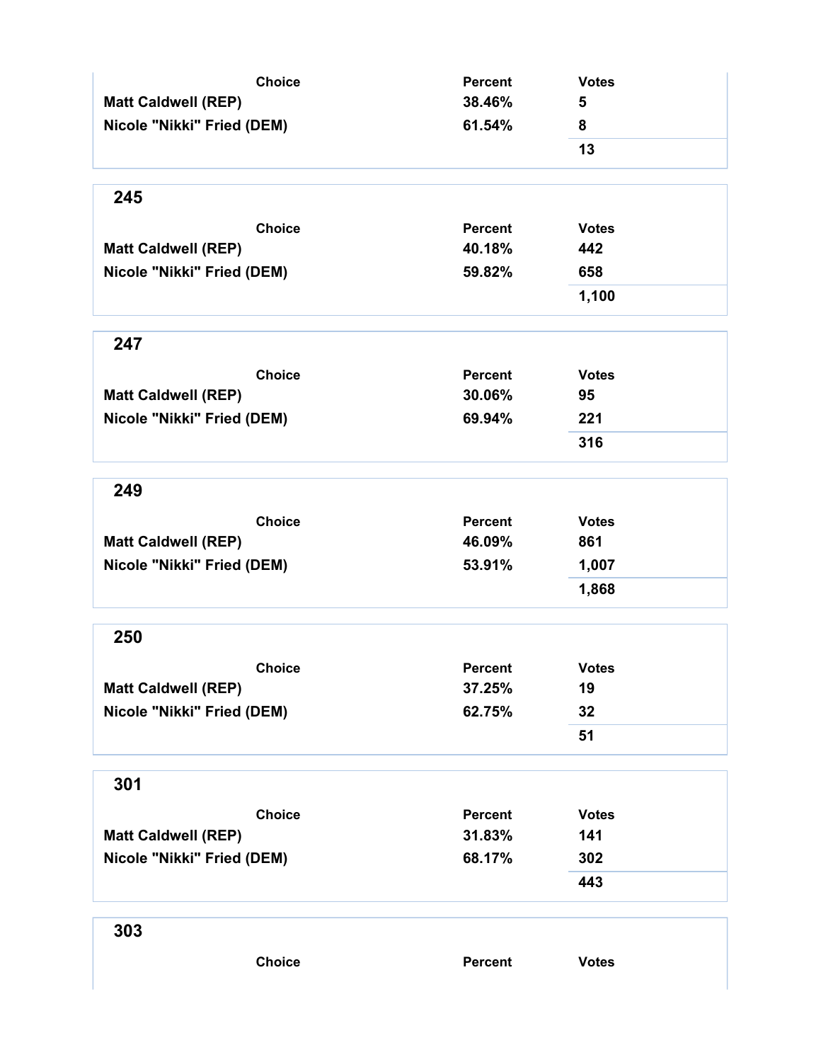| Choice | Percent | Votes |
| --- | --- | --- |
| Matt Caldwell (REP) | 38.46% | 5 |
| Nicole "Nikki" Fried (DEM) | 61.54% | 8 |
| | | 13 |

## 245

| Choice | Percent | Votes |
| --- | --- | --- |
| Matt Caldwell (REP) | 40.18% | 442 |
| Nicole "Nikki" Fried (DEM) | 59.82% | 658 |
| | | 1,100 |

## 247

| Choice | Percent | Votes |
| --- | --- | --- |
| Matt Caldwell (REP) | 30.06% | 95 |
| Nicole "Nikki" Fried (DEM) | 69.94% | 221 |
| | | 316 |

## 249

| Choice | Percent | Votes |
| --- | --- | --- |
| Matt Caldwell (REP) | 46.09% | 861 |
| Nicole "Nikki" Fried (DEM) | 53.91% | 1,007 |
| | | 1,868 |

## 250

| Choice | Percent | Votes |
| --- | --- | --- |
| Matt Caldwell (REP) | 37.25% | 19 |
| Nicole "Nikki" Fried (DEM) | 62.75% | 32 |
| | | 51 |

## 301

| Choice | Percent | Votes |
| --- | --- | --- |
| Matt Caldwell (REP) | 31.83% | 141 |
| Nicole "Nikki" Fried (DEM) | 68.17% | 302 |
| | | 443 |

## 303

| Choice | Percent | Votes |
| --- | --- | --- |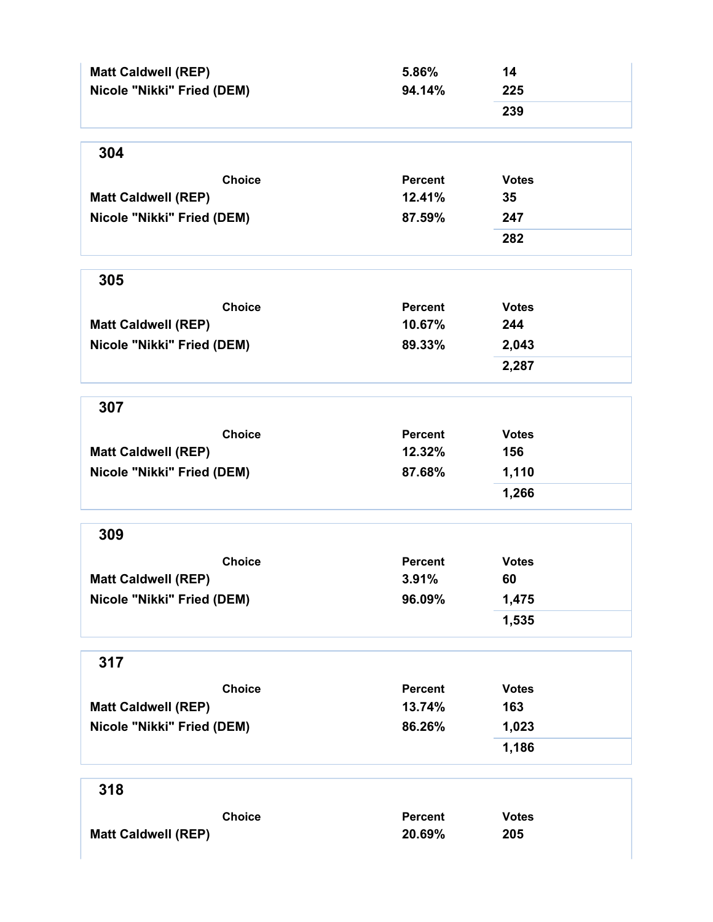| Choice | Percent | Votes |
| --- | --- | --- |
| Matt Caldwell (REP) | 5.86% | 14 |
| Nicole "Nikki" Fried (DEM) | 94.14% | 225 |
| | | 239 |

## 304

| Choice | Percent | Votes |
| --- | --- | --- |
| Matt Caldwell (REP) | 12.41% | 35 |
| Nicole "Nikki" Fried (DEM) | 87.59% | 247 |
| | | 282 |

## 305

| Choice | Percent | Votes |
| --- | --- | --- |
| Matt Caldwell (REP) | 10.67% | 244 |
| Nicole "Nikki" Fried (DEM) | 89.33% | 2,043 |
| | | 2,287 |

## 307

| Choice | Percent | Votes |
| --- | --- | --- |
| Matt Caldwell (REP) | 12.32% | 156 |
| Nicole "Nikki" Fried (DEM) | 87.68% | 1,110 |
| | | 1,266 |

## 309

| Choice | Percent | Votes |
| --- | --- | --- |
| Matt Caldwell (REP) | 3.91% | 60 |
| Nicole "Nikki" Fried (DEM) | 96.09% | 1,475 |
| | | 1,535 |

## 317

| Choice | Percent | Votes |
| --- | --- | --- |
| Matt Caldwell (REP) | 13.74% | 163 |
| Nicole "Nikki" Fried (DEM) | 86.26% | 1,023 |
| | | 1,186 |

## 318

| Choice | Percent | Votes |
| --- | --- | --- |
| Matt Caldwell (REP) | 20.69% | 205 |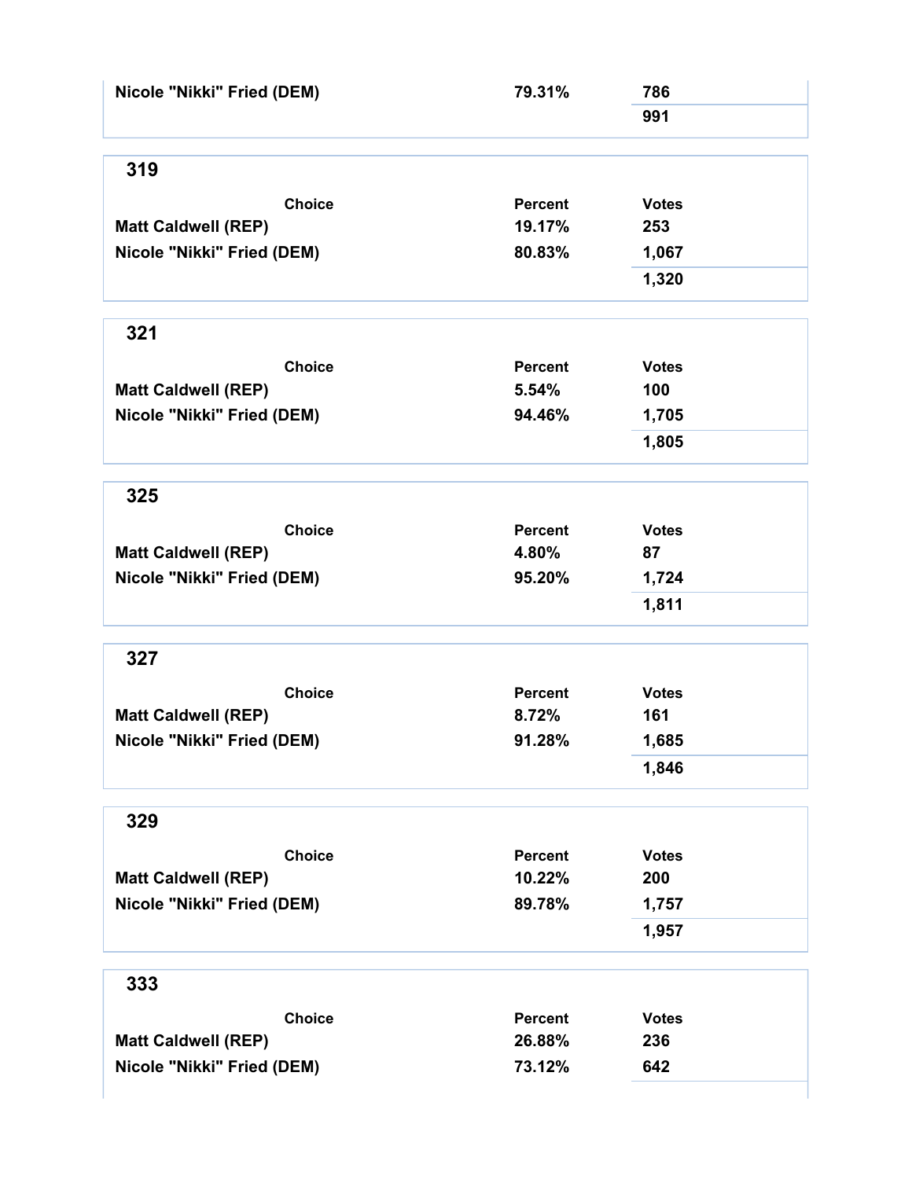| Choice | Percent | Votes |
|---|---|---|
| Nicole "Nikki" Fried (DEM) | 79.31% | 786 |
| | | 991 |

## 319

| Choice | Percent | Votes |
|---|---|---|
| Matt Caldwell (REP) | 19.17% | 253 |
| Nicole "Nikki" Fried (DEM) | 80.83% | 1,067 |
| | | 1,320 |

## 321

| Choice | Percent | Votes |
|---|---|---|
| Matt Caldwell (REP) | 5.54% | 100 |
| Nicole "Nikki" Fried (DEM) | 94.46% | 1,705 |
| | | 1,805 |

## 325

| Choice | Percent | Votes |
|---|---|---|
| Matt Caldwell (REP) | 4.80% | 87 |
| Nicole "Nikki" Fried (DEM) | 95.20% | 1,724 |
| | | 1,811 |

## 327

| Choice | Percent | Votes |
|---|---|---|
| Matt Caldwell (REP) | 8.72% | 161 |
| Nicole "Nikki" Fried (DEM) | 91.28% | 1,685 |
| | | 1,846 |

## 329

| Choice | Percent | Votes |
|---|---|---|
| Matt Caldwell (REP) | 10.22% | 200 |
| Nicole "Nikki" Fried (DEM) | 89.78% | 1,757 |
| | | 1,957 |

## 333

| Choice | Percent | Votes |
|---|---|---|
| Matt Caldwell (REP) | 26.88% | 236 |
| Nicole "Nikki" Fried (DEM) | 73.12% | 642 |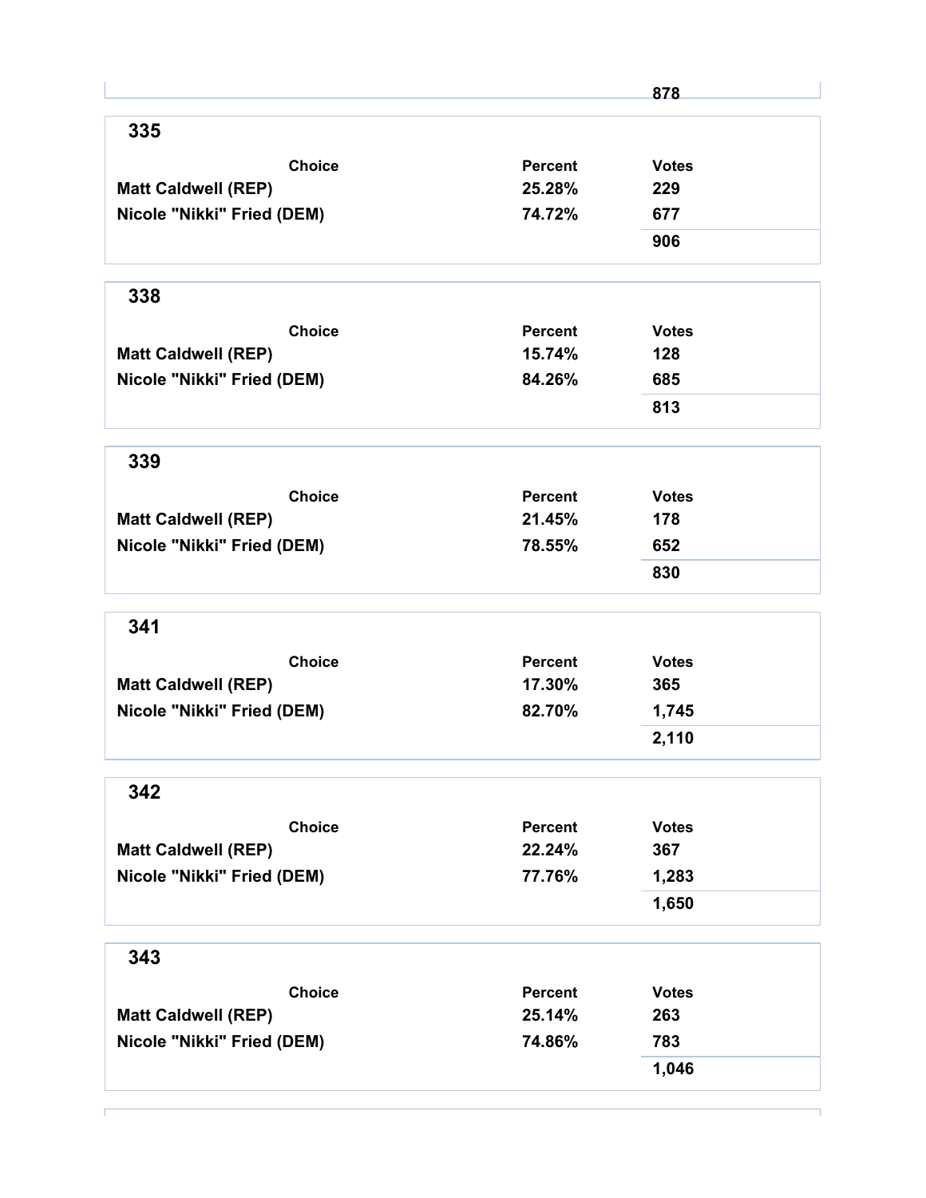| | | 878 |
|---|---|---|

## 335

| Choice | Percent | Votes |
|---|---|---|
| Matt Caldwell (REP) | 25.28% | 229 |
| Nicole "Nikki" Fried (DEM) | 74.72% | 677 |
| | | 906 |

## 338

| Choice | Percent | Votes |
|---|---|---|
| Matt Caldwell (REP) | 15.74% | 128 |
| Nicole "Nikki" Fried (DEM) | 84.26% | 685 |
| | | 813 |

## 339

| Choice | Percent | Votes |
|---|---|---|
| Matt Caldwell (REP) | 21.45% | 178 |
| Nicole "Nikki" Fried (DEM) | 78.55% | 652 |
| | | 830 |

## 341

| Choice | Percent | Votes |
|---|---|---|
| Matt Caldwell (REP) | 17.30% | 365 |
| Nicole "Nikki" Fried (DEM) | 82.70% | 1,745 |
| | | 2,110 |

## 342

| Choice | Percent | Votes |
|---|---|---|
| Matt Caldwell (REP) | 22.24% | 367 |
| Nicole "Nikki" Fried (DEM) | 77.76% | 1,283 |
| | | 1,650 |

## 343

| Choice | Percent | Votes |
|---|---|---|
| Matt Caldwell (REP) | 25.14% | 263 |
| Nicole "Nikki" Fried (DEM) | 74.86% | 783 |
| | | 1,046 |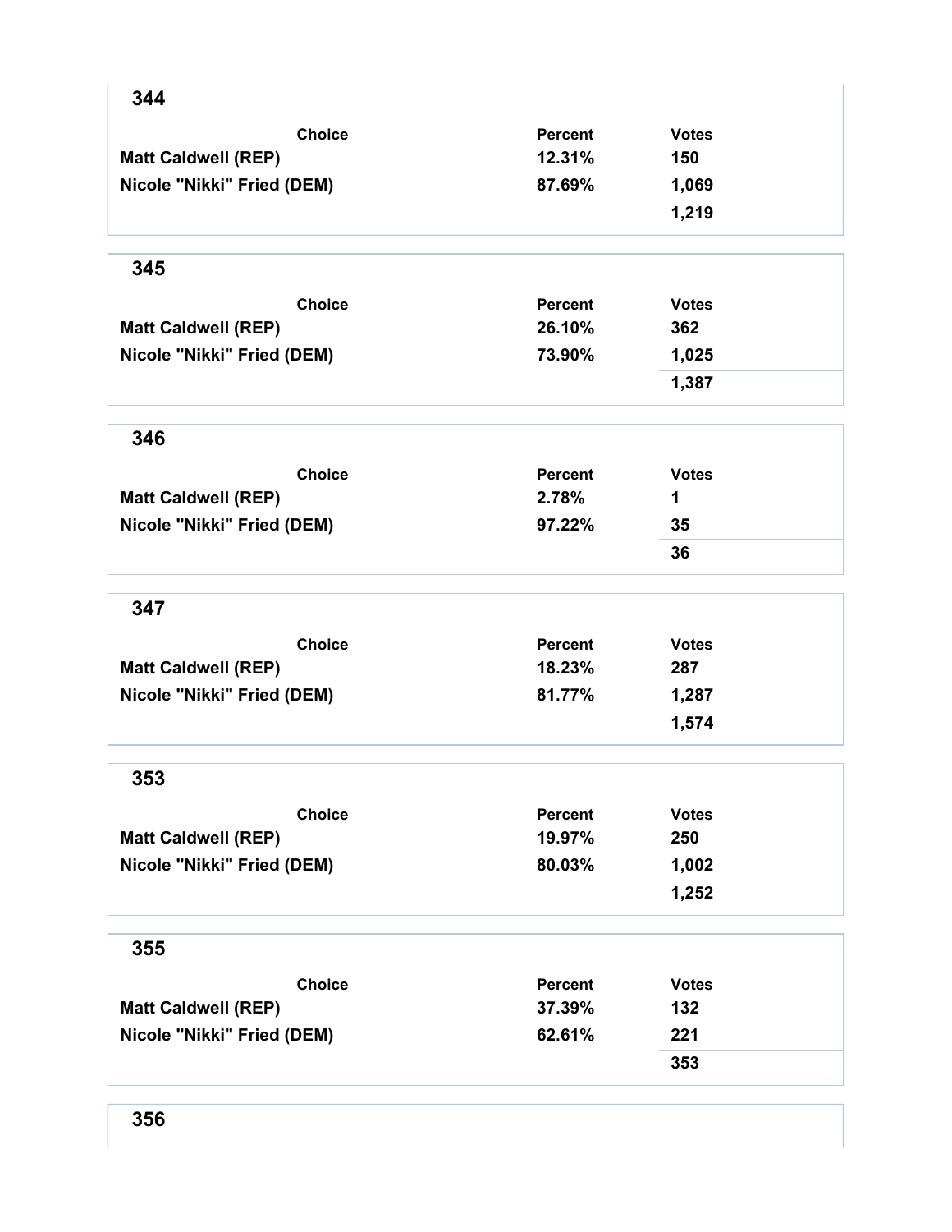## 344

| Choice | Percent | Votes |
|---|---|---|
| Matt Caldwell (REP) | 12.31% | 150 |
| Nicole "Nikki" Fried (DEM) | 87.69% | 1,069 |
| | | 1,219 |

## 345

| Choice | Percent | Votes |
|---|---|---|
| Matt Caldwell (REP) | 26.10% | 362 |
| Nicole "Nikki" Fried (DEM) | 73.90% | 1,025 |
| | | 1,387 |

## 346

| Choice | Percent | Votes |
|---|---|---|
| Matt Caldwell (REP) | 2.78% | 1 |
| Nicole "Nikki" Fried (DEM) | 97.22% | 35 |
| | | 36 |

## 347

| Choice | Percent | Votes |
|---|---|---|
| Matt Caldwell (REP) | 18.23% | 287 |
| Nicole "Nikki" Fried (DEM) | 81.77% | 1,287 |
| | | 1,574 |

## 353

| Choice | Percent | Votes |
|---|---|---|
| Matt Caldwell (REP) | 19.97% | 250 |
| Nicole "Nikki" Fried (DEM) | 80.03% | 1,002 |
| | | 1,252 |

## 355

| Choice | Percent | Votes |
|---|---|---|
| Matt Caldwell (REP) | 37.39% | 132 |
| Nicole "Nikki" Fried (DEM) | 62.61% | 221 |
| | | 353 |

## 356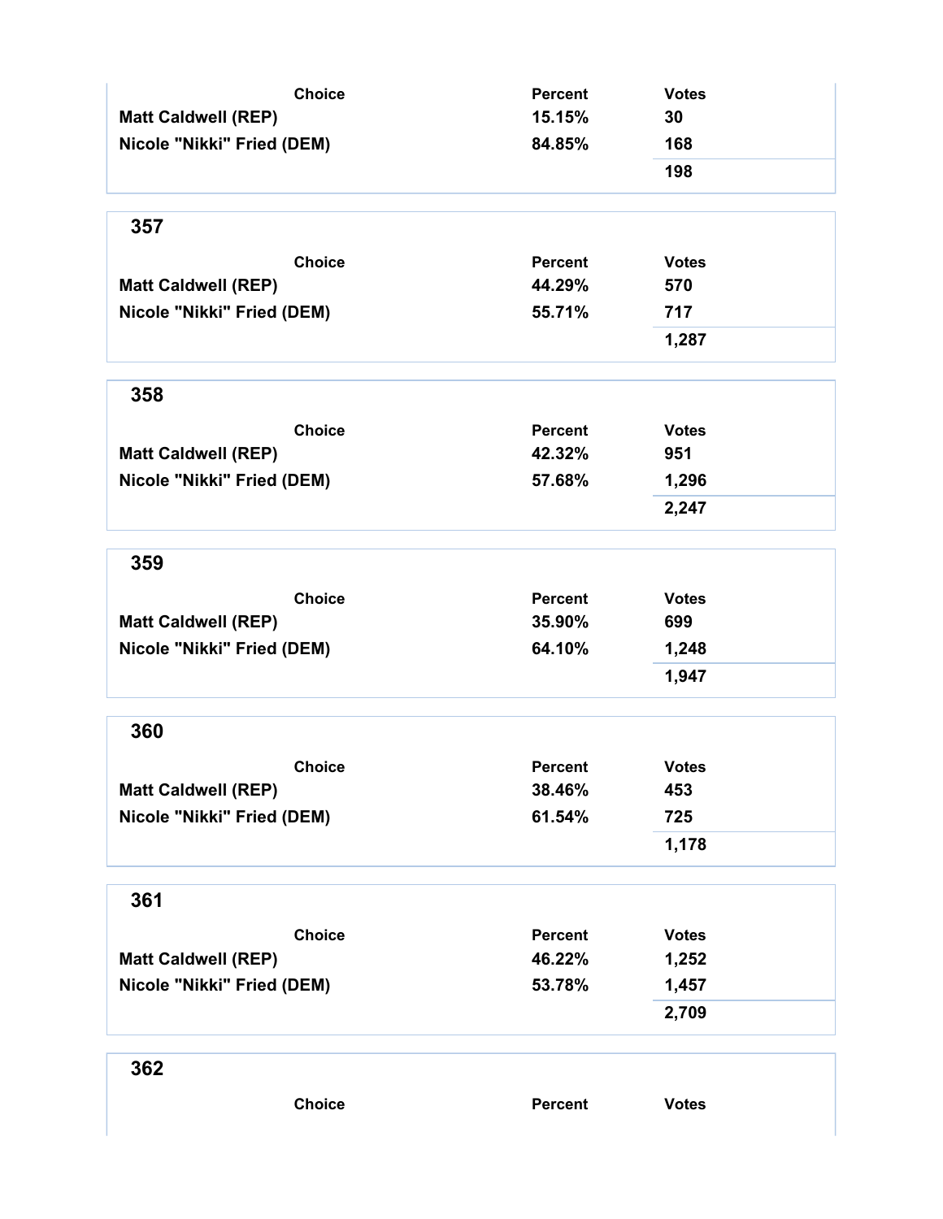| Choice | Percent | Votes |
| --- | --- | --- |
| Matt Caldwell (REP) | 15.15% | 30 |
| Nicole "Nikki" Fried (DEM) | 84.85% | 168 |
| | | 198 |

## 357

| Choice | Percent | Votes |
| --- | --- | --- |
| Matt Caldwell (REP) | 44.29% | 570 |
| Nicole "Nikki" Fried (DEM) | 55.71% | 717 |
| | | 1,287 |

## 358

| Choice | Percent | Votes |
| --- | --- | --- |
| Matt Caldwell (REP) | 42.32% | 951 |
| Nicole "Nikki" Fried (DEM) | 57.68% | 1,296 |
| | | 2,247 |

## 359

| Choice | Percent | Votes |
| --- | --- | --- |
| Matt Caldwell (REP) | 35.90% | 699 |
| Nicole "Nikki" Fried (DEM) | 64.10% | 1,248 |
| | | 1,947 |

## 360

| Choice | Percent | Votes |
| --- | --- | --- |
| Matt Caldwell (REP) | 38.46% | 453 |
| Nicole "Nikki" Fried (DEM) | 61.54% | 725 |
| | | 1,178 |

## 361

| Choice | Percent | Votes |
| --- | --- | --- |
| Matt Caldwell (REP) | 46.22% | 1,252 |
| Nicole "Nikki" Fried (DEM) | 53.78% | 1,457 |
| | | 2,709 |

## 362

| Choice | Percent | Votes |
| --- | --- | --- |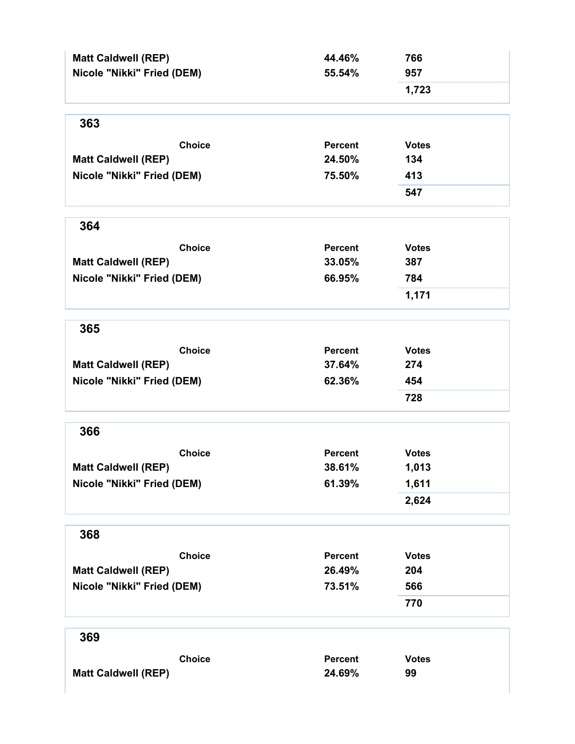| Choice | Percent | Votes |
|---|---|---|
| Matt Caldwell (REP) | 44.46% | 766 |
| Nicole "Nikki" Fried (DEM) | 55.54% | 957 |
| | | 1,723 |

## 363

| Choice | Percent | Votes |
|---|---|---|
| Matt Caldwell (REP) | 24.50% | 134 |
| Nicole "Nikki" Fried (DEM) | 75.50% | 413 |
| | | 547 |

## 364

| Choice | Percent | Votes |
|---|---|---|
| Matt Caldwell (REP) | 33.05% | 387 |
| Nicole "Nikki" Fried (DEM) | 66.95% | 784 |
| | | 1,171 |

## 365

| Choice | Percent | Votes |
|---|---|---|
| Matt Caldwell (REP) | 37.64% | 274 |
| Nicole "Nikki" Fried (DEM) | 62.36% | 454 |
| | | 728 |

## 366

| Choice | Percent | Votes |
|---|---|---|
| Matt Caldwell (REP) | 38.61% | 1,013 |
| Nicole "Nikki" Fried (DEM) | 61.39% | 1,611 |
| | | 2,624 |

## 368

| Choice | Percent | Votes |
|---|---|---|
| Matt Caldwell (REP) | 26.49% | 204 |
| Nicole "Nikki" Fried (DEM) | 73.51% | 566 |
| | | 770 |

## 369

| Choice | Percent | Votes |
|---|---|---|
| Matt Caldwell (REP) | 24.69% | 99 |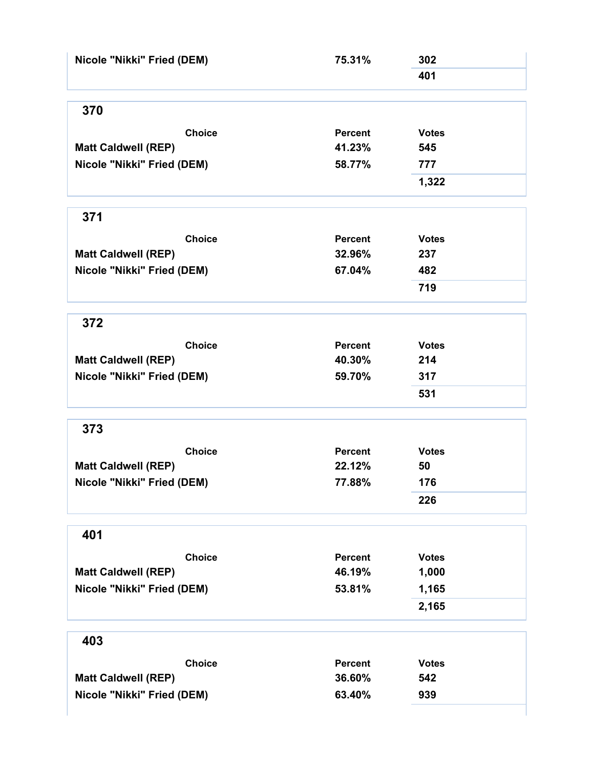| Choice | Percent | Votes |
| --- | --- | --- |
| Nicole "Nikki" Fried (DEM) | 75.31% | 302 |
| | | 401 |

## 370

| Choice | Percent | Votes |
| --- | --- | --- |
| Matt Caldwell (REP) | 41.23% | 545 |
| Nicole "Nikki" Fried (DEM) | 58.77% | 777 |
| | | 1,322 |

## 371

| Choice | Percent | Votes |
| --- | --- | --- |
| Matt Caldwell (REP) | 32.96% | 237 |
| Nicole "Nikki" Fried (DEM) | 67.04% | 482 |
| | | 719 |

## 372

| Choice | Percent | Votes |
| --- | --- | --- |
| Matt Caldwell (REP) | 40.30% | 214 |
| Nicole "Nikki" Fried (DEM) | 59.70% | 317 |
| | | 531 |

## 373

| Choice | Percent | Votes |
| --- | --- | --- |
| Matt Caldwell (REP) | 22.12% | 50 |
| Nicole "Nikki" Fried (DEM) | 77.88% | 176 |
| | | 226 |

## 401

| Choice | Percent | Votes |
| --- | --- | --- |
| Matt Caldwell (REP) | 46.19% | 1,000 |
| Nicole "Nikki" Fried (DEM) | 53.81% | 1,165 |
| | | 2,165 |

## 403

| Choice | Percent | Votes |
| --- | --- | --- |
| Matt Caldwell (REP) | 36.60% | 542 |
| Nicole "Nikki" Fried (DEM) | 63.40% | 939 |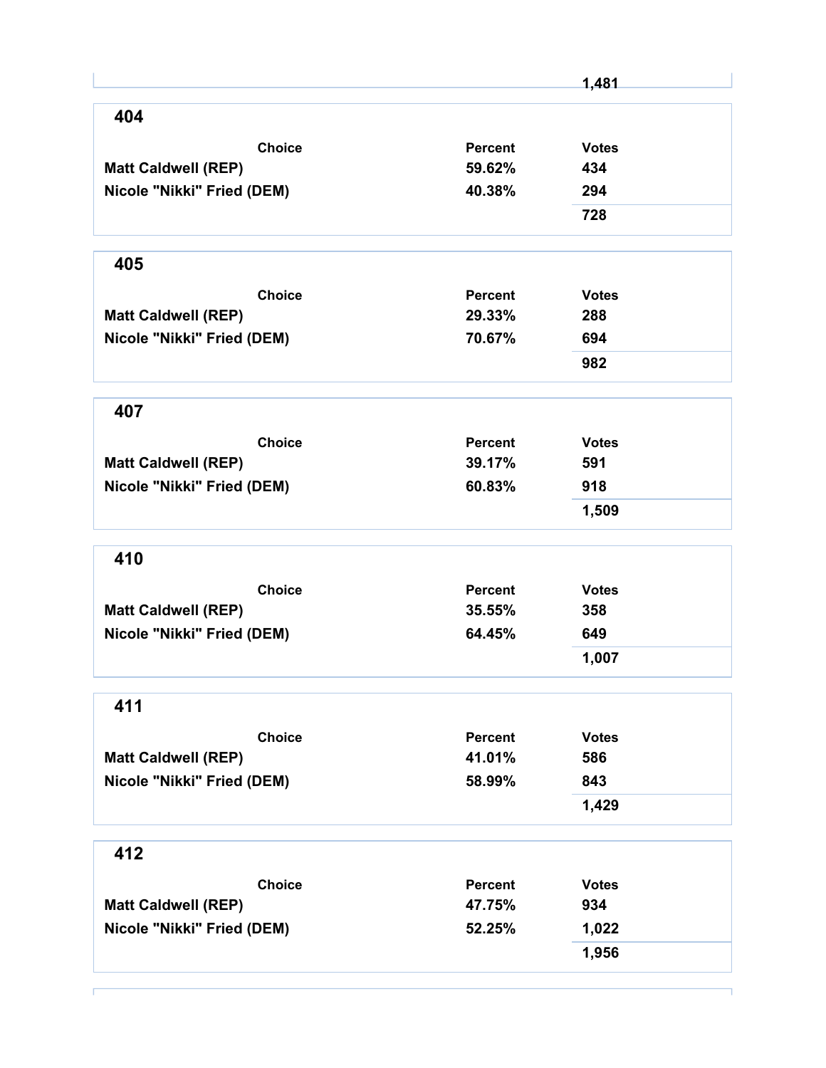| | | 1,481 |
|---|---|---|

## 404

| Choice | Percent | Votes |
|---|---|---|
| Matt Caldwell (REP) | 59.62% | 434 |
| Nicole "Nikki" Fried (DEM) | 40.38% | 294 |
| | | 728 |

## 405

| Choice | Percent | Votes |
|---|---|---|
| Matt Caldwell (REP) | 29.33% | 288 |
| Nicole "Nikki" Fried (DEM) | 70.67% | 694 |
| | | 982 |

## 407

| Choice | Percent | Votes |
|---|---|---|
| Matt Caldwell (REP) | 39.17% | 591 |
| Nicole "Nikki" Fried (DEM) | 60.83% | 918 |
| | | 1,509 |

## 410

| Choice | Percent | Votes |
|---|---|---|
| Matt Caldwell (REP) | 35.55% | 358 |
| Nicole "Nikki" Fried (DEM) | 64.45% | 649 |
| | | 1,007 |

## 411

| Choice | Percent | Votes |
|---|---|---|
| Matt Caldwell (REP) | 41.01% | 586 |
| Nicole "Nikki" Fried (DEM) | 58.99% | 843 |
| | | 1,429 |

## 412

| Choice | Percent | Votes |
|---|---|---|
| Matt Caldwell (REP) | 47.75% | 934 |
| Nicole "Nikki" Fried (DEM) | 52.25% | 1,022 |
| | | 1,956 |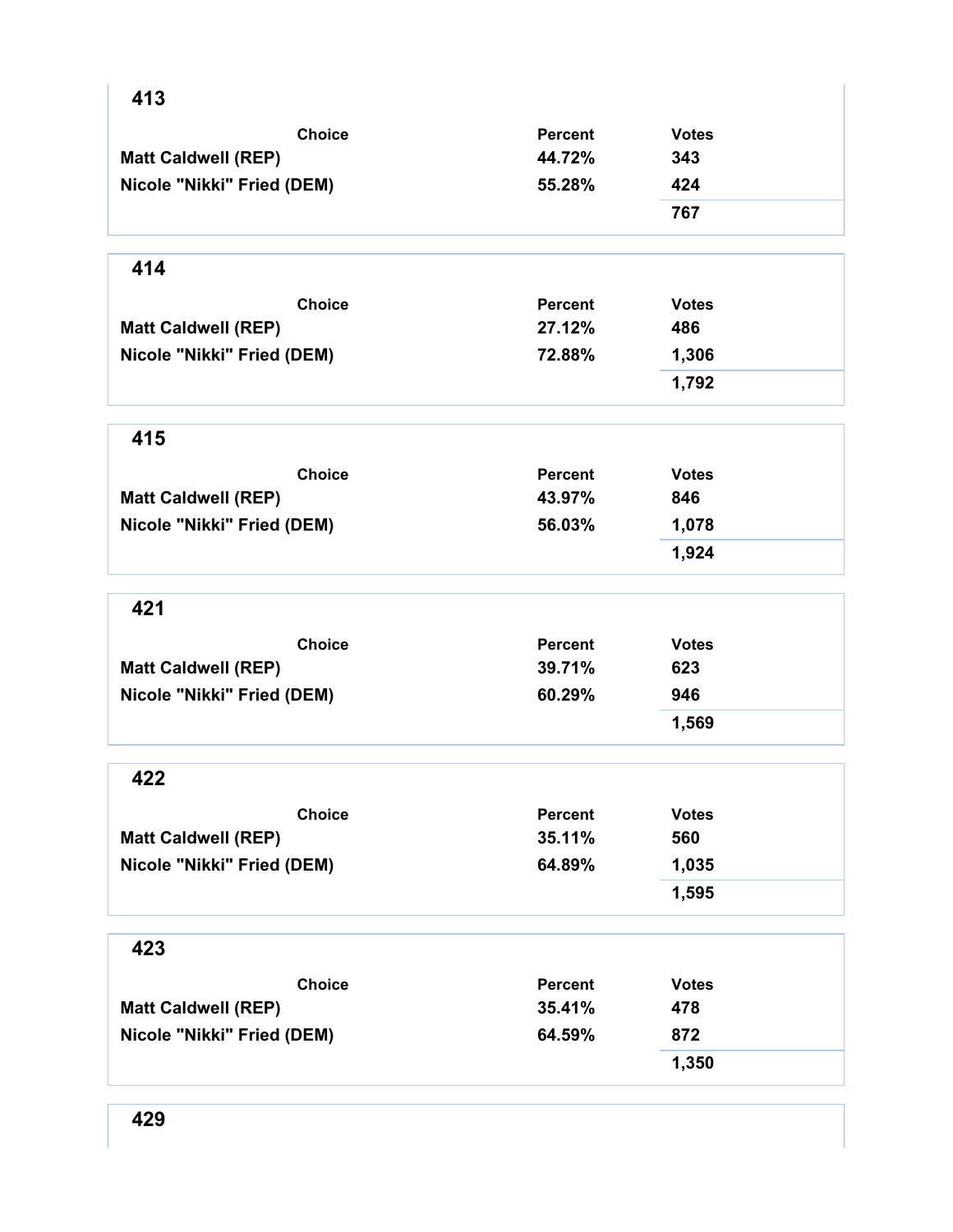## 413

| Choice | Percent | Votes |
|---|---|---|
| Matt Caldwell (REP) | 44.72% | 343 |
| Nicole "Nikki" Fried (DEM) | 55.28% | 424 |
| | | 767 |

## 414

| Choice | Percent | Votes |
|---|---|---|
| Matt Caldwell (REP) | 27.12% | 486 |
| Nicole "Nikki" Fried (DEM) | 72.88% | 1,306 |
| | | 1,792 |

## 415

| Choice | Percent | Votes |
|---|---|---|
| Matt Caldwell (REP) | 43.97% | 846 |
| Nicole "Nikki" Fried (DEM) | 56.03% | 1,078 |
| | | 1,924 |

## 421

| Choice | Percent | Votes |
|---|---|---|
| Matt Caldwell (REP) | 39.71% | 623 |
| Nicole "Nikki" Fried (DEM) | 60.29% | 946 |
| | | 1,569 |

## 422

| Choice | Percent | Votes |
|---|---|---|
| Matt Caldwell (REP) | 35.11% | 560 |
| Nicole "Nikki" Fried (DEM) | 64.89% | 1,035 |
| | | 1,595 |

## 423

| Choice | Percent | Votes |
|---|---|---|
| Matt Caldwell (REP) | 35.41% | 478 |
| Nicole "Nikki" Fried (DEM) | 64.59% | 872 |
| | | 1,350 |

## 429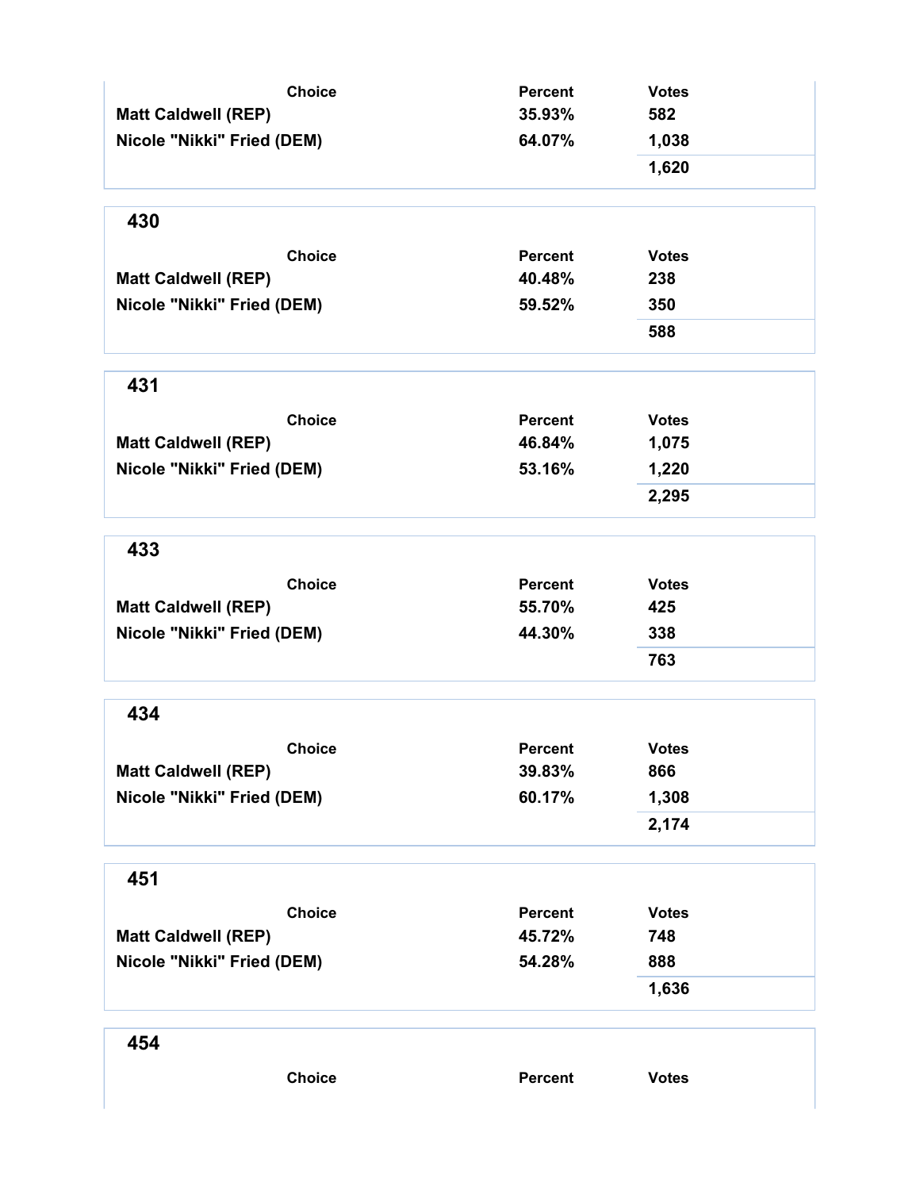| Choice | Percent | Votes |
|---|---|---|
| Matt Caldwell (REP) | 35.93% | 582 |
| Nicole "Nikki" Fried (DEM) | 64.07% | 1,038 |
| | | 1,620 |

## 430

| Choice | Percent | Votes |
|---|---|---|
| Matt Caldwell (REP) | 40.48% | 238 |
| Nicole "Nikki" Fried (DEM) | 59.52% | 350 |
| | | 588 |

## 431

| Choice | Percent | Votes |
|---|---|---|
| Matt Caldwell (REP) | 46.84% | 1,075 |
| Nicole "Nikki" Fried (DEM) | 53.16% | 1,220 |
| | | 2,295 |

## 433

| Choice | Percent | Votes |
|---|---|---|
| Matt Caldwell (REP) | 55.70% | 425 |
| Nicole "Nikki" Fried (DEM) | 44.30% | 338 |
| | | 763 |

## 434

| Choice | Percent | Votes |
|---|---|---|
| Matt Caldwell (REP) | 39.83% | 866 |
| Nicole "Nikki" Fried (DEM) | 60.17% | 1,308 |
| | | 2,174 |

## 451

| Choice | Percent | Votes |
|---|---|---|
| Matt Caldwell (REP) | 45.72% | 748 |
| Nicole "Nikki" Fried (DEM) | 54.28% | 888 |
| | | 1,636 |

## 454

| Choice | Percent | Votes |
|---|---|---|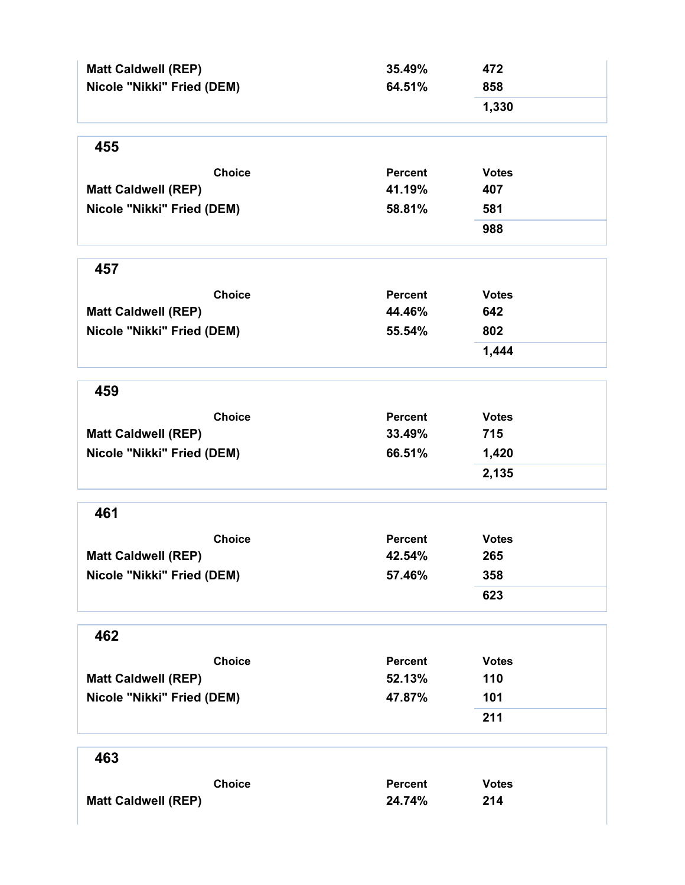| Choice | Percent | Votes |
|---|---|---|
| Matt Caldwell (REP) | 35.49% | 472 |
| Nicole "Nikki" Fried (DEM) | 64.51% | 858 |
| | | 1,330 |

## 455

| Choice | Percent | Votes |
|---|---|---|
| Matt Caldwell (REP) | 41.19% | 407 |
| Nicole "Nikki" Fried (DEM) | 58.81% | 581 |
| | | 988 |

## 457

| Choice | Percent | Votes |
|---|---|---|
| Matt Caldwell (REP) | 44.46% | 642 |
| Nicole "Nikki" Fried (DEM) | 55.54% | 802 |
| | | 1,444 |

## 459

| Choice | Percent | Votes |
|---|---|---|
| Matt Caldwell (REP) | 33.49% | 715 |
| Nicole "Nikki" Fried (DEM) | 66.51% | 1,420 |
| | | 2,135 |

## 461

| Choice | Percent | Votes |
|---|---|---|
| Matt Caldwell (REP) | 42.54% | 265 |
| Nicole "Nikki" Fried (DEM) | 57.46% | 358 |
| | | 623 |

## 462

| Choice | Percent | Votes |
|---|---|---|
| Matt Caldwell (REP) | 52.13% | 110 |
| Nicole "Nikki" Fried (DEM) | 47.87% | 101 |
| | | 211 |

## 463

| Choice | Percent | Votes |
|---|---|---|
| Matt Caldwell (REP) | 24.74% | 214 |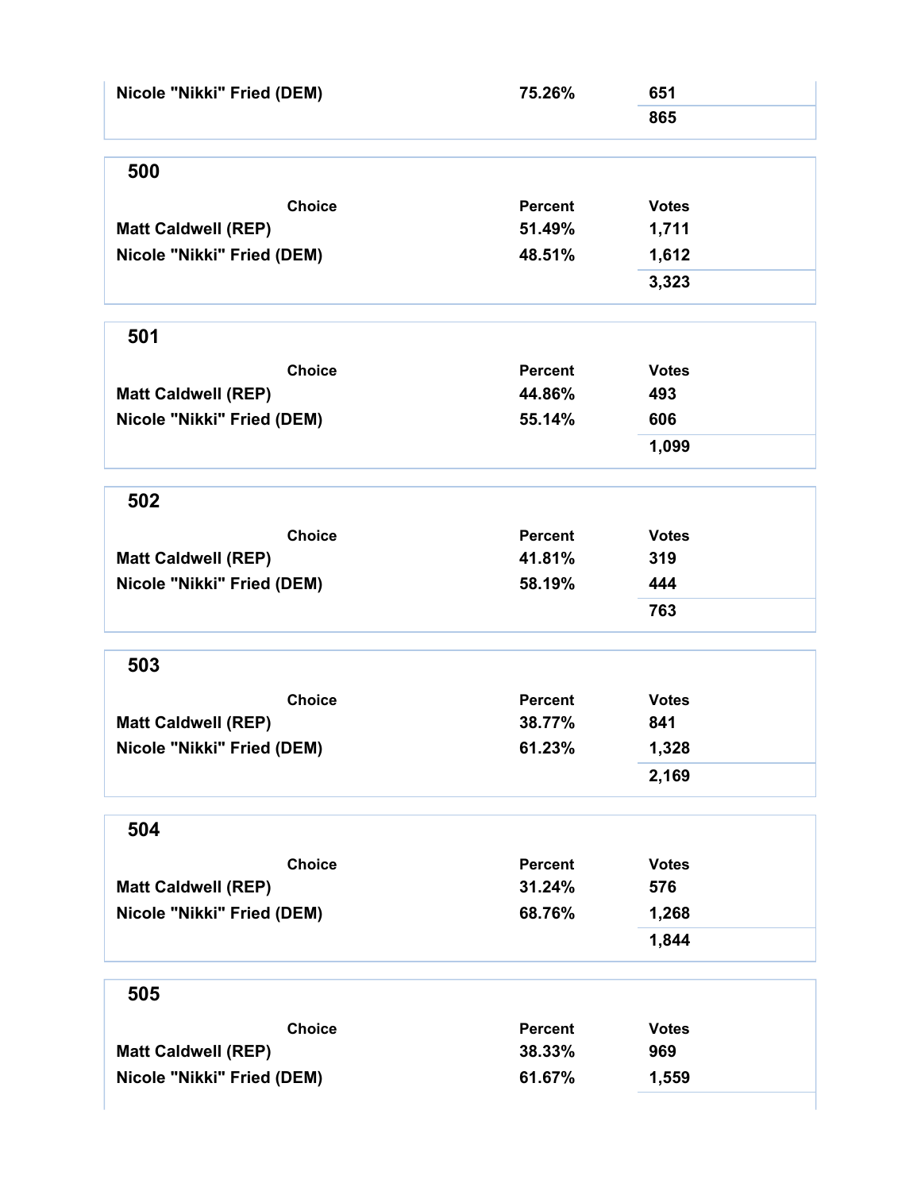| Choice | Percent | Votes |
|---|---|---|
| Nicole "Nikki" Fried (DEM) | 75.26% | 651 |
| | | 865 |

## 500

| Choice | Percent | Votes |
|---|---|---|
| Matt Caldwell (REP) | 51.49% | 1,711 |
| Nicole "Nikki" Fried (DEM) | 48.51% | 1,612 |
| | | 3,323 |

## 501

| Choice | Percent | Votes |
|---|---|---|
| Matt Caldwell (REP) | 44.86% | 493 |
| Nicole "Nikki" Fried (DEM) | 55.14% | 606 |
| | | 1,099 |

## 502

| Choice | Percent | Votes |
|---|---|---|
| Matt Caldwell (REP) | 41.81% | 319 |
| Nicole "Nikki" Fried (DEM) | 58.19% | 444 |
| | | 763 |

## 503

| Choice | Percent | Votes |
|---|---|---|
| Matt Caldwell (REP) | 38.77% | 841 |
| Nicole "Nikki" Fried (DEM) | 61.23% | 1,328 |
| | | 2,169 |

## 504

| Choice | Percent | Votes |
|---|---|---|
| Matt Caldwell (REP) | 31.24% | 576 |
| Nicole "Nikki" Fried (DEM) | 68.76% | 1,268 |
| | | 1,844 |

## 505

| Choice | Percent | Votes |
|---|---|---|
| Matt Caldwell (REP) | 38.33% | 969 |
| Nicole "Nikki" Fried (DEM) | 61.67% | 1,559 |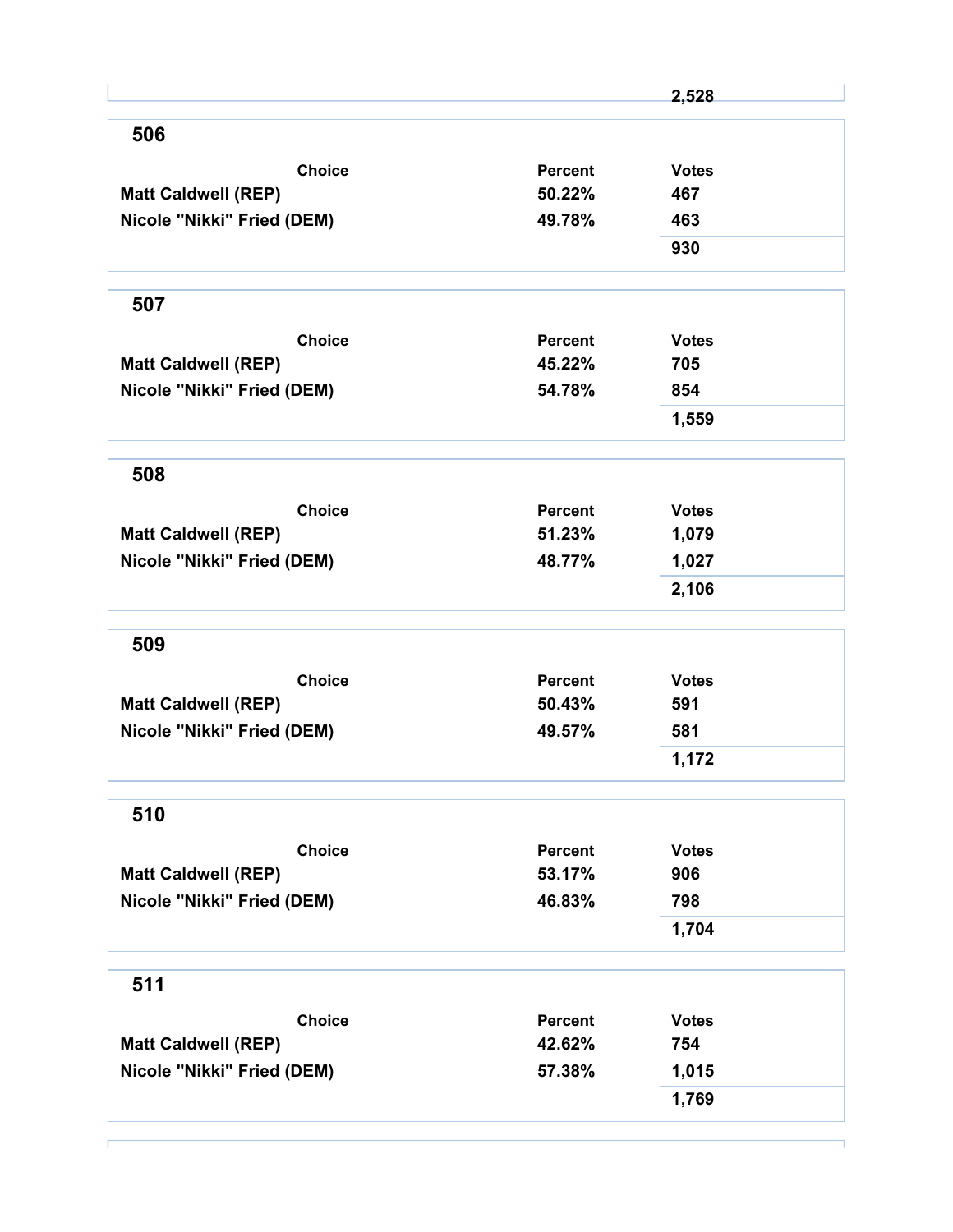| | | 2,528 |
|---|---|---|

## 506

| Choice | Percent | Votes |
|---|---|---|
| Matt Caldwell (REP) | 50.22% | 467 |
| Nicole "Nikki" Fried (DEM) | 49.78% | 463 |
| | | 930 |

## 507

| Choice | Percent | Votes |
|---|---|---|
| Matt Caldwell (REP) | 45.22% | 705 |
| Nicole "Nikki" Fried (DEM) | 54.78% | 854 |
| | | 1,559 |

## 508

| Choice | Percent | Votes |
|---|---|---|
| Matt Caldwell (REP) | 51.23% | 1,079 |
| Nicole "Nikki" Fried (DEM) | 48.77% | 1,027 |
| | | 2,106 |

## 509

| Choice | Percent | Votes |
|---|---|---|
| Matt Caldwell (REP) | 50.43% | 591 |
| Nicole "Nikki" Fried (DEM) | 49.57% | 581 |
| | | 1,172 |

## 510

| Choice | Percent | Votes |
|---|---|---|
| Matt Caldwell (REP) | 53.17% | 906 |
| Nicole "Nikki" Fried (DEM) | 46.83% | 798 |
| | | 1,704 |

## 511

| Choice | Percent | Votes |
|---|---|---|
| Matt Caldwell (REP) | 42.62% | 754 |
| Nicole "Nikki" Fried (DEM) | 57.38% | 1,015 |
| | | 1,769 |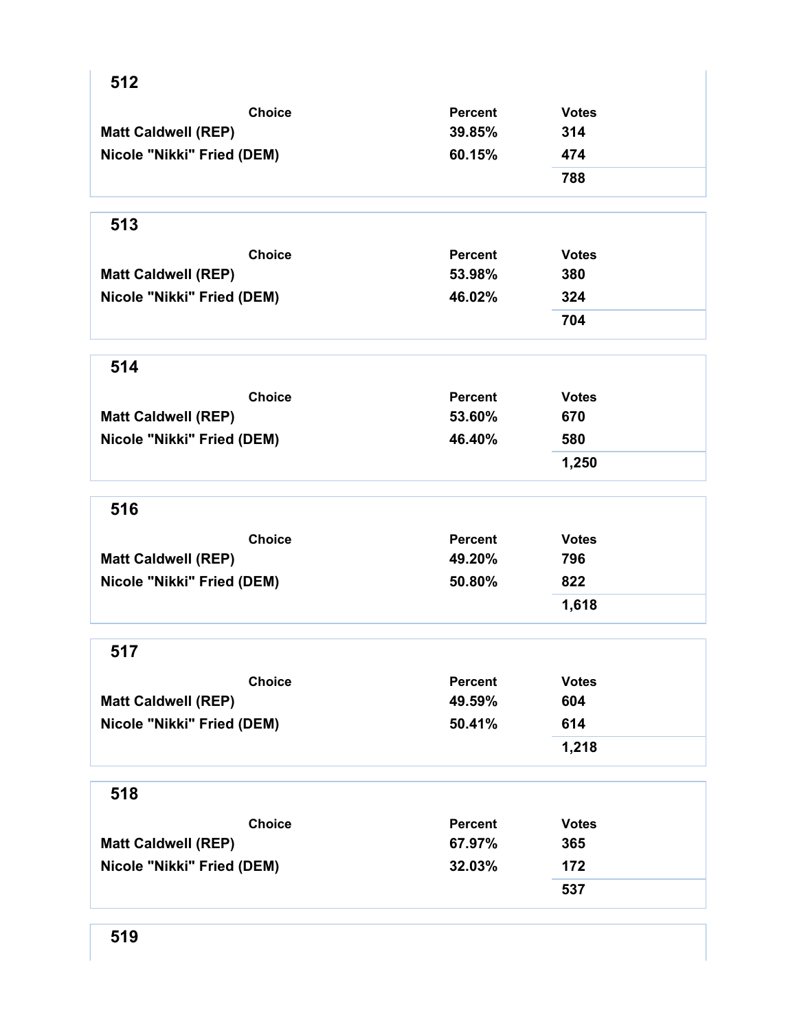## 512

| Choice | Percent | Votes |
|---|---|---|
| Matt Caldwell (REP) | 39.85% | 314 |
| Nicole "Nikki" Fried (DEM) | 60.15% | 474 |
| | | 788 |

## 513

| Choice | Percent | Votes |
|---|---|---|
| Matt Caldwell (REP) | 53.98% | 380 |
| Nicole "Nikki" Fried (DEM) | 46.02% | 324 |
| | | 704 |

## 514

| Choice | Percent | Votes |
|---|---|---|
| Matt Caldwell (REP) | 53.60% | 670 |
| Nicole "Nikki" Fried (DEM) | 46.40% | 580 |
| | | 1,250 |

## 516

| Choice | Percent | Votes |
|---|---|---|
| Matt Caldwell (REP) | 49.20% | 796 |
| Nicole "Nikki" Fried (DEM) | 50.80% | 822 |
| | | 1,618 |

## 517

| Choice | Percent | Votes |
|---|---|---|
| Matt Caldwell (REP) | 49.59% | 604 |
| Nicole "Nikki" Fried (DEM) | 50.41% | 614 |
| | | 1,218 |

## 518

| Choice | Percent | Votes |
|---|---|---|
| Matt Caldwell (REP) | 67.97% | 365 |
| Nicole "Nikki" Fried (DEM) | 32.03% | 172 |
| | | 537 |

## 519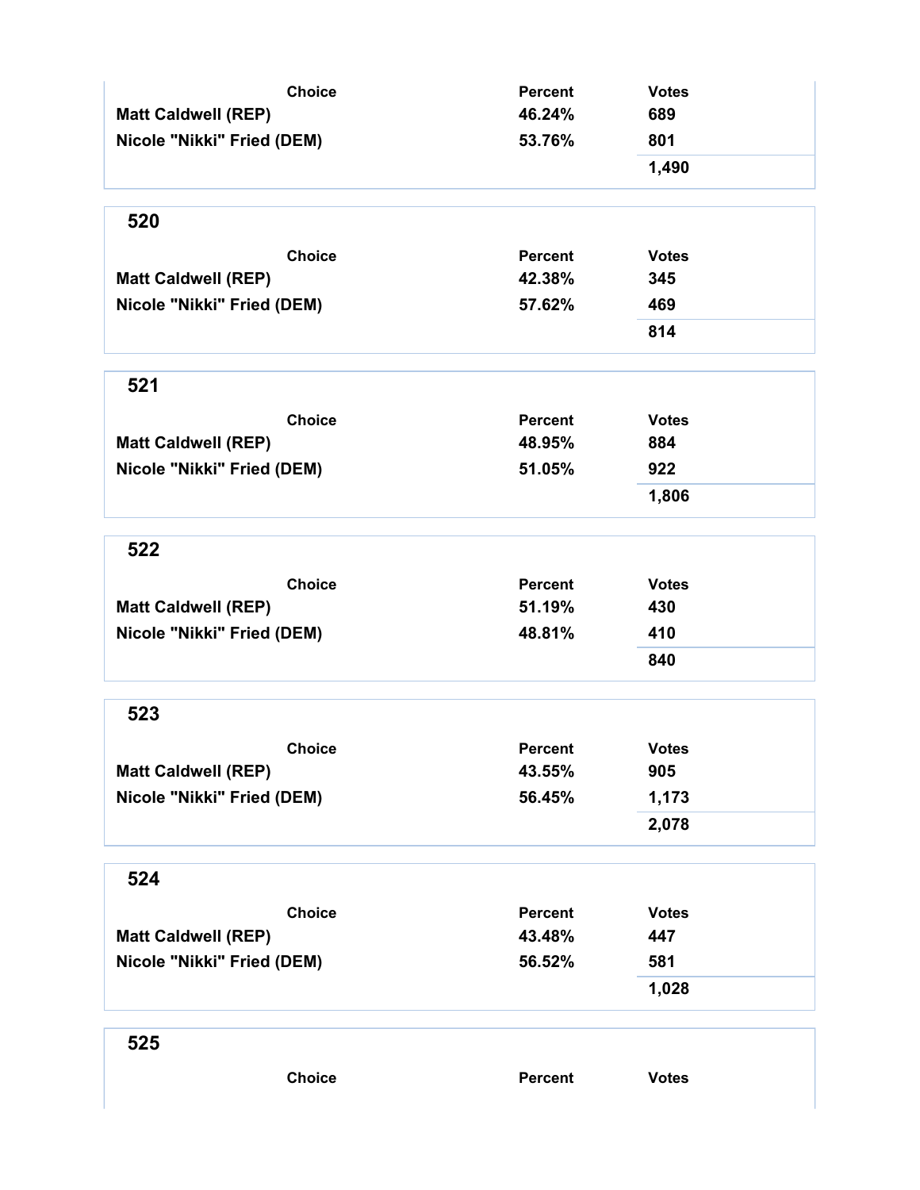| Choice | Percent | Votes |
| --- | --- | --- |
| Matt Caldwell (REP) | 46.24% | 689 |
| Nicole "Nikki" Fried (DEM) | 53.76% | 801 |
| | | 1,490 |

## 520

| Choice | Percent | Votes |
| --- | --- | --- |
| Matt Caldwell (REP) | 42.38% | 345 |
| Nicole "Nikki" Fried (DEM) | 57.62% | 469 |
| | | 814 |

## 521

| Choice | Percent | Votes |
| --- | --- | --- |
| Matt Caldwell (REP) | 48.95% | 884 |
| Nicole "Nikki" Fried (DEM) | 51.05% | 922 |
| | | 1,806 |

## 522

| Choice | Percent | Votes |
| --- | --- | --- |
| Matt Caldwell (REP) | 51.19% | 430 |
| Nicole "Nikki" Fried (DEM) | 48.81% | 410 |
| | | 840 |

## 523

| Choice | Percent | Votes |
| --- | --- | --- |
| Matt Caldwell (REP) | 43.55% | 905 |
| Nicole "Nikki" Fried (DEM) | 56.45% | 1,173 |
| | | 2,078 |

## 524

| Choice | Percent | Votes |
| --- | --- | --- |
| Matt Caldwell (REP) | 43.48% | 447 |
| Nicole "Nikki" Fried (DEM) | 56.52% | 581 |
| | | 1,028 |

## 525

| Choice | Percent | Votes |
| --- | --- | --- |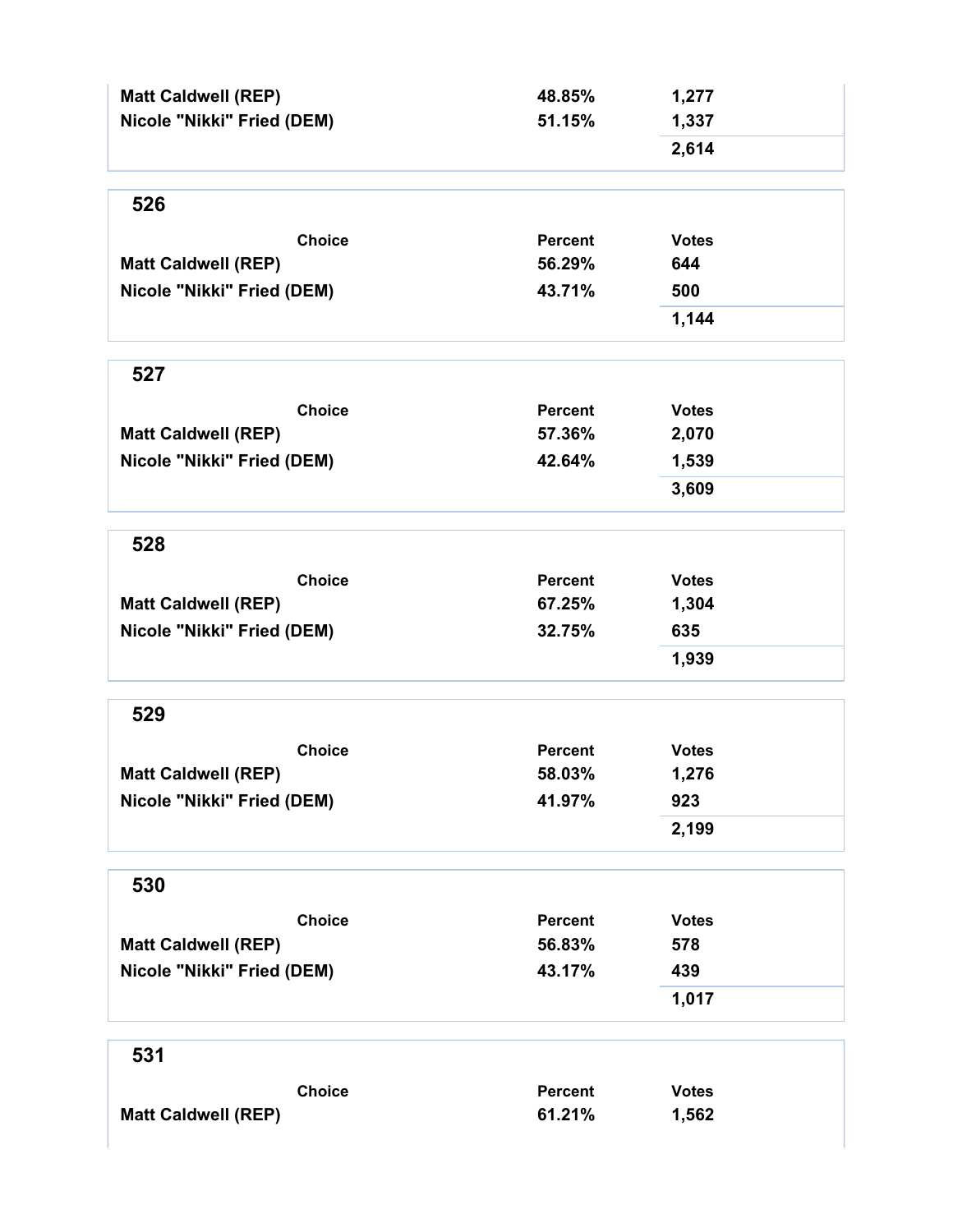| Choice | Percent | Votes |
| --- | --- | --- |
| Matt Caldwell (REP) | 48.85% | 1,277 |
| Nicole "Nikki" Fried (DEM) | 51.15% | 1,337 |
| | | 2,614 |

## 526

| Choice | Percent | Votes |
| --- | --- | --- |
| Matt Caldwell (REP) | 56.29% | 644 |
| Nicole "Nikki" Fried (DEM) | 43.71% | 500 |
| | | 1,144 |

## 527

| Choice | Percent | Votes |
| --- | --- | --- |
| Matt Caldwell (REP) | 57.36% | 2,070 |
| Nicole "Nikki" Fried (DEM) | 42.64% | 1,539 |
| | | 3,609 |

## 528

| Choice | Percent | Votes |
| --- | --- | --- |
| Matt Caldwell (REP) | 67.25% | 1,304 |
| Nicole "Nikki" Fried (DEM) | 32.75% | 635 |
| | | 1,939 |

## 529

| Choice | Percent | Votes |
| --- | --- | --- |
| Matt Caldwell (REP) | 58.03% | 1,276 |
| Nicole "Nikki" Fried (DEM) | 41.97% | 923 |
| | | 2,199 |

## 530

| Choice | Percent | Votes |
| --- | --- | --- |
| Matt Caldwell (REP) | 56.83% | 578 |
| Nicole "Nikki" Fried (DEM) | 43.17% | 439 |
| | | 1,017 |

## 531

| Choice | Percent | Votes |
| --- | --- | --- |
| Matt Caldwell (REP) | 61.21% | 1,562 |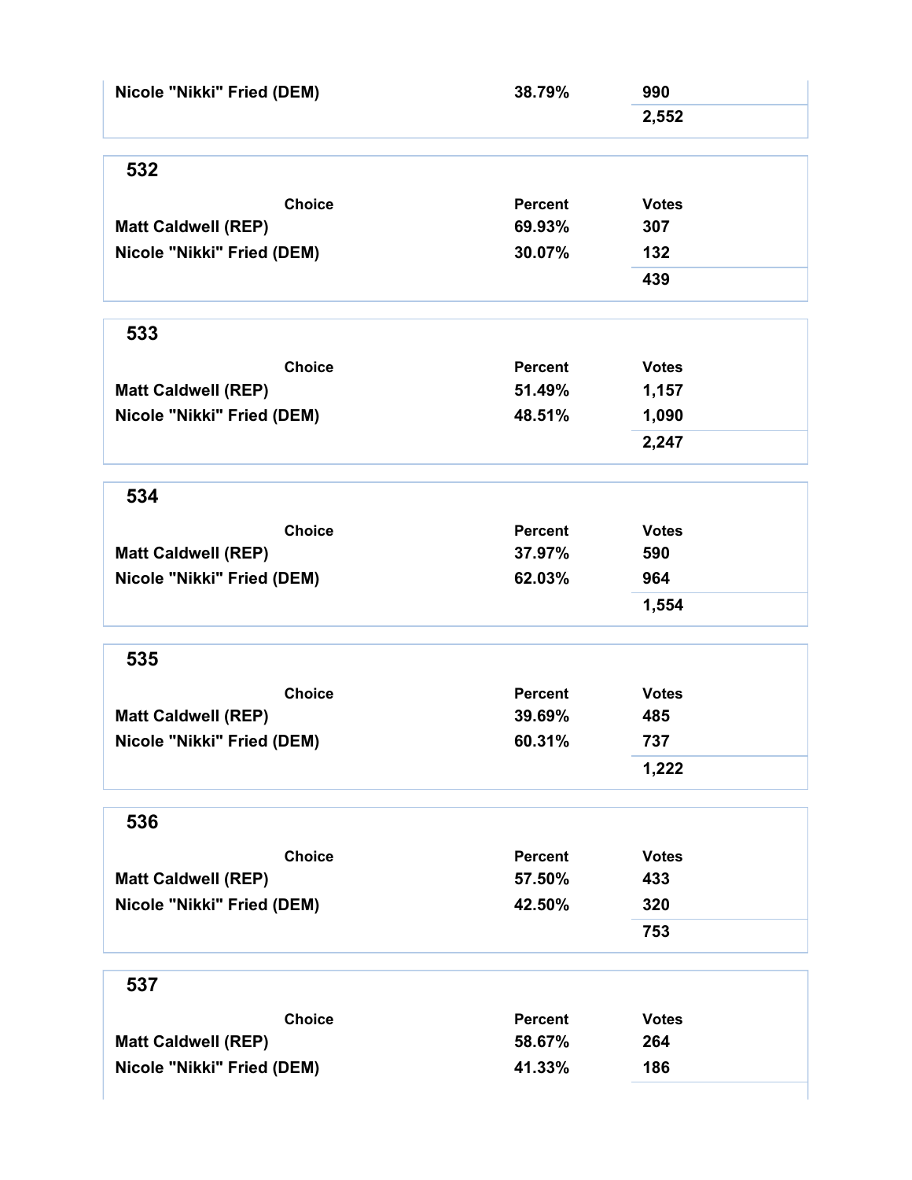| Choice | Percent | Votes |
|---|---|---|
| Nicole "Nikki" Fried (DEM) | 38.79% | 990 |
| | | 2,552 |

## 532

| Choice | Percent | Votes |
|---|---|---|
| Matt Caldwell (REP) | 69.93% | 307 |
| Nicole "Nikki" Fried (DEM) | 30.07% | 132 |
| | | 439 |

## 533

| Choice | Percent | Votes |
|---|---|---|
| Matt Caldwell (REP) | 51.49% | 1,157 |
| Nicole "Nikki" Fried (DEM) | 48.51% | 1,090 |
| | | 2,247 |

## 534

| Choice | Percent | Votes |
|---|---|---|
| Matt Caldwell (REP) | 37.97% | 590 |
| Nicole "Nikki" Fried (DEM) | 62.03% | 964 |
| | | 1,554 |

## 535

| Choice | Percent | Votes |
|---|---|---|
| Matt Caldwell (REP) | 39.69% | 485 |
| Nicole "Nikki" Fried (DEM) | 60.31% | 737 |
| | | 1,222 |

## 536

| Choice | Percent | Votes |
|---|---|---|
| Matt Caldwell (REP) | 57.50% | 433 |
| Nicole "Nikki" Fried (DEM) | 42.50% | 320 |
| | | 753 |

## 537

| Choice | Percent | Votes |
|---|---|---|
| Matt Caldwell (REP) | 58.67% | 264 |
| Nicole "Nikki" Fried (DEM) | 41.33% | 186 |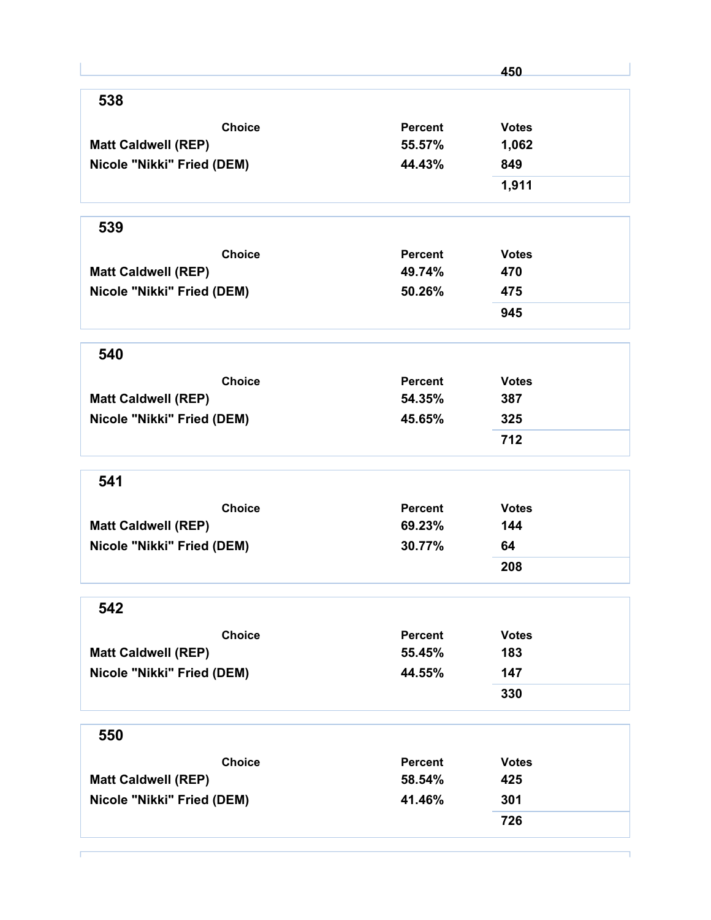| | | 450 |
|---|---|---|

## 538

| Choice | Percent | Votes |
|---|---|---|
| Matt Caldwell (REP) | 55.57% | 1,062 |
| Nicole "Nikki" Fried (DEM) | 44.43% | 849 |
| | | 1,911 |

## 539

| Choice | Percent | Votes |
|---|---|---|
| Matt Caldwell (REP) | 49.74% | 470 |
| Nicole "Nikki" Fried (DEM) | 50.26% | 475 |
| | | 945 |

## 540

| Choice | Percent | Votes |
|---|---|---|
| Matt Caldwell (REP) | 54.35% | 387 |
| Nicole "Nikki" Fried (DEM) | 45.65% | 325 |
| | | 712 |

## 541

| Choice | Percent | Votes |
|---|---|---|
| Matt Caldwell (REP) | 69.23% | 144 |
| Nicole "Nikki" Fried (DEM) | 30.77% | 64 |
| | | 208 |

## 542

| Choice | Percent | Votes |
|---|---|---|
| Matt Caldwell (REP) | 55.45% | 183 |
| Nicole "Nikki" Fried (DEM) | 44.55% | 147 |
| | | 330 |

## 550

| Choice | Percent | Votes |
|---|---|---|
| Matt Caldwell (REP) | 58.54% | 425 |
| Nicole "Nikki" Fried (DEM) | 41.46% | 301 |
| | | 726 |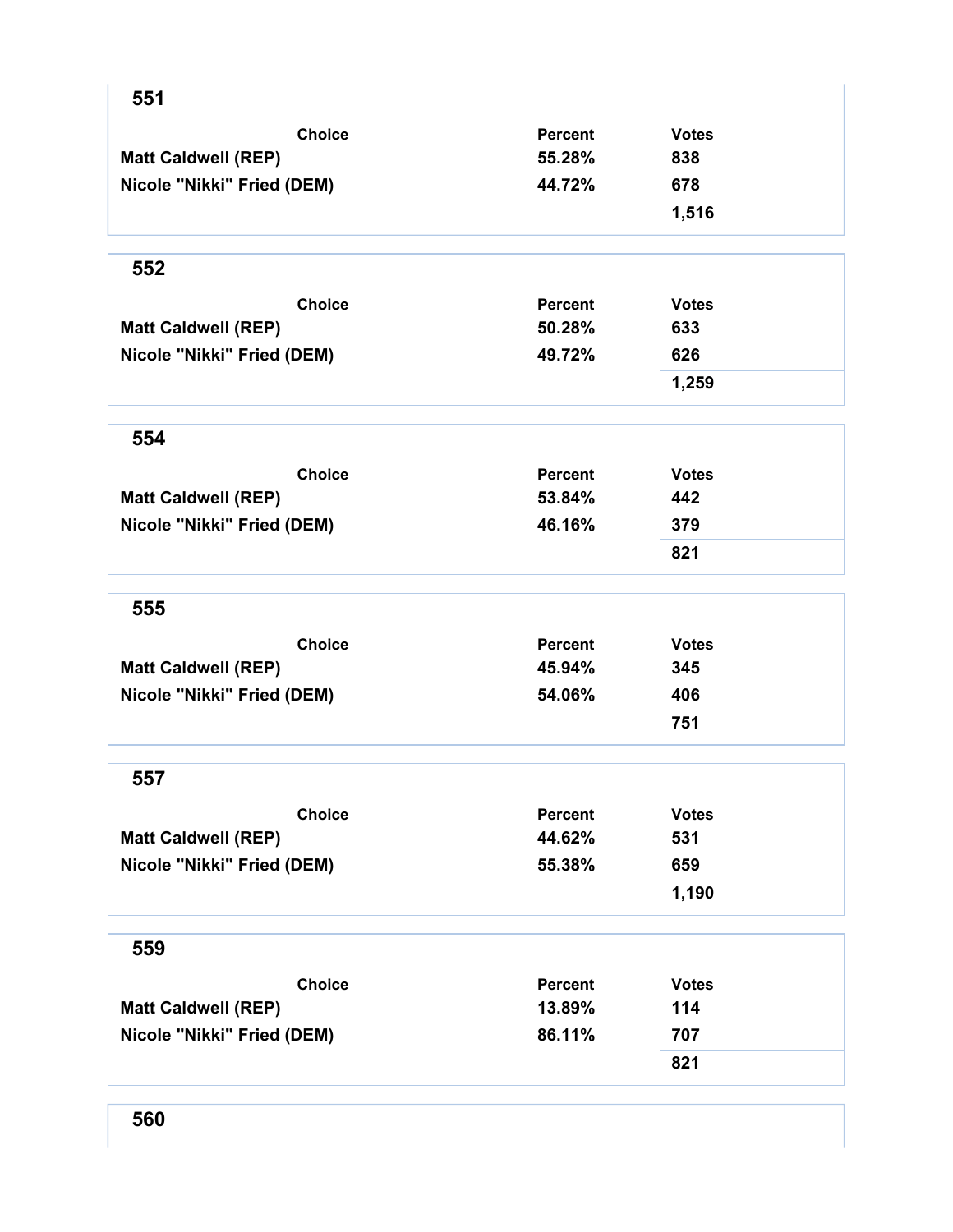## 551

| Choice | Percent | Votes |
|---|---|---|
| Matt Caldwell (REP) | 55.28% | 838 |
| Nicole "Nikki" Fried (DEM) | 44.72% | 678 |
| | | 1,516 |

## 552

| Choice | Percent | Votes |
|---|---|---|
| Matt Caldwell (REP) | 50.28% | 633 |
| Nicole "Nikki" Fried (DEM) | 49.72% | 626 |
| | | 1,259 |

## 554

| Choice | Percent | Votes |
|---|---|---|
| Matt Caldwell (REP) | 53.84% | 442 |
| Nicole "Nikki" Fried (DEM) | 46.16% | 379 |
| | | 821 |

## 555

| Choice | Percent | Votes |
|---|---|---|
| Matt Caldwell (REP) | 45.94% | 345 |
| Nicole "Nikki" Fried (DEM) | 54.06% | 406 |
| | | 751 |

## 557

| Choice | Percent | Votes |
|---|---|---|
| Matt Caldwell (REP) | 44.62% | 531 |
| Nicole "Nikki" Fried (DEM) | 55.38% | 659 |
| | | 1,190 |

## 559

| Choice | Percent | Votes |
|---|---|---|
| Matt Caldwell (REP) | 13.89% | 114 |
| Nicole "Nikki" Fried (DEM) | 86.11% | 707 |
| | | 821 |

## 560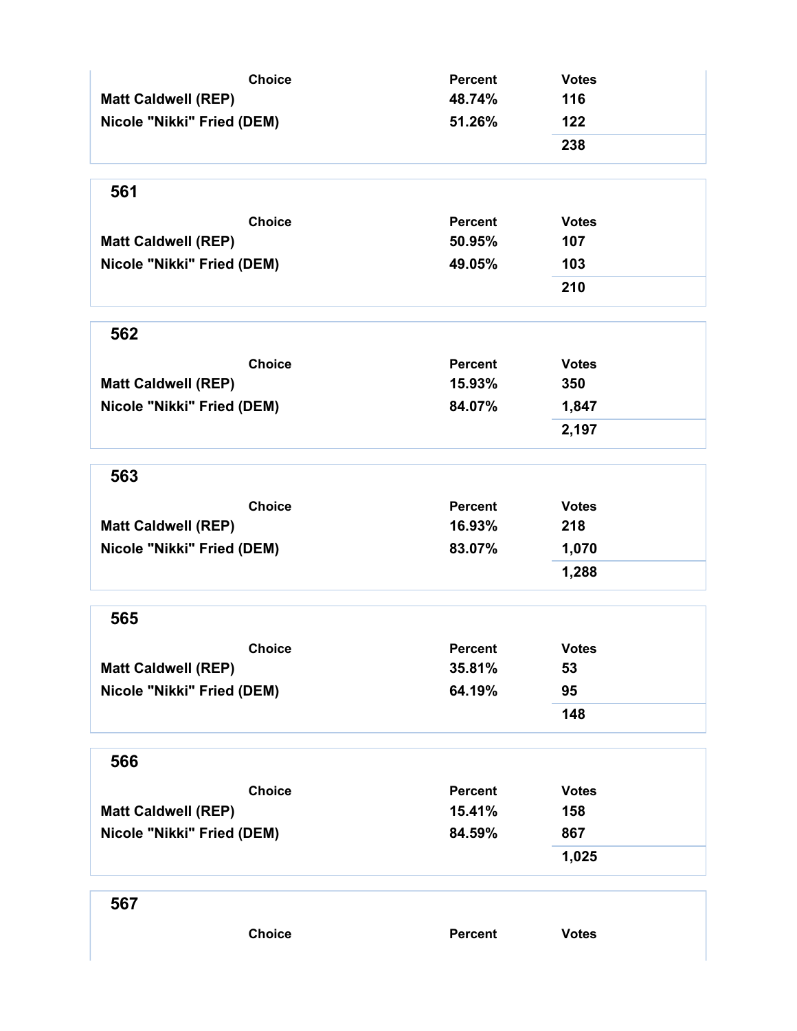| Choice | Percent | Votes |
|---|---|---|
| Matt Caldwell (REP) | 48.74% | 116 |
| Nicole "Nikki" Fried (DEM) | 51.26% | 122 |
| | | 238 |

## 561

| Choice | Percent | Votes |
|---|---|---|
| Matt Caldwell (REP) | 50.95% | 107 |
| Nicole "Nikki" Fried (DEM) | 49.05% | 103 |
| | | 210 |

## 562

| Choice | Percent | Votes |
|---|---|---|
| Matt Caldwell (REP) | 15.93% | 350 |
| Nicole "Nikki" Fried (DEM) | 84.07% | 1,847 |
| | | 2,197 |

## 563

| Choice | Percent | Votes |
|---|---|---|
| Matt Caldwell (REP) | 16.93% | 218 |
| Nicole "Nikki" Fried (DEM) | 83.07% | 1,070 |
| | | 1,288 |

## 565

| Choice | Percent | Votes |
|---|---|---|
| Matt Caldwell (REP) | 35.81% | 53 |
| Nicole "Nikki" Fried (DEM) | 64.19% | 95 |
| | | 148 |

## 566

| Choice | Percent | Votes |
|---|---|---|
| Matt Caldwell (REP) | 15.41% | 158 |
| Nicole "Nikki" Fried (DEM) | 84.59% | 867 |
| | | 1,025 |

## 567

| Choice | Percent | Votes |
|---|---|---|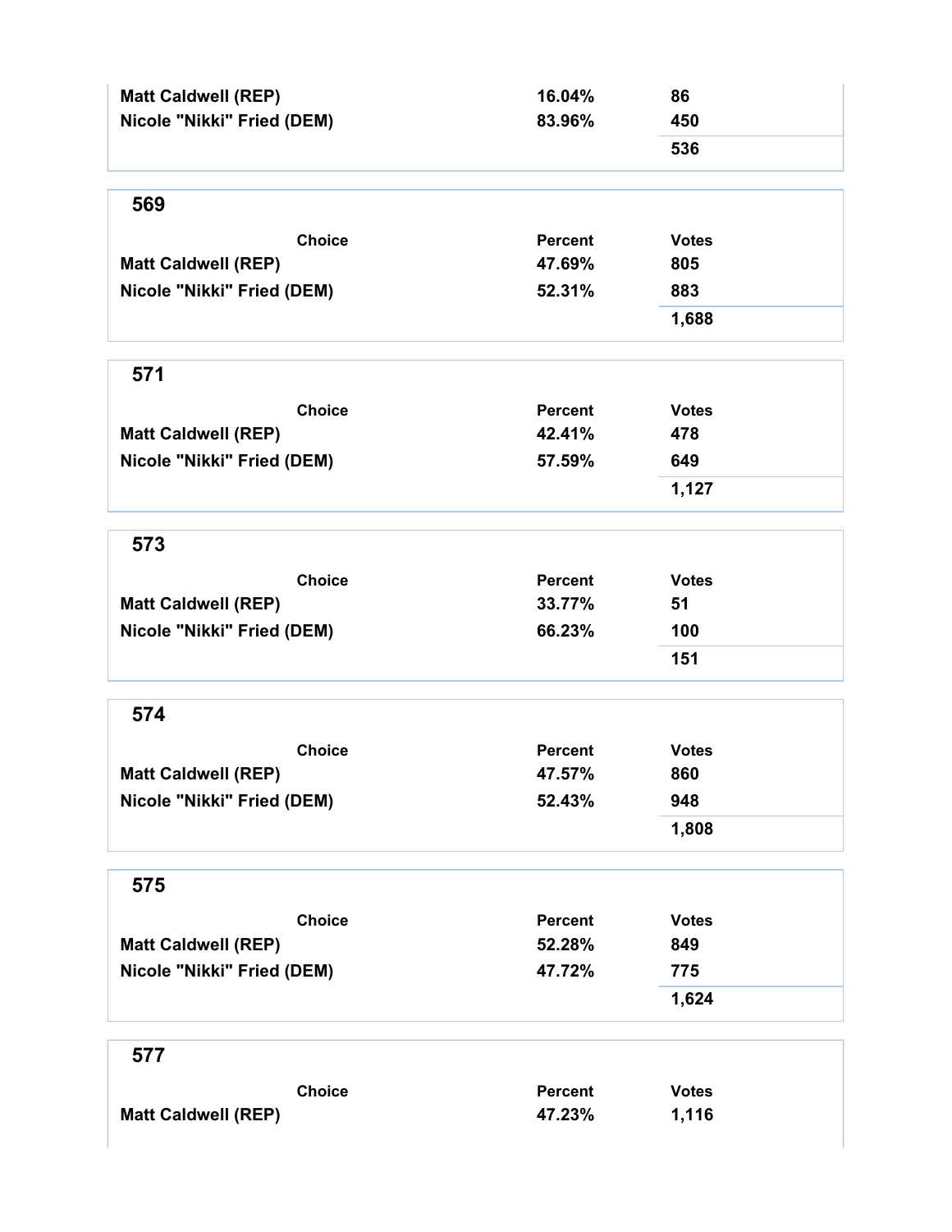| Choice | Percent | Votes |
|---|---|---|
| Matt Caldwell (REP) | 16.04% | 86 |
| Nicole "Nikki" Fried (DEM) | 83.96% | 450 |
| | | 536 |

## 569

| Choice | Percent | Votes |
|---|---|---|
| Matt Caldwell (REP) | 47.69% | 805 |
| Nicole "Nikki" Fried (DEM) | 52.31% | 883 |
| | | 1,688 |

## 571

| Choice | Percent | Votes |
|---|---|---|
| Matt Caldwell (REP) | 42.41% | 478 |
| Nicole "Nikki" Fried (DEM) | 57.59% | 649 |
| | | 1,127 |

## 573

| Choice | Percent | Votes |
|---|---|---|
| Matt Caldwell (REP) | 33.77% | 51 |
| Nicole "Nikki" Fried (DEM) | 66.23% | 100 |
| | | 151 |

## 574

| Choice | Percent | Votes |
|---|---|---|
| Matt Caldwell (REP) | 47.57% | 860 |
| Nicole "Nikki" Fried (DEM) | 52.43% | 948 |
| | | 1,808 |

## 575

| Choice | Percent | Votes |
|---|---|---|
| Matt Caldwell (REP) | 52.28% | 849 |
| Nicole "Nikki" Fried (DEM) | 47.72% | 775 |
| | | 1,624 |

## 577

| Choice | Percent | Votes |
|---|---|---|
| Matt Caldwell (REP) | 47.23% | 1,116 |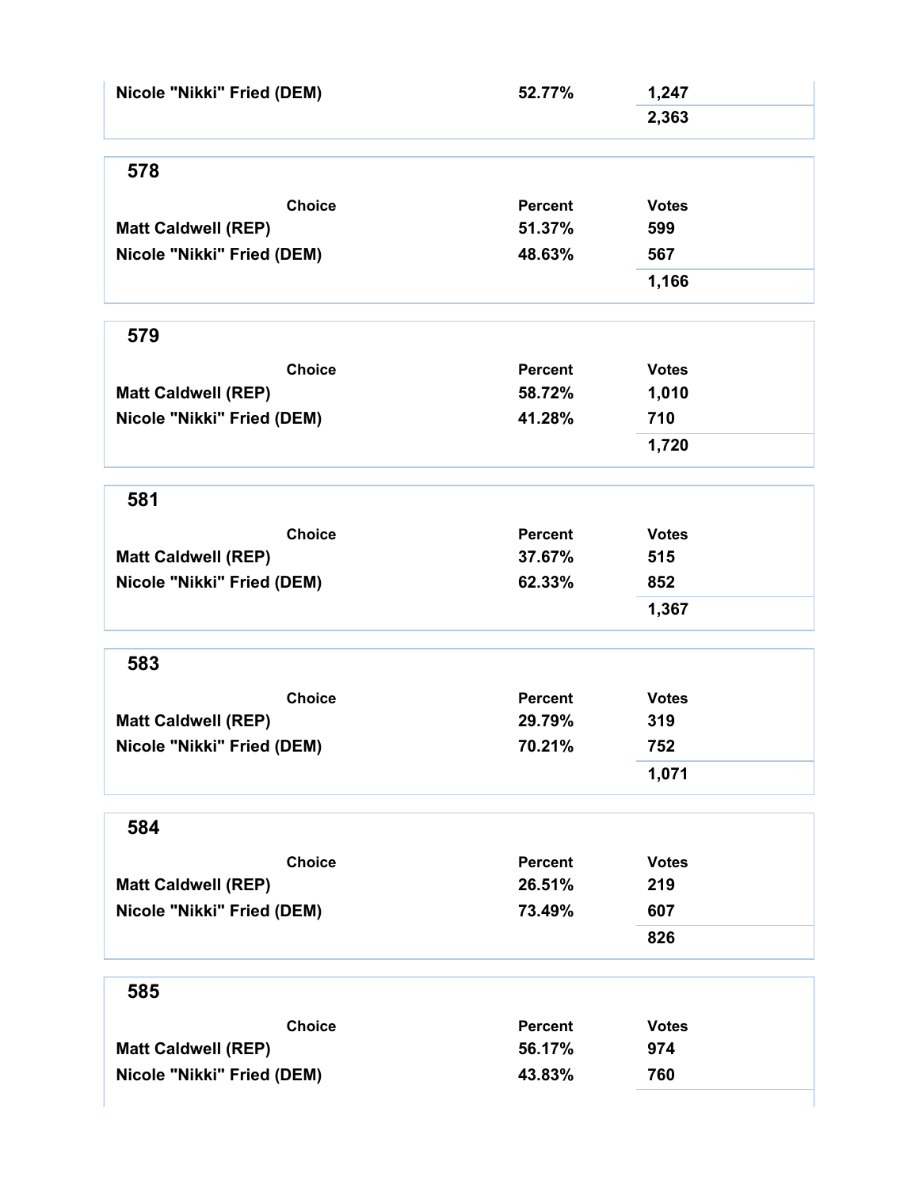| Choice | Percent | Votes |
|---|---|---|
| Nicole "Nikki" Fried (DEM) | 52.77% | 1,247 |
| | | 2,363 |

## 578

| Choice | Percent | Votes |
|---|---|---|
| Matt Caldwell (REP) | 51.37% | 599 |
| Nicole "Nikki" Fried (DEM) | 48.63% | 567 |
| | | 1,166 |

## 579

| Choice | Percent | Votes |
|---|---|---|
| Matt Caldwell (REP) | 58.72% | 1,010 |
| Nicole "Nikki" Fried (DEM) | 41.28% | 710 |
| | | 1,720 |

## 581

| Choice | Percent | Votes |
|---|---|---|
| Matt Caldwell (REP) | 37.67% | 515 |
| Nicole "Nikki" Fried (DEM) | 62.33% | 852 |
| | | 1,367 |

## 583

| Choice | Percent | Votes |
|---|---|---|
| Matt Caldwell (REP) | 29.79% | 319 |
| Nicole "Nikki" Fried (DEM) | 70.21% | 752 |
| | | 1,071 |

## 584

| Choice | Percent | Votes |
|---|---|---|
| Matt Caldwell (REP) | 26.51% | 219 |
| Nicole "Nikki" Fried (DEM) | 73.49% | 607 |
| | | 826 |

## 585

| Choice | Percent | Votes |
|---|---|---|
| Matt Caldwell (REP) | 56.17% | 974 |
| Nicole "Nikki" Fried (DEM) | 43.83% | 760 |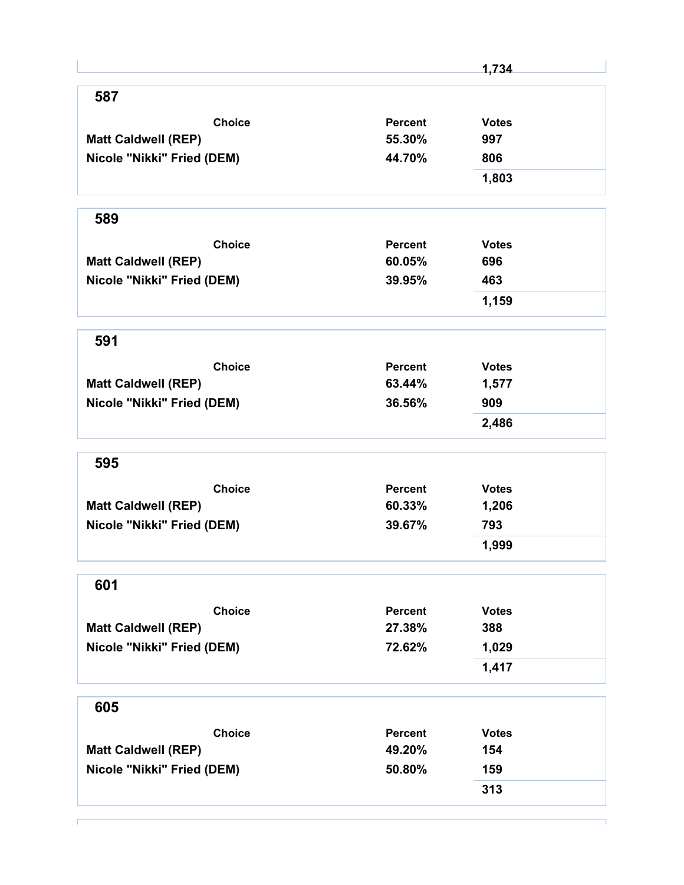| | | 1,734 |
|---|---|---|

## 587

| Choice | Percent | Votes |
|---|---|---|
| Matt Caldwell (REP) | 55.30% | 997 |
| Nicole "Nikki" Fried (DEM) | 44.70% | 806 |
| | | 1,803 |

## 589

| Choice | Percent | Votes |
|---|---|---|
| Matt Caldwell (REP) | 60.05% | 696 |
| Nicole "Nikki" Fried (DEM) | 39.95% | 463 |
| | | 1,159 |

## 591

| Choice | Percent | Votes |
|---|---|---|
| Matt Caldwell (REP) | 63.44% | 1,577 |
| Nicole "Nikki" Fried (DEM) | 36.56% | 909 |
| | | 2,486 |

## 595

| Choice | Percent | Votes |
|---|---|---|
| Matt Caldwell (REP) | 60.33% | 1,206 |
| Nicole "Nikki" Fried (DEM) | 39.67% | 793 |
| | | 1,999 |

## 601

| Choice | Percent | Votes |
|---|---|---|
| Matt Caldwell (REP) | 27.38% | 388 |
| Nicole "Nikki" Fried (DEM) | 72.62% | 1,029 |
| | | 1,417 |

## 605

| Choice | Percent | Votes |
|---|---|---|
| Matt Caldwell (REP) | 49.20% | 154 |
| Nicole "Nikki" Fried (DEM) | 50.80% | 159 |
| | | 313 |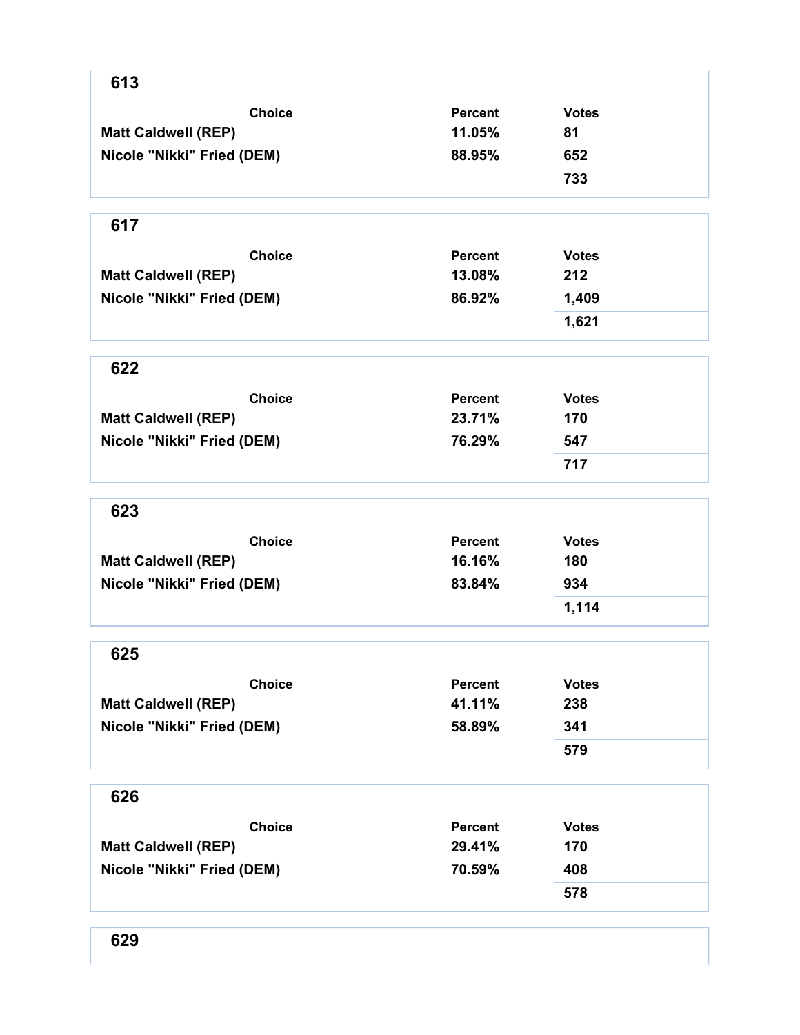## 613

| Choice | Percent | Votes |
|---|---|---|
| Matt Caldwell (REP) | 11.05% | 81 |
| Nicole "Nikki" Fried (DEM) | 88.95% | 652 |
| | | 733 |

## 617

| Choice | Percent | Votes |
|---|---|---|
| Matt Caldwell (REP) | 13.08% | 212 |
| Nicole "Nikki" Fried (DEM) | 86.92% | 1,409 |
| | | 1,621 |

## 622

| Choice | Percent | Votes |
|---|---|---|
| Matt Caldwell (REP) | 23.71% | 170 |
| Nicole "Nikki" Fried (DEM) | 76.29% | 547 |
| | | 717 |

## 623

| Choice | Percent | Votes |
|---|---|---|
| Matt Caldwell (REP) | 16.16% | 180 |
| Nicole "Nikki" Fried (DEM) | 83.84% | 934 |
| | | 1,114 |

## 625

| Choice | Percent | Votes |
|---|---|---|
| Matt Caldwell (REP) | 41.11% | 238 |
| Nicole "Nikki" Fried (DEM) | 58.89% | 341 |
| | | 579 |

## 626

| Choice | Percent | Votes |
|---|---|---|
| Matt Caldwell (REP) | 29.41% | 170 |
| Nicole "Nikki" Fried (DEM) | 70.59% | 408 |
| | | 578 |

## 629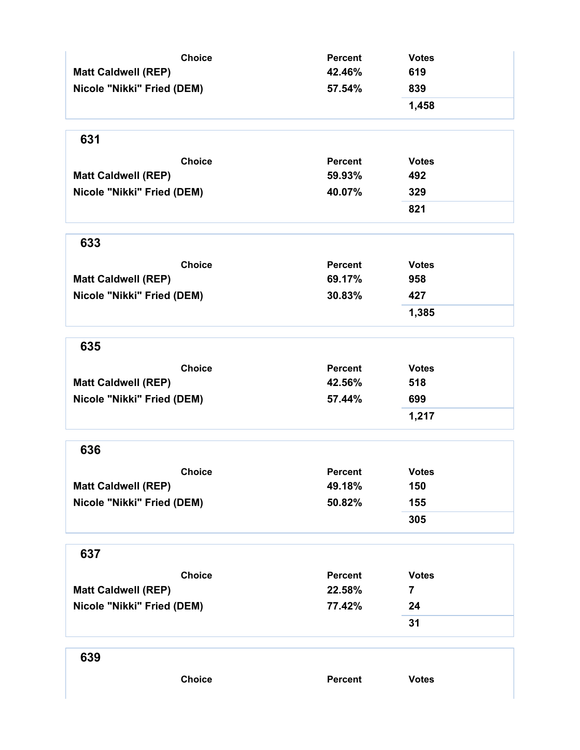| Choice | Percent | Votes |
|---|---|---|
| Matt Caldwell (REP) | 42.46% | 619 |
| Nicole "Nikki" Fried (DEM) | 57.54% | 839 |
| | | 1,458 |

## 631

| Choice | Percent | Votes |
|---|---|---|
| Matt Caldwell (REP) | 59.93% | 492 |
| Nicole "Nikki" Fried (DEM) | 40.07% | 329 |
| | | 821 |

## 633

| Choice | Percent | Votes |
|---|---|---|
| Matt Caldwell (REP) | 69.17% | 958 |
| Nicole "Nikki" Fried (DEM) | 30.83% | 427 |
| | | 1,385 |

## 635

| Choice | Percent | Votes |
|---|---|---|
| Matt Caldwell (REP) | 42.56% | 518 |
| Nicole "Nikki" Fried (DEM) | 57.44% | 699 |
| | | 1,217 |

## 636

| Choice | Percent | Votes |
|---|---|---|
| Matt Caldwell (REP) | 49.18% | 150 |
| Nicole "Nikki" Fried (DEM) | 50.82% | 155 |
| | | 305 |

## 637

| Choice | Percent | Votes |
|---|---|---|
| Matt Caldwell (REP) | 22.58% | 7 |
| Nicole "Nikki" Fried (DEM) | 77.42% | 24 |
| | | 31 |

## 639

| Choice | Percent | Votes |
|---|---|---|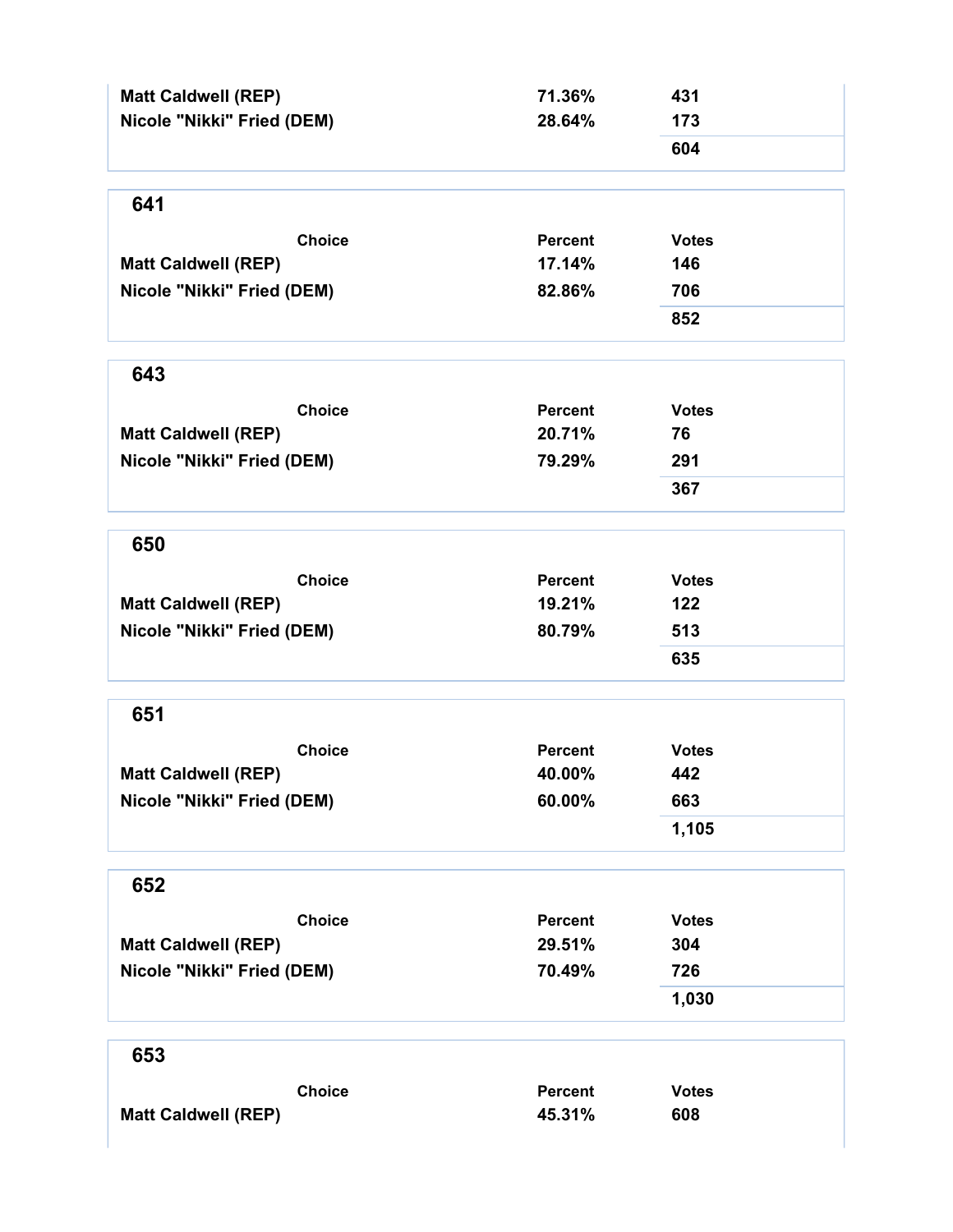| Choice | Percent | Votes |
|---|---|---|
| Matt Caldwell (REP) | 71.36% | 431 |
| Nicole "Nikki" Fried (DEM) | 28.64% | 173 |
| | | 604 |

## 641

| Choice | Percent | Votes |
|---|---|---|
| Matt Caldwell (REP) | 17.14% | 146 |
| Nicole "Nikki" Fried (DEM) | 82.86% | 706 |
| | | 852 |

## 643

| Choice | Percent | Votes |
|---|---|---|
| Matt Caldwell (REP) | 20.71% | 76 |
| Nicole "Nikki" Fried (DEM) | 79.29% | 291 |
| | | 367 |

## 650

| Choice | Percent | Votes |
|---|---|---|
| Matt Caldwell (REP) | 19.21% | 122 |
| Nicole "Nikki" Fried (DEM) | 80.79% | 513 |
| | | 635 |

## 651

| Choice | Percent | Votes |
|---|---|---|
| Matt Caldwell (REP) | 40.00% | 442 |
| Nicole "Nikki" Fried (DEM) | 60.00% | 663 |
| | | 1,105 |

## 652

| Choice | Percent | Votes |
|---|---|---|
| Matt Caldwell (REP) | 29.51% | 304 |
| Nicole "Nikki" Fried (DEM) | 70.49% | 726 |
| | | 1,030 |

## 653

| Choice | Percent | Votes |
|---|---|---|
| Matt Caldwell (REP) | 45.31% | 608 |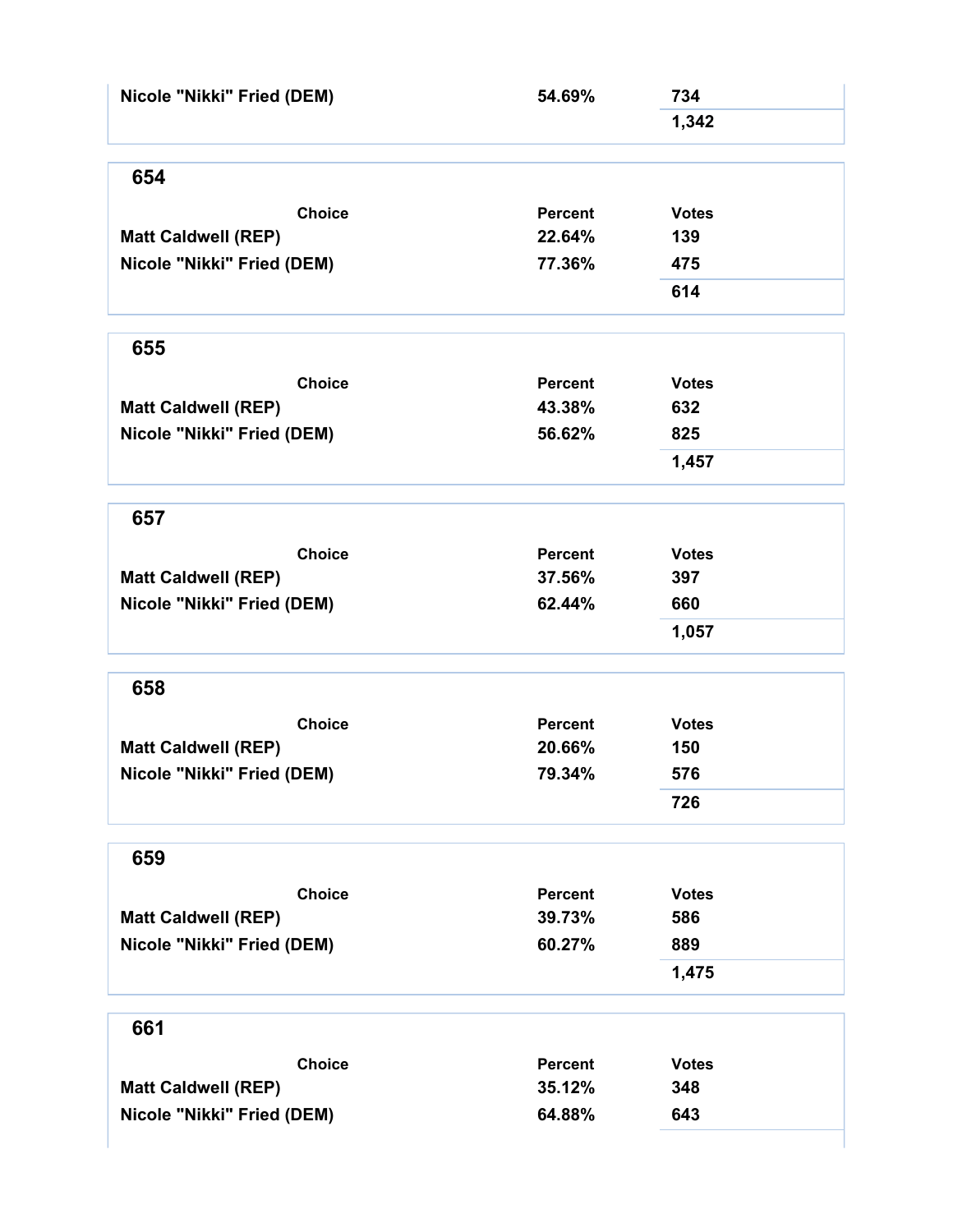| Choice | Percent | Votes |
|---|---|---|
| Nicole "Nikki" Fried (DEM) | 54.69% | 734 |
| | | 1,342 |

## 654

| Choice | Percent | Votes |
|---|---|---|
| Matt Caldwell (REP) | 22.64% | 139 |
| Nicole "Nikki" Fried (DEM) | 77.36% | 475 |
| | | 614 |

## 655

| Choice | Percent | Votes |
|---|---|---|
| Matt Caldwell (REP) | 43.38% | 632 |
| Nicole "Nikki" Fried (DEM) | 56.62% | 825 |
| | | 1,457 |

## 657

| Choice | Percent | Votes |
|---|---|---|
| Matt Caldwell (REP) | 37.56% | 397 |
| Nicole "Nikki" Fried (DEM) | 62.44% | 660 |
| | | 1,057 |

## 658

| Choice | Percent | Votes |
|---|---|---|
| Matt Caldwell (REP) | 20.66% | 150 |
| Nicole "Nikki" Fried (DEM) | 79.34% | 576 |
| | | 726 |

## 659

| Choice | Percent | Votes |
|---|---|---|
| Matt Caldwell (REP) | 39.73% | 586 |
| Nicole "Nikki" Fried (DEM) | 60.27% | 889 |
| | | 1,475 |

## 661

| Choice | Percent | Votes |
|---|---|---|
| Matt Caldwell (REP) | 35.12% | 348 |
| Nicole "Nikki" Fried (DEM) | 64.88% | 643 |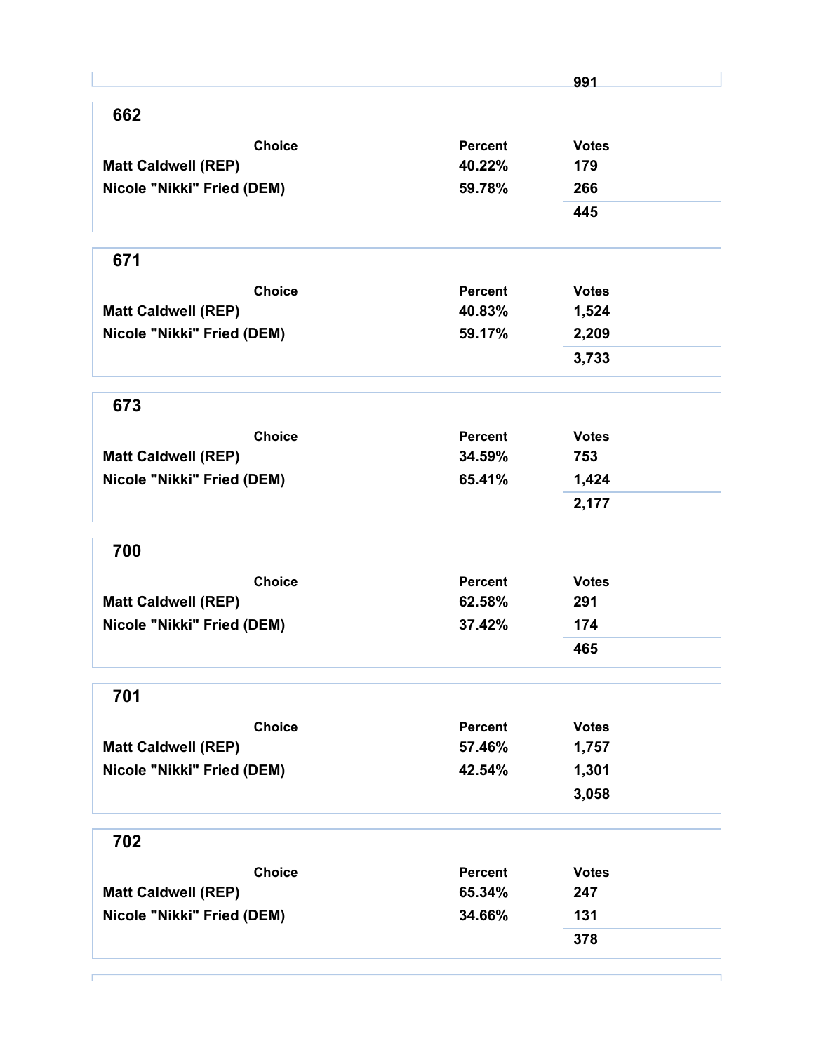| | | 991 |
|---|---|---|

## 662

| Choice | Percent | Votes |
|---|---|---|
| Matt Caldwell (REP) | 40.22% | 179 |
| Nicole "Nikki" Fried (DEM) | 59.78% | 266 |
| | | 445 |

## 671

| Choice | Percent | Votes |
|---|---|---|
| Matt Caldwell (REP) | 40.83% | 1,524 |
| Nicole "Nikki" Fried (DEM) | 59.17% | 2,209 |
| | | 3,733 |

## 673

| Choice | Percent | Votes |
|---|---|---|
| Matt Caldwell (REP) | 34.59% | 753 |
| Nicole "Nikki" Fried (DEM) | 65.41% | 1,424 |
| | | 2,177 |

## 700

| Choice | Percent | Votes |
|---|---|---|
| Matt Caldwell (REP) | 62.58% | 291 |
| Nicole "Nikki" Fried (DEM) | 37.42% | 174 |
| | | 465 |

## 701

| Choice | Percent | Votes |
|---|---|---|
| Matt Caldwell (REP) | 57.46% | 1,757 |
| Nicole "Nikki" Fried (DEM) | 42.54% | 1,301 |
| | | 3,058 |

## 702

| Choice | Percent | Votes |
|---|---|---|
| Matt Caldwell (REP) | 65.34% | 247 |
| Nicole "Nikki" Fried (DEM) | 34.66% | 131 |
| | | 378 |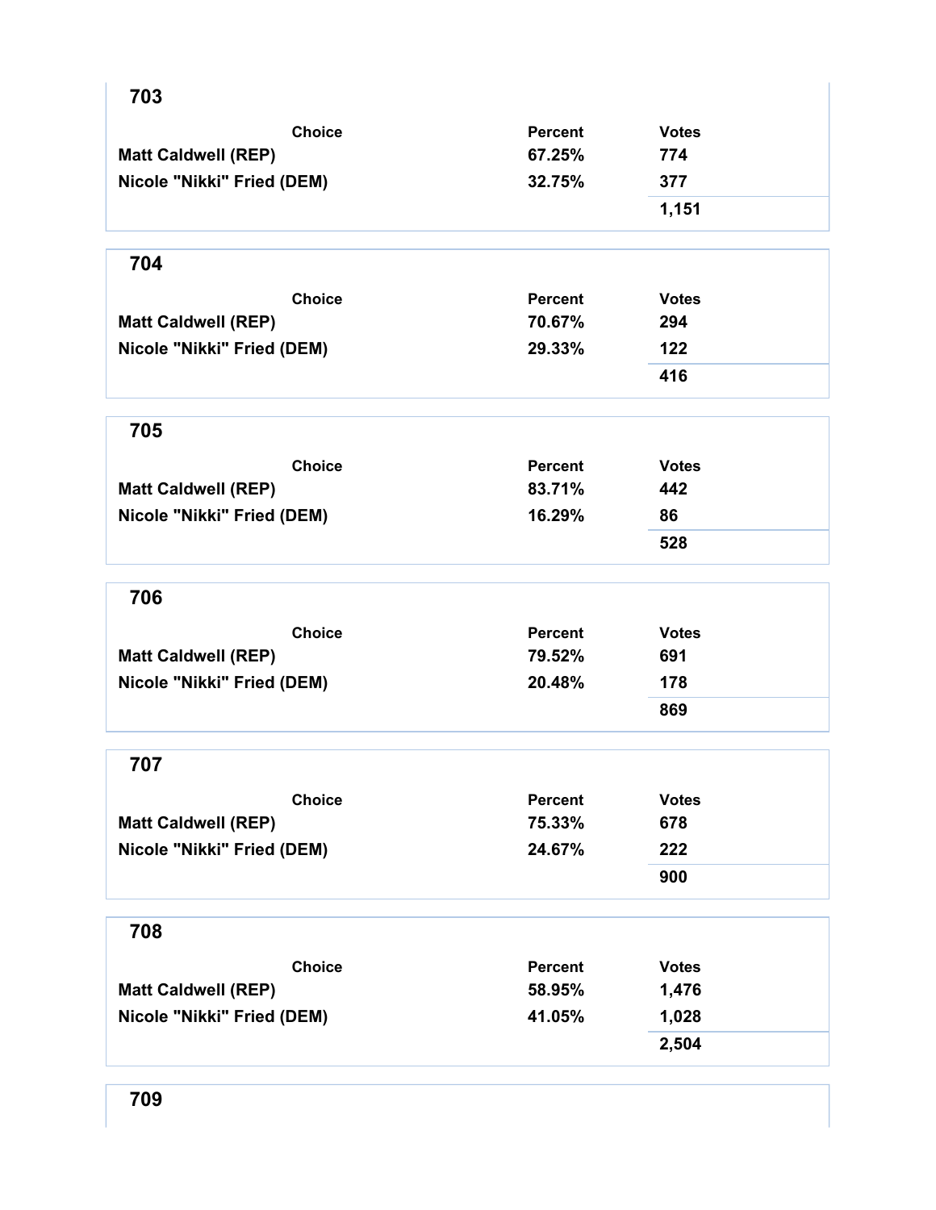## 703

| Choice | Percent | Votes |
|---|---|---|
| Matt Caldwell (REP) | 67.25% | 774 |
| Nicole "Nikki" Fried (DEM) | 32.75% | 377 |
| | | 1,151 |

## 704

| Choice | Percent | Votes |
|---|---|---|
| Matt Caldwell (REP) | 70.67% | 294 |
| Nicole "Nikki" Fried (DEM) | 29.33% | 122 |
| | | 416 |

## 705

| Choice | Percent | Votes |
|---|---|---|
| Matt Caldwell (REP) | 83.71% | 442 |
| Nicole "Nikki" Fried (DEM) | 16.29% | 86 |
| | | 528 |

## 706

| Choice | Percent | Votes |
|---|---|---|
| Matt Caldwell (REP) | 79.52% | 691 |
| Nicole "Nikki" Fried (DEM) | 20.48% | 178 |
| | | 869 |

## 707

| Choice | Percent | Votes |
|---|---|---|
| Matt Caldwell (REP) | 75.33% | 678 |
| Nicole "Nikki" Fried (DEM) | 24.67% | 222 |
| | | 900 |

## 708

| Choice | Percent | Votes |
|---|---|---|
| Matt Caldwell (REP) | 58.95% | 1,476 |
| Nicole "Nikki" Fried (DEM) | 41.05% | 1,028 |
| | | 2,504 |

## 709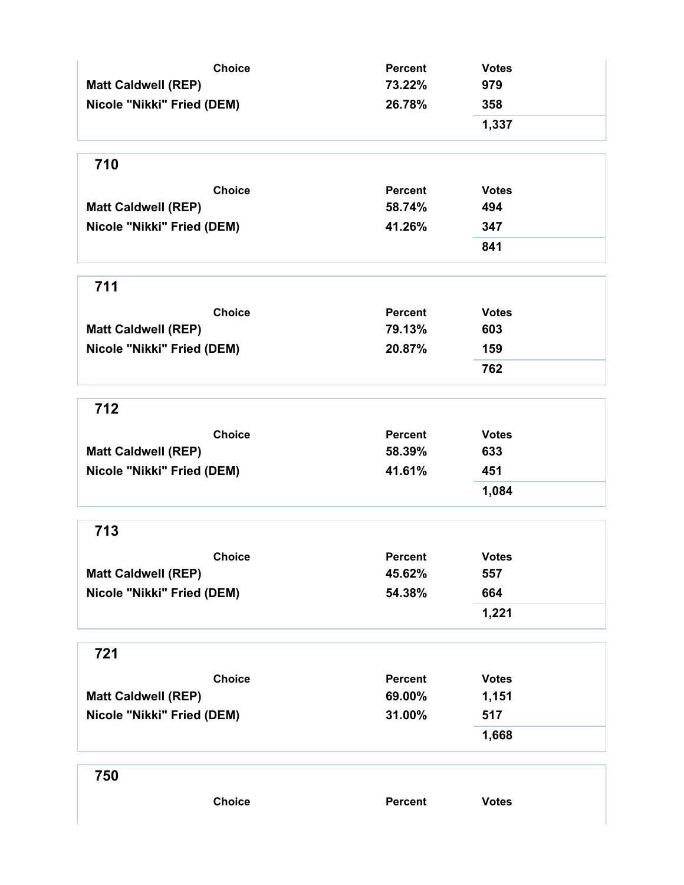| Choice | Percent | Votes |
| --- | --- | --- |
| Matt Caldwell (REP) | 73.22% | 979 |
| Nicole "Nikki" Fried (DEM) | 26.78% | 358 |
| | | 1,337 |

### 710

| Choice | Percent | Votes |
| --- | --- | --- |
| Matt Caldwell (REP) | 58.74% | 494 |
| Nicole "Nikki" Fried (DEM) | 41.26% | 347 |
| | | 841 |

### 711

| Choice | Percent | Votes |
| --- | --- | --- |
| Matt Caldwell (REP) | 79.13% | 603 |
| Nicole "Nikki" Fried (DEM) | 20.87% | 159 |
| | | 762 |

### 712

| Choice | Percent | Votes |
| --- | --- | --- |
| Matt Caldwell (REP) | 58.39% | 633 |
| Nicole "Nikki" Fried (DEM) | 41.61% | 451 |
| | | 1,084 |

### 713

| Choice | Percent | Votes |
| --- | --- | --- |
| Matt Caldwell (REP) | 45.62% | 557 |
| Nicole "Nikki" Fried (DEM) | 54.38% | 664 |
| | | 1,221 |

### 721

| Choice | Percent | Votes |
| --- | --- | --- |
| Matt Caldwell (REP) | 69.00% | 1,151 |
| Nicole "Nikki" Fried (DEM) | 31.00% | 517 |
| | | 1,668 |

### 750

| Choice | Percent | Votes |
| --- | --- | --- |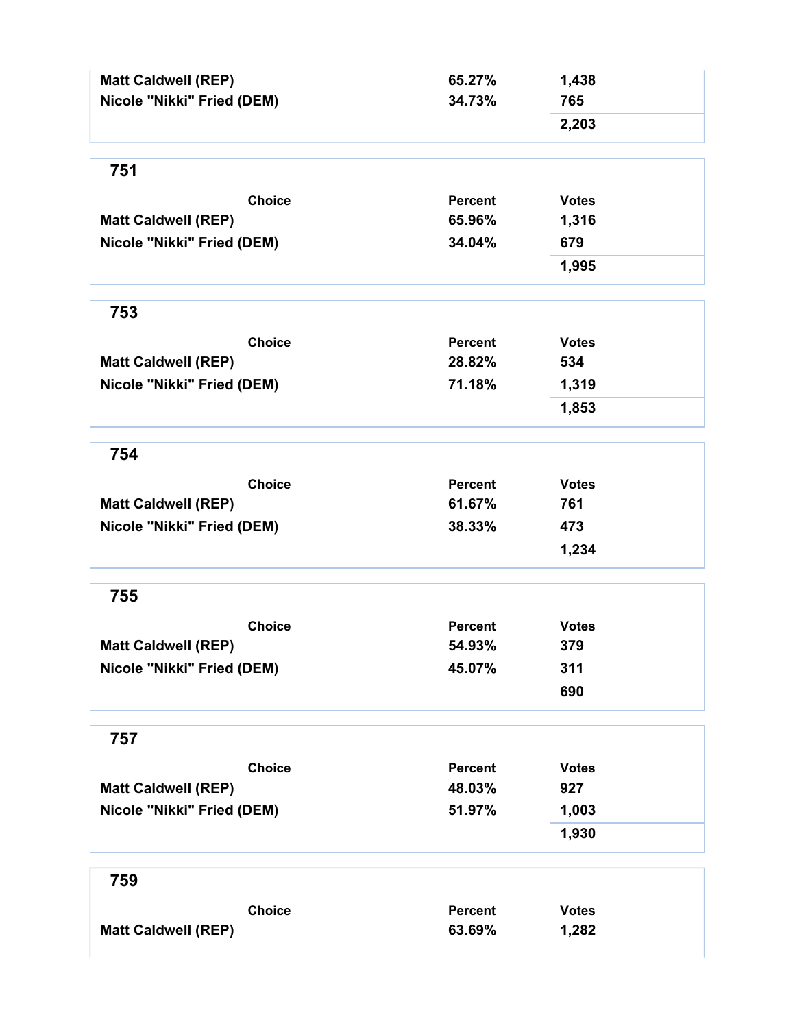| Choice | Percent | Votes |
| --- | --- | --- |
| Matt Caldwell (REP) | 65.27% | 1,438 |
| Nicole "Nikki" Fried (DEM) | 34.73% | 765 |
| | | 2,203 |

## 751

| Choice | Percent | Votes |
| --- | --- | --- |
| Matt Caldwell (REP) | 65.96% | 1,316 |
| Nicole "Nikki" Fried (DEM) | 34.04% | 679 |
| | | 1,995 |

## 753

| Choice | Percent | Votes |
| --- | --- | --- |
| Matt Caldwell (REP) | 28.82% | 534 |
| Nicole "Nikki" Fried (DEM) | 71.18% | 1,319 |
| | | 1,853 |

## 754

| Choice | Percent | Votes |
| --- | --- | --- |
| Matt Caldwell (REP) | 61.67% | 761 |
| Nicole "Nikki" Fried (DEM) | 38.33% | 473 |
| | | 1,234 |

## 755

| Choice | Percent | Votes |
| --- | --- | --- |
| Matt Caldwell (REP) | 54.93% | 379 |
| Nicole "Nikki" Fried (DEM) | 45.07% | 311 |
| | | 690 |

## 757

| Choice | Percent | Votes |
| --- | --- | --- |
| Matt Caldwell (REP) | 48.03% | 927 |
| Nicole "Nikki" Fried (DEM) | 51.97% | 1,003 |
| | | 1,930 |

## 759

| Choice | Percent | Votes |
| --- | --- | --- |
| Matt Caldwell (REP) | 63.69% | 1,282 |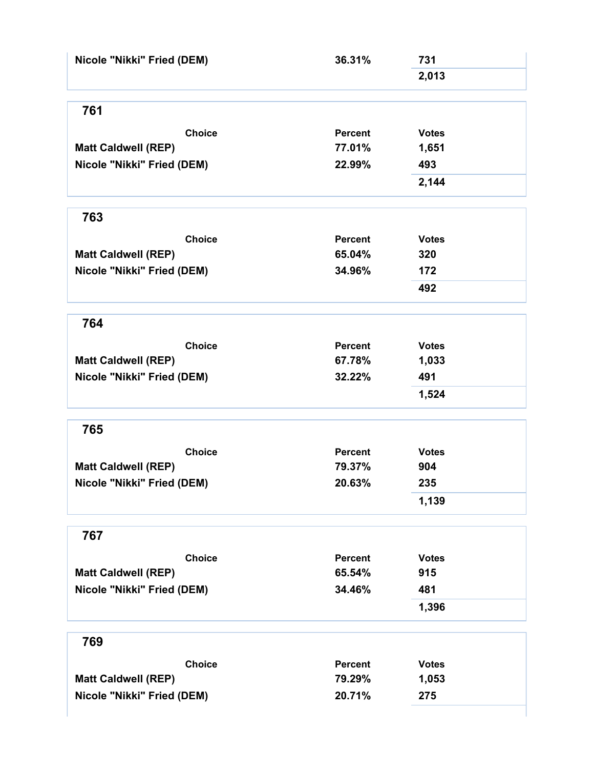| Choice | Percent | Votes |
| --- | --- | --- |
| Nicole "Nikki" Fried (DEM) | 36.31% | 731 |
| | | 2,013 |

## 761

| Choice | Percent | Votes |
| --- | --- | --- |
| Matt Caldwell (REP) | 77.01% | 1,651 |
| Nicole "Nikki" Fried (DEM) | 22.99% | 493 |
| | | 2,144 |

## 763

| Choice | Percent | Votes |
| --- | --- | --- |
| Matt Caldwell (REP) | 65.04% | 320 |
| Nicole "Nikki" Fried (DEM) | 34.96% | 172 |
| | | 492 |

## 764

| Choice | Percent | Votes |
| --- | --- | --- |
| Matt Caldwell (REP) | 67.78% | 1,033 |
| Nicole "Nikki" Fried (DEM) | 32.22% | 491 |
| | | 1,524 |

## 765

| Choice | Percent | Votes |
| --- | --- | --- |
| Matt Caldwell (REP) | 79.37% | 904 |
| Nicole "Nikki" Fried (DEM) | 20.63% | 235 |
| | | 1,139 |

## 767

| Choice | Percent | Votes |
| --- | --- | --- |
| Matt Caldwell (REP) | 65.54% | 915 |
| Nicole "Nikki" Fried (DEM) | 34.46% | 481 |
| | | 1,396 |

## 769

| Choice | Percent | Votes |
| --- | --- | --- |
| Matt Caldwell (REP) | 79.29% | 1,053 |
| Nicole "Nikki" Fried (DEM) | 20.71% | 275 |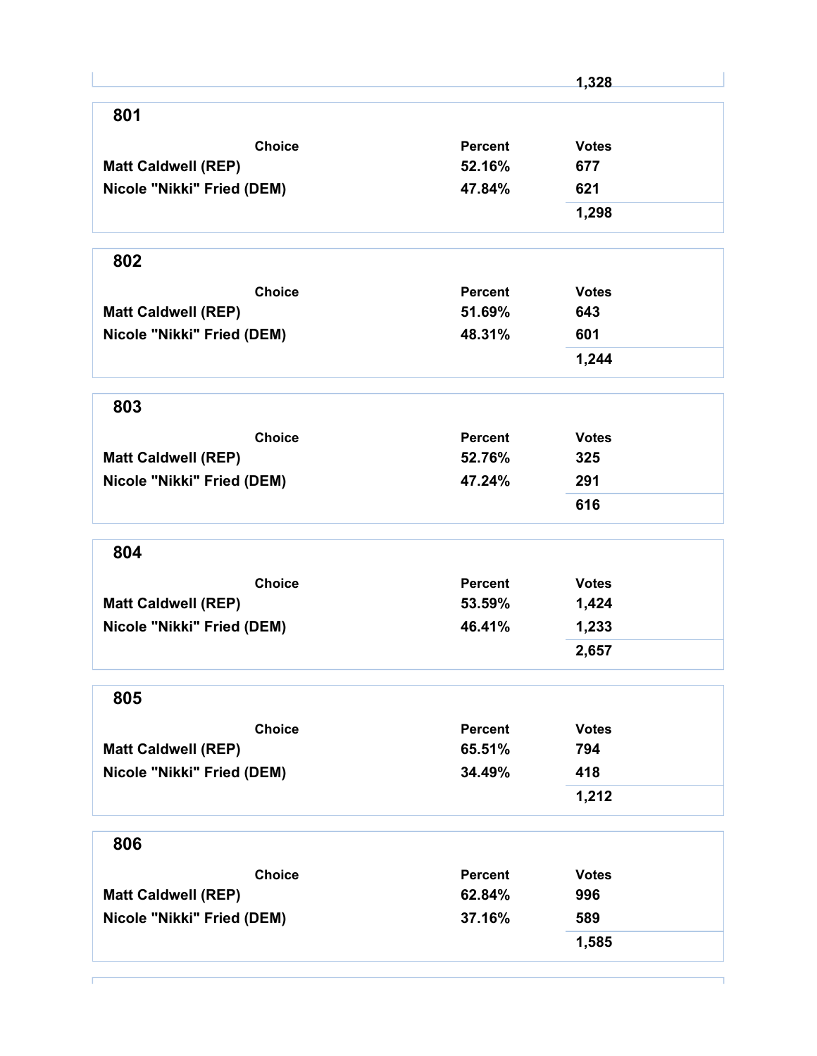| | | 1,328 |
|---|---|---|

## 801

| Choice | Percent | Votes |
|---|---|---|
| Matt Caldwell (REP) | 52.16% | 677 |
| Nicole "Nikki" Fried (DEM) | 47.84% | 621 |
| | | 1,298 |

## 802

| Choice | Percent | Votes |
|---|---|---|
| Matt Caldwell (REP) | 51.69% | 643 |
| Nicole "Nikki" Fried (DEM) | 48.31% | 601 |
| | | 1,244 |

## 803

| Choice | Percent | Votes |
|---|---|---|
| Matt Caldwell (REP) | 52.76% | 325 |
| Nicole "Nikki" Fried (DEM) | 47.24% | 291 |
| | | 616 |

## 804

| Choice | Percent | Votes |
|---|---|---|
| Matt Caldwell (REP) | 53.59% | 1,424 |
| Nicole "Nikki" Fried (DEM) | 46.41% | 1,233 |
| | | 2,657 |

## 805

| Choice | Percent | Votes |
|---|---|---|
| Matt Caldwell (REP) | 65.51% | 794 |
| Nicole "Nikki" Fried (DEM) | 34.49% | 418 |
| | | 1,212 |

## 806

| Choice | Percent | Votes |
|---|---|---|
| Matt Caldwell (REP) | 62.84% | 996 |
| Nicole "Nikki" Fried (DEM) | 37.16% | 589 |
| | | 1,585 |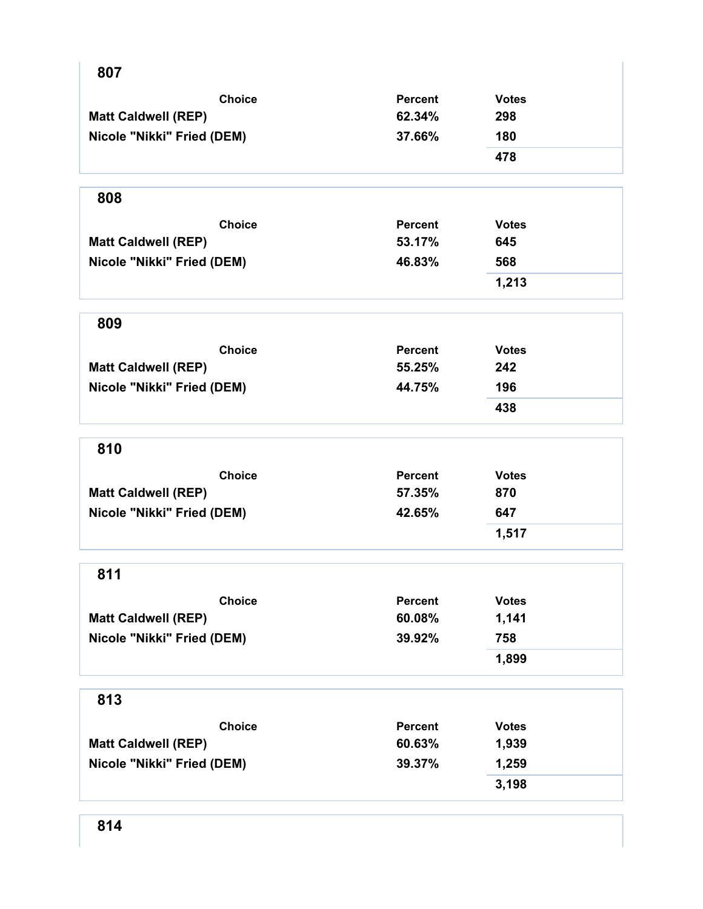## 807

| Choice | Percent | Votes |
|---|---|---|
| Matt Caldwell (REP) | 62.34% | 298 |
| Nicole "Nikki" Fried (DEM) | 37.66% | 180 |
| | | 478 |

## 808

| Choice | Percent | Votes |
|---|---|---|
| Matt Caldwell (REP) | 53.17% | 645 |
| Nicole "Nikki" Fried (DEM) | 46.83% | 568 |
| | | 1,213 |

## 809

| Choice | Percent | Votes |
|---|---|---|
| Matt Caldwell (REP) | 55.25% | 242 |
| Nicole "Nikki" Fried (DEM) | 44.75% | 196 |
| | | 438 |

## 810

| Choice | Percent | Votes |
|---|---|---|
| Matt Caldwell (REP) | 57.35% | 870 |
| Nicole "Nikki" Fried (DEM) | 42.65% | 647 |
| | | 1,517 |

## 811

| Choice | Percent | Votes |
|---|---|---|
| Matt Caldwell (REP) | 60.08% | 1,141 |
| Nicole "Nikki" Fried (DEM) | 39.92% | 758 |
| | | 1,899 |

## 813

| Choice | Percent | Votes |
|---|---|---|
| Matt Caldwell (REP) | 60.63% | 1,939 |
| Nicole "Nikki" Fried (DEM) | 39.37% | 1,259 |
| | | 3,198 |

## 814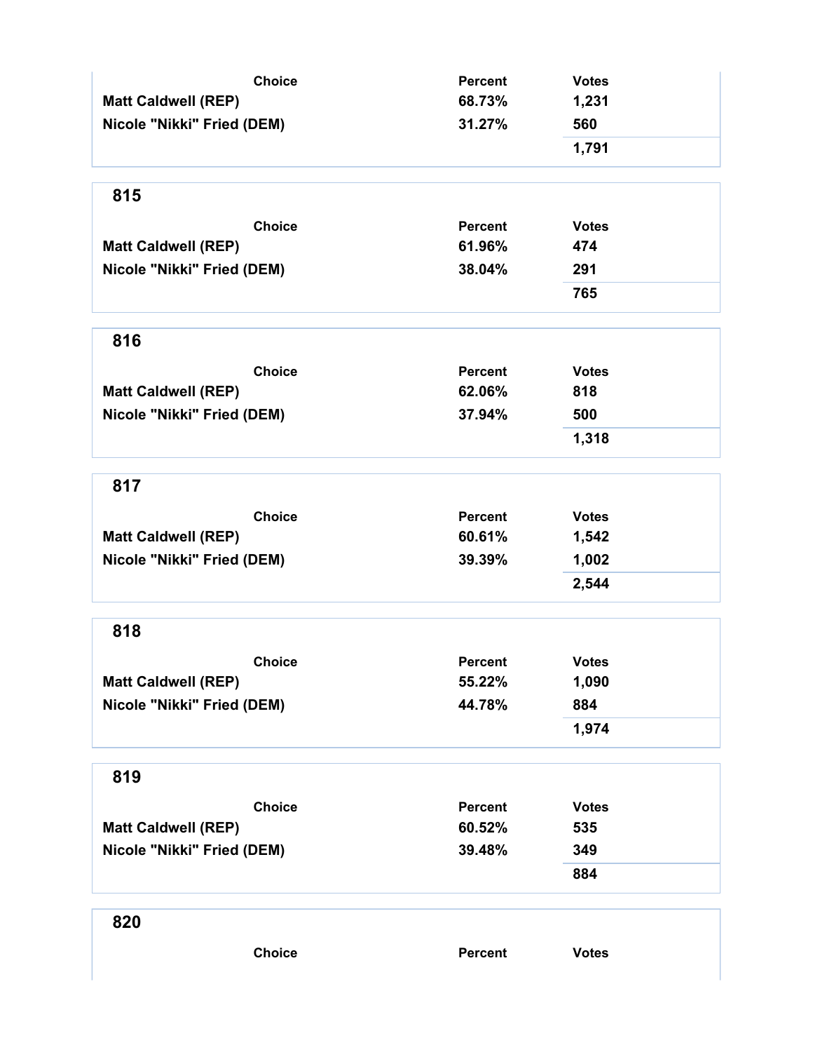| Choice | Percent | Votes |
| --- | --- | --- |
| Matt Caldwell (REP) | 68.73% | 1,231 |
| Nicole "Nikki" Fried (DEM) | 31.27% | 560 |
| | | 1,791 |

## 815

| Choice | Percent | Votes |
| --- | --- | --- |
| Matt Caldwell (REP) | 61.96% | 474 |
| Nicole "Nikki" Fried (DEM) | 38.04% | 291 |
| | | 765 |

## 816

| Choice | Percent | Votes |
| --- | --- | --- |
| Matt Caldwell (REP) | 62.06% | 818 |
| Nicole "Nikki" Fried (DEM) | 37.94% | 500 |
| | | 1,318 |

## 817

| Choice | Percent | Votes |
| --- | --- | --- |
| Matt Caldwell (REP) | 60.61% | 1,542 |
| Nicole "Nikki" Fried (DEM) | 39.39% | 1,002 |
| | | 2,544 |

## 818

| Choice | Percent | Votes |
| --- | --- | --- |
| Matt Caldwell (REP) | 55.22% | 1,090 |
| Nicole "Nikki" Fried (DEM) | 44.78% | 884 |
| | | 1,974 |

## 819

| Choice | Percent | Votes |
| --- | --- | --- |
| Matt Caldwell (REP) | 60.52% | 535 |
| Nicole "Nikki" Fried (DEM) | 39.48% | 349 |
| | | 884 |

## 820

| Choice | Percent | Votes |
| --- | --- | --- |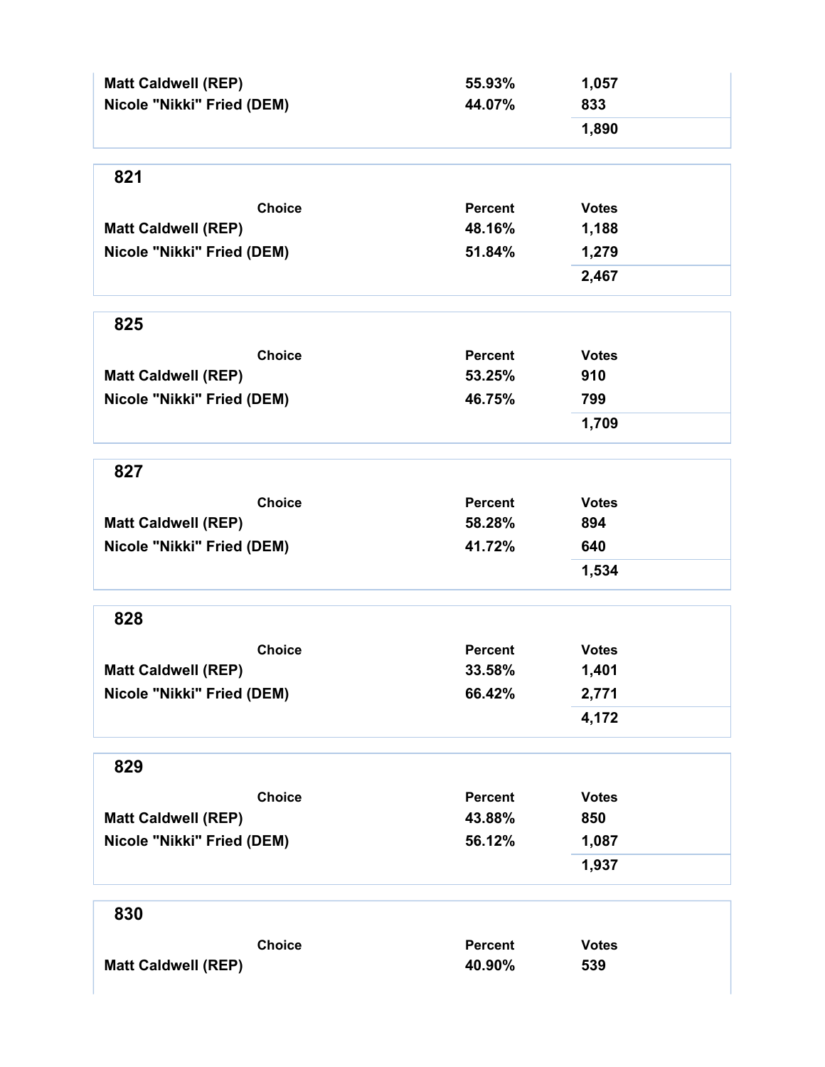| Choice | Percent | Votes |
| --- | --- | --- |
| Matt Caldwell (REP) | 55.93% | 1,057 |
| Nicole "Nikki" Fried (DEM) | 44.07% | 833 |
| | | 1,890 |

## 821

| Choice | Percent | Votes |
| --- | --- | --- |
| Matt Caldwell (REP) | 48.16% | 1,188 |
| Nicole "Nikki" Fried (DEM) | 51.84% | 1,279 |
| | | 2,467 |

## 825

| Choice | Percent | Votes |
| --- | --- | --- |
| Matt Caldwell (REP) | 53.25% | 910 |
| Nicole "Nikki" Fried (DEM) | 46.75% | 799 |
| | | 1,709 |

## 827

| Choice | Percent | Votes |
| --- | --- | --- |
| Matt Caldwell (REP) | 58.28% | 894 |
| Nicole "Nikki" Fried (DEM) | 41.72% | 640 |
| | | 1,534 |

## 828

| Choice | Percent | Votes |
| --- | --- | --- |
| Matt Caldwell (REP) | 33.58% | 1,401 |
| Nicole "Nikki" Fried (DEM) | 66.42% | 2,771 |
| | | 4,172 |

## 829

| Choice | Percent | Votes |
| --- | --- | --- |
| Matt Caldwell (REP) | 43.88% | 850 |
| Nicole "Nikki" Fried (DEM) | 56.12% | 1,087 |
| | | 1,937 |

## 830

| Choice | Percent | Votes |
| --- | --- | --- |
| Matt Caldwell (REP) | 40.90% | 539 |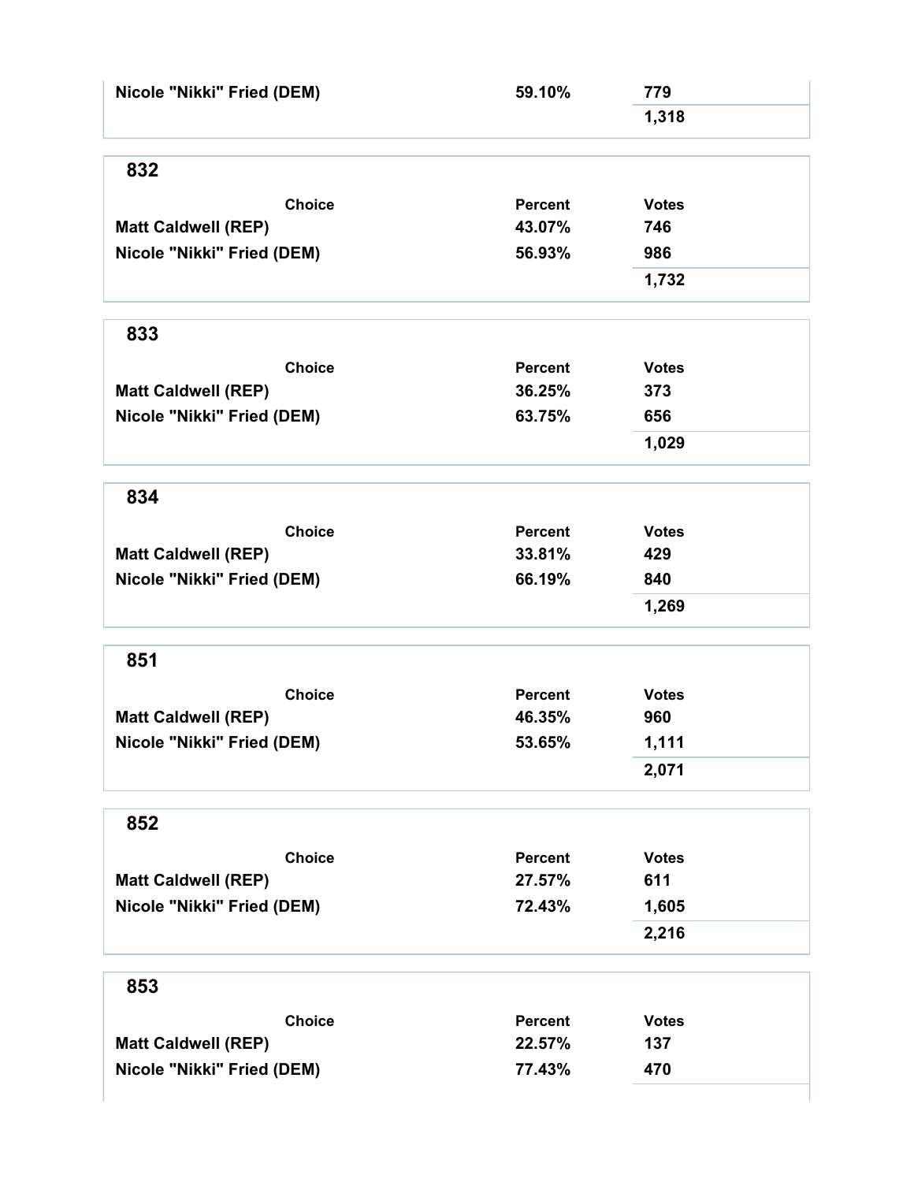| Choice | Percent | Votes |
| --- | --- | --- |
| Nicole "Nikki" Fried (DEM) | 59.10% | 779 |
| | | 1,318 |

## 832

| Choice | Percent | Votes |
| --- | --- | --- |
| Matt Caldwell (REP) | 43.07% | 746 |
| Nicole "Nikki" Fried (DEM) | 56.93% | 986 |
| | | 1,732 |

## 833

| Choice | Percent | Votes |
| --- | --- | --- |
| Matt Caldwell (REP) | 36.25% | 373 |
| Nicole "Nikki" Fried (DEM) | 63.75% | 656 |
| | | 1,029 |

## 834

| Choice | Percent | Votes |
| --- | --- | --- |
| Matt Caldwell (REP) | 33.81% | 429 |
| Nicole "Nikki" Fried (DEM) | 66.19% | 840 |
| | | 1,269 |

## 851

| Choice | Percent | Votes |
| --- | --- | --- |
| Matt Caldwell (REP) | 46.35% | 960 |
| Nicole "Nikki" Fried (DEM) | 53.65% | 1,111 |
| | | 2,071 |

## 852

| Choice | Percent | Votes |
| --- | --- | --- |
| Matt Caldwell (REP) | 27.57% | 611 |
| Nicole "Nikki" Fried (DEM) | 72.43% | 1,605 |
| | | 2,216 |

## 853

| Choice | Percent | Votes |
| --- | --- | --- |
| Matt Caldwell (REP) | 22.57% | 137 |
| Nicole "Nikki" Fried (DEM) | 77.43% | 470 |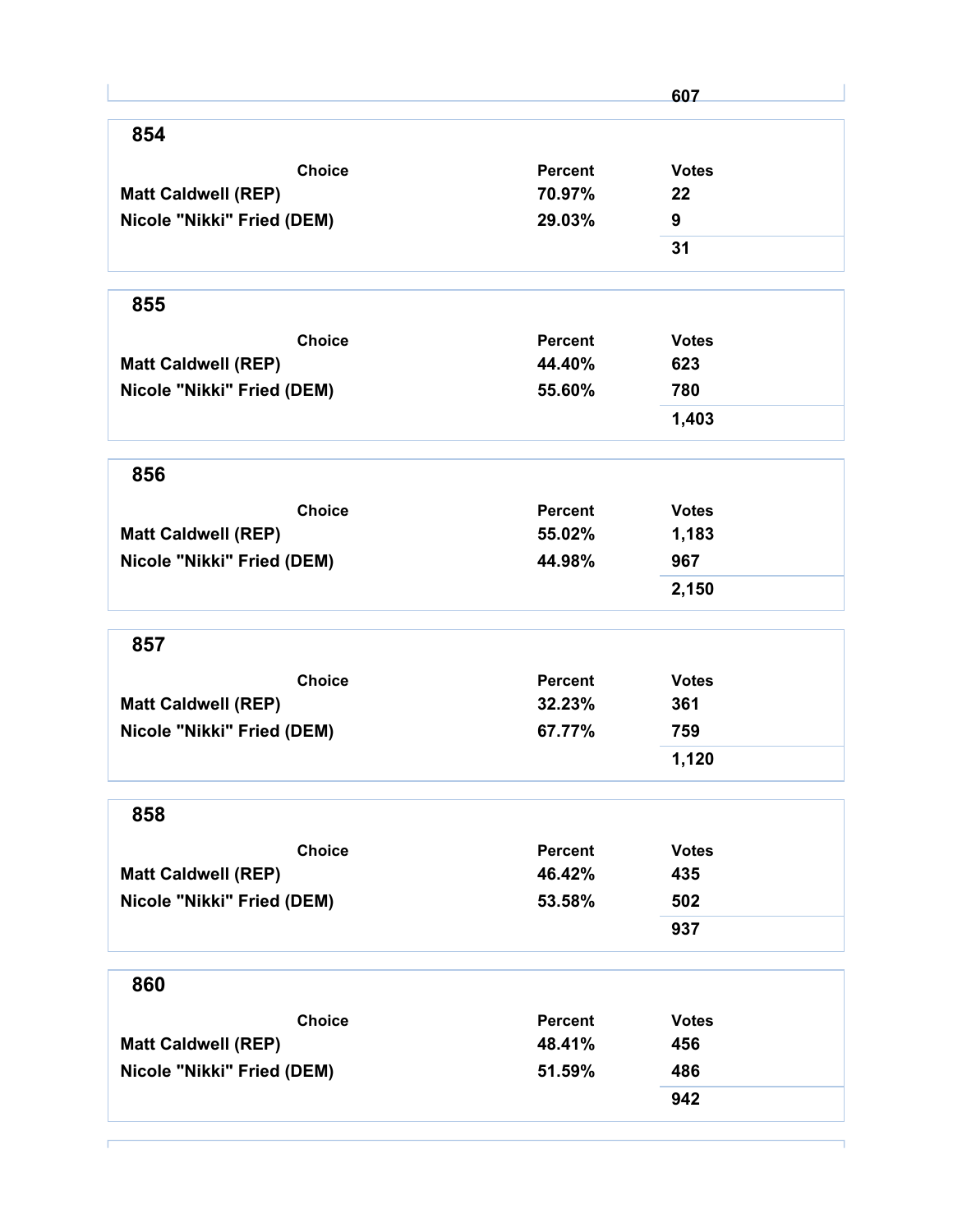| | | 607 |
|---|---|---|

## 854

| Choice | Percent | Votes |
|---|---|---|
| Matt Caldwell (REP) | 70.97% | 22 |
| Nicole "Nikki" Fried (DEM) | 29.03% | 9 |
| | | 31 |

## 855

| Choice | Percent | Votes |
|---|---|---|
| Matt Caldwell (REP) | 44.40% | 623 |
| Nicole "Nikki" Fried (DEM) | 55.60% | 780 |
| | | 1,403 |

## 856

| Choice | Percent | Votes |
|---|---|---|
| Matt Caldwell (REP) | 55.02% | 1,183 |
| Nicole "Nikki" Fried (DEM) | 44.98% | 967 |
| | | 2,150 |

## 857

| Choice | Percent | Votes |
|---|---|---|
| Matt Caldwell (REP) | 32.23% | 361 |
| Nicole "Nikki" Fried (DEM) | 67.77% | 759 |
| | | 1,120 |

## 858

| Choice | Percent | Votes |
|---|---|---|
| Matt Caldwell (REP) | 46.42% | 435 |
| Nicole "Nikki" Fried (DEM) | 53.58% | 502 |
| | | 937 |

## 860

| Choice | Percent | Votes |
|---|---|---|
| Matt Caldwell (REP) | 48.41% | 456 |
| Nicole "Nikki" Fried (DEM) | 51.59% | 486 |
| | | 942 |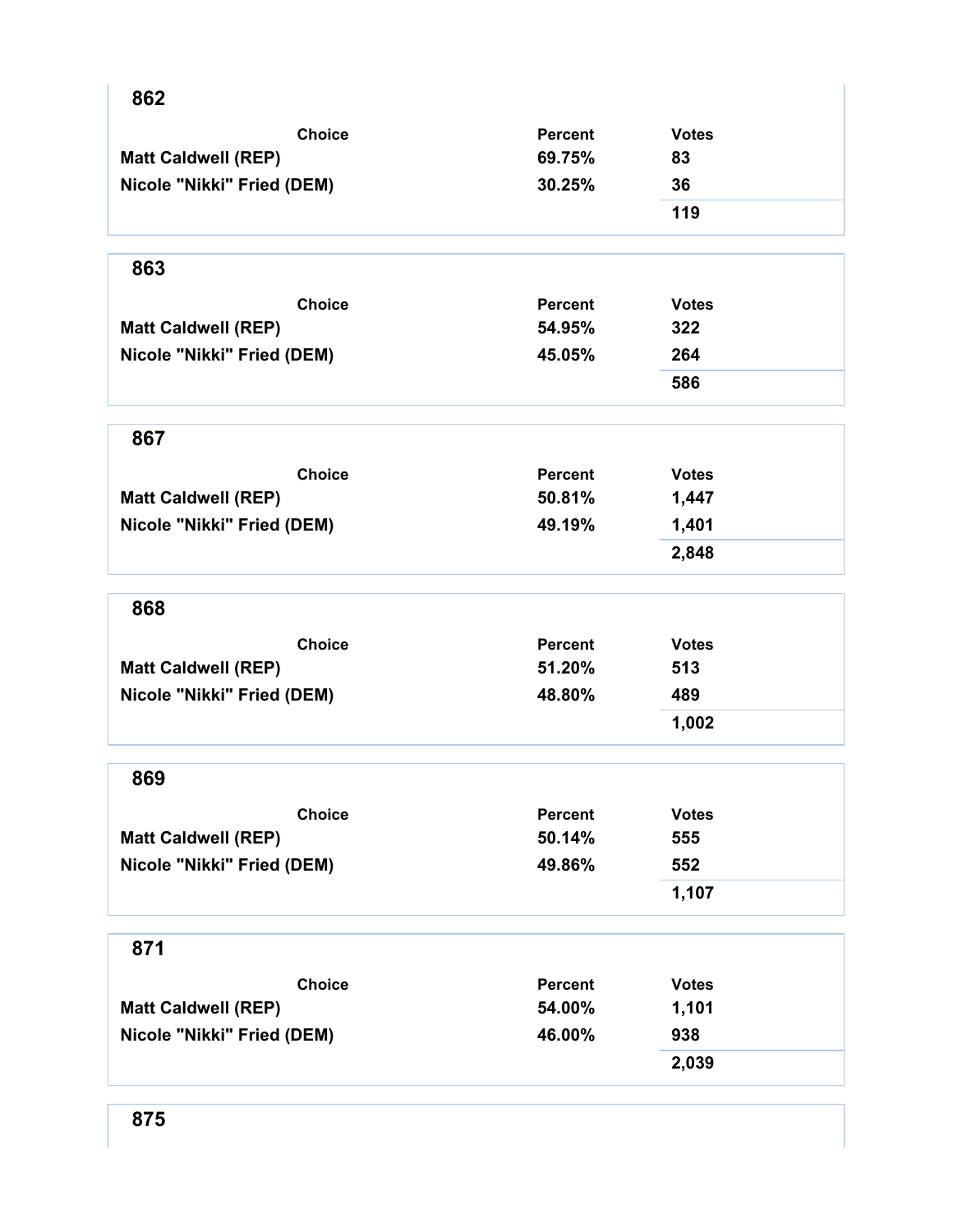## 862

| Choice | Percent | Votes |
|---|---|---|
| Matt Caldwell (REP) | 69.75% | 83 |
| Nicole "Nikki" Fried (DEM) | 30.25% | 36 |
| | | 119 |

## 863

| Choice | Percent | Votes |
|---|---|---|
| Matt Caldwell (REP) | 54.95% | 322 |
| Nicole "Nikki" Fried (DEM) | 45.05% | 264 |
| | | 586 |

## 867

| Choice | Percent | Votes |
|---|---|---|
| Matt Caldwell (REP) | 50.81% | 1,447 |
| Nicole "Nikki" Fried (DEM) | 49.19% | 1,401 |
| | | 2,848 |

## 868

| Choice | Percent | Votes |
|---|---|---|
| Matt Caldwell (REP) | 51.20% | 513 |
| Nicole "Nikki" Fried (DEM) | 48.80% | 489 |
| | | 1,002 |

## 869

| Choice | Percent | Votes |
|---|---|---|
| Matt Caldwell (REP) | 50.14% | 555 |
| Nicole "Nikki" Fried (DEM) | 49.86% | 552 |
| | | 1,107 |

## 871

| Choice | Percent | Votes |
|---|---|---|
| Matt Caldwell (REP) | 54.00% | 1,101 |
| Nicole "Nikki" Fried (DEM) | 46.00% | 938 |
| | | 2,039 |

## 875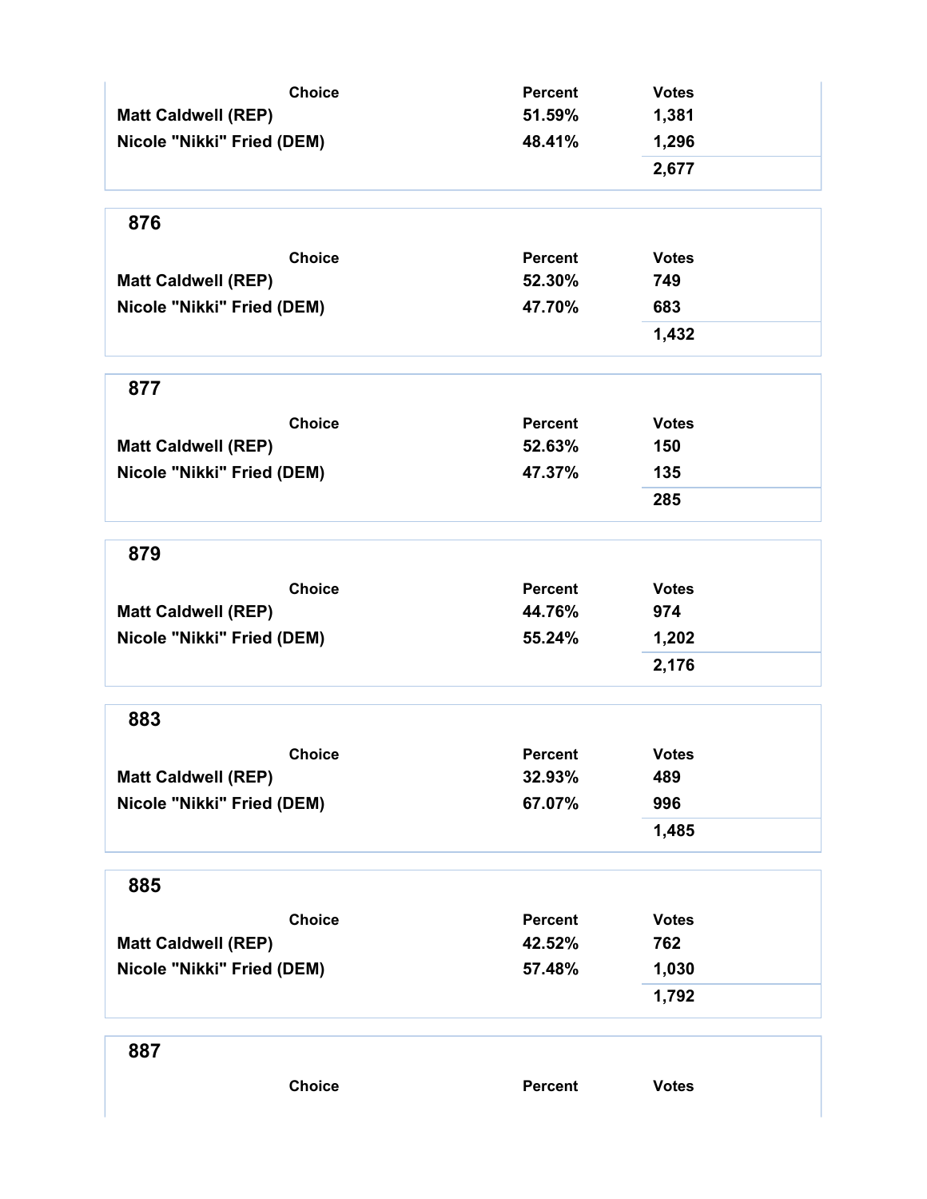| Choice | Percent | Votes |
|---|---|---|
| Matt Caldwell (REP) | 51.59% | 1,381 |
| Nicole "Nikki" Fried (DEM) | 48.41% | 1,296 |
| | | 2,677 |

## 876

| Choice | Percent | Votes |
|---|---|---|
| Matt Caldwell (REP) | 52.30% | 749 |
| Nicole "Nikki" Fried (DEM) | 47.70% | 683 |
| | | 1,432 |

## 877

| Choice | Percent | Votes |
|---|---|---|
| Matt Caldwell (REP) | 52.63% | 150 |
| Nicole "Nikki" Fried (DEM) | 47.37% | 135 |
| | | 285 |

## 879

| Choice | Percent | Votes |
|---|---|---|
| Matt Caldwell (REP) | 44.76% | 974 |
| Nicole "Nikki" Fried (DEM) | 55.24% | 1,202 |
| | | 2,176 |

## 883

| Choice | Percent | Votes |
|---|---|---|
| Matt Caldwell (REP) | 32.93% | 489 |
| Nicole "Nikki" Fried (DEM) | 67.07% | 996 |
| | | 1,485 |

## 885

| Choice | Percent | Votes |
|---|---|---|
| Matt Caldwell (REP) | 42.52% | 762 |
| Nicole "Nikki" Fried (DEM) | 57.48% | 1,030 |
| | | 1,792 |

## 887

| Choice | Percent | Votes |
|---|---|---|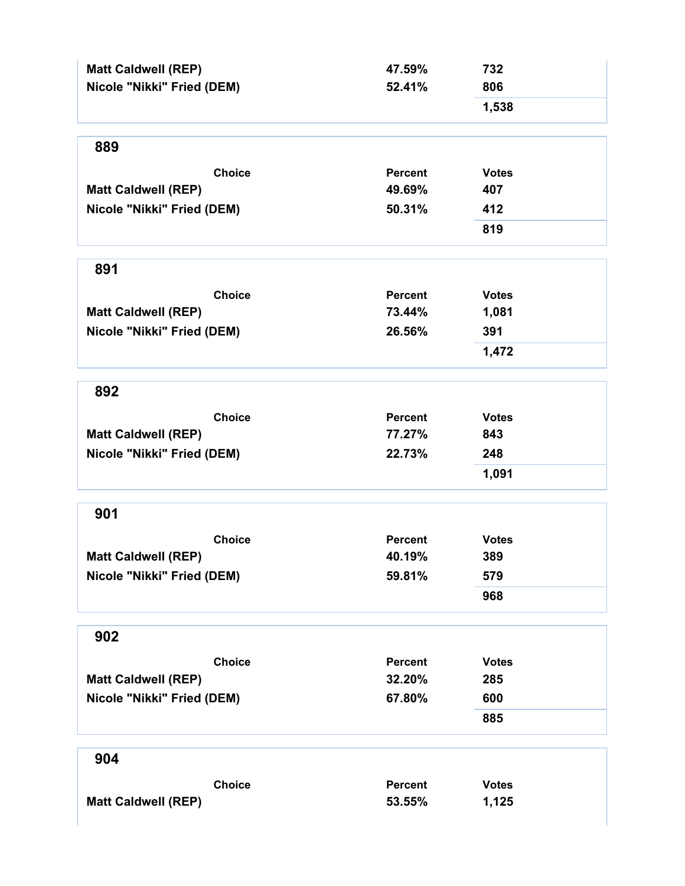| Choice | Percent | Votes |
|---|---|---|
| Matt Caldwell (REP) | 47.59% | 732 |
| Nicole "Nikki" Fried (DEM) | 52.41% | 806 |
| | | 1,538 |

## 889

| Choice | Percent | Votes |
|---|---|---|
| Matt Caldwell (REP) | 49.69% | 407 |
| Nicole "Nikki" Fried (DEM) | 50.31% | 412 |
| | | 819 |

## 891

| Choice | Percent | Votes |
|---|---|---|
| Matt Caldwell (REP) | 73.44% | 1,081 |
| Nicole "Nikki" Fried (DEM) | 26.56% | 391 |
| | | 1,472 |

## 892

| Choice | Percent | Votes |
|---|---|---|
| Matt Caldwell (REP) | 77.27% | 843 |
| Nicole "Nikki" Fried (DEM) | 22.73% | 248 |
| | | 1,091 |

## 901

| Choice | Percent | Votes |
|---|---|---|
| Matt Caldwell (REP) | 40.19% | 389 |
| Nicole "Nikki" Fried (DEM) | 59.81% | 579 |
| | | 968 |

## 902

| Choice | Percent | Votes |
|---|---|---|
| Matt Caldwell (REP) | 32.20% | 285 |
| Nicole "Nikki" Fried (DEM) | 67.80% | 600 |
| | | 885 |

## 904

| Choice | Percent | Votes |
|---|---|---|
| Matt Caldwell (REP) | 53.55% | 1,125 |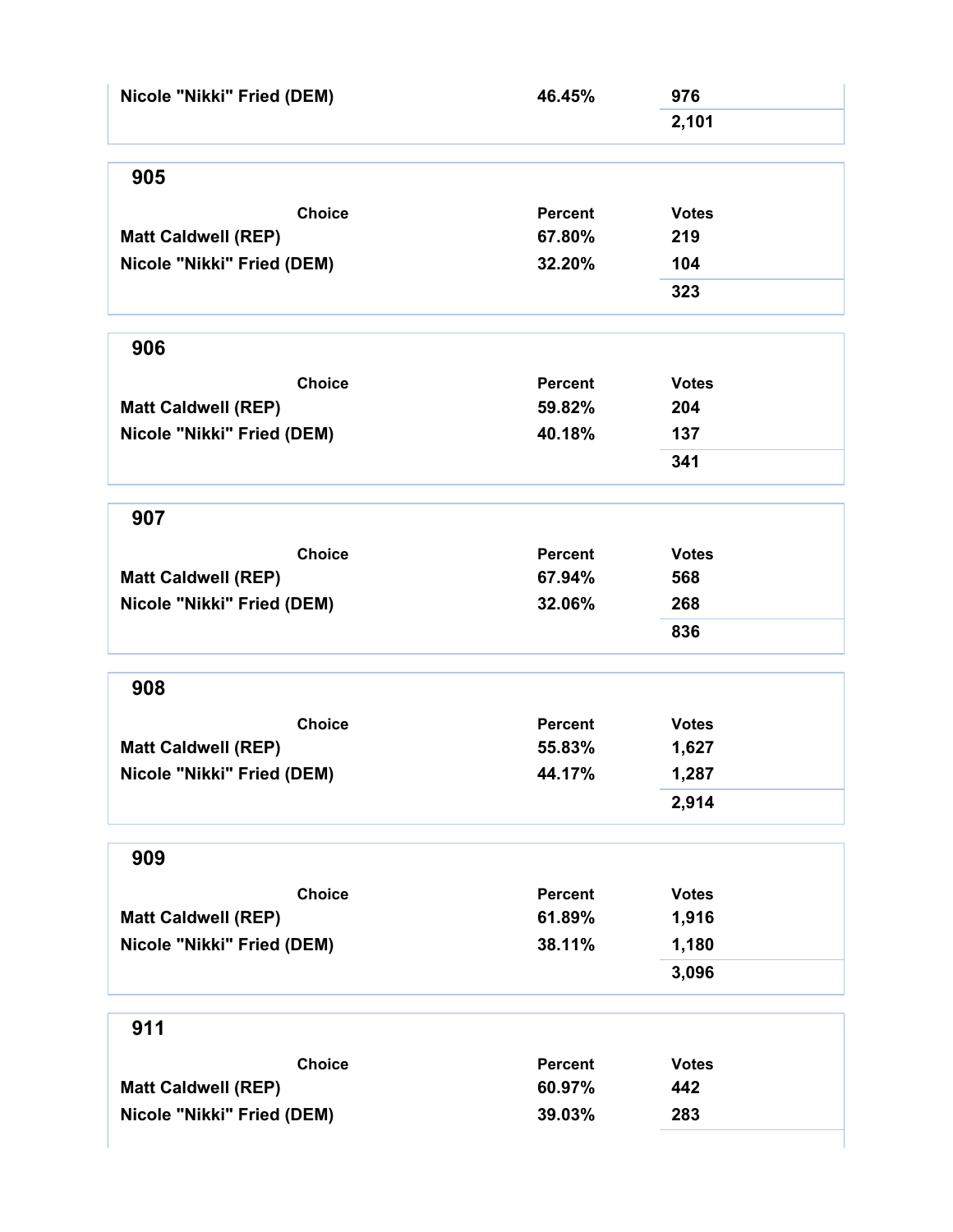| Choice | Percent | Votes |
|---|---|---|
| Nicole "Nikki" Fried (DEM) | 46.45% | 976 |
| | | 2,101 |

## 905

| Choice | Percent | Votes |
|---|---|---|
| Matt Caldwell (REP) | 67.80% | 219 |
| Nicole "Nikki" Fried (DEM) | 32.20% | 104 |
| | | 323 |

## 906

| Choice | Percent | Votes |
|---|---|---|
| Matt Caldwell (REP) | 59.82% | 204 |
| Nicole "Nikki" Fried (DEM) | 40.18% | 137 |
| | | 341 |

## 907

| Choice | Percent | Votes |
|---|---|---|
| Matt Caldwell (REP) | 67.94% | 568 |
| Nicole "Nikki" Fried (DEM) | 32.06% | 268 |
| | | 836 |

## 908

| Choice | Percent | Votes |
|---|---|---|
| Matt Caldwell (REP) | 55.83% | 1,627 |
| Nicole "Nikki" Fried (DEM) | 44.17% | 1,287 |
| | | 2,914 |

## 909

| Choice | Percent | Votes |
|---|---|---|
| Matt Caldwell (REP) | 61.89% | 1,916 |
| Nicole "Nikki" Fried (DEM) | 38.11% | 1,180 |
| | | 3,096 |

## 911

| Choice | Percent | Votes |
|---|---|---|
| Matt Caldwell (REP) | 60.97% | 442 |
| Nicole "Nikki" Fried (DEM) | 39.03% | 283 |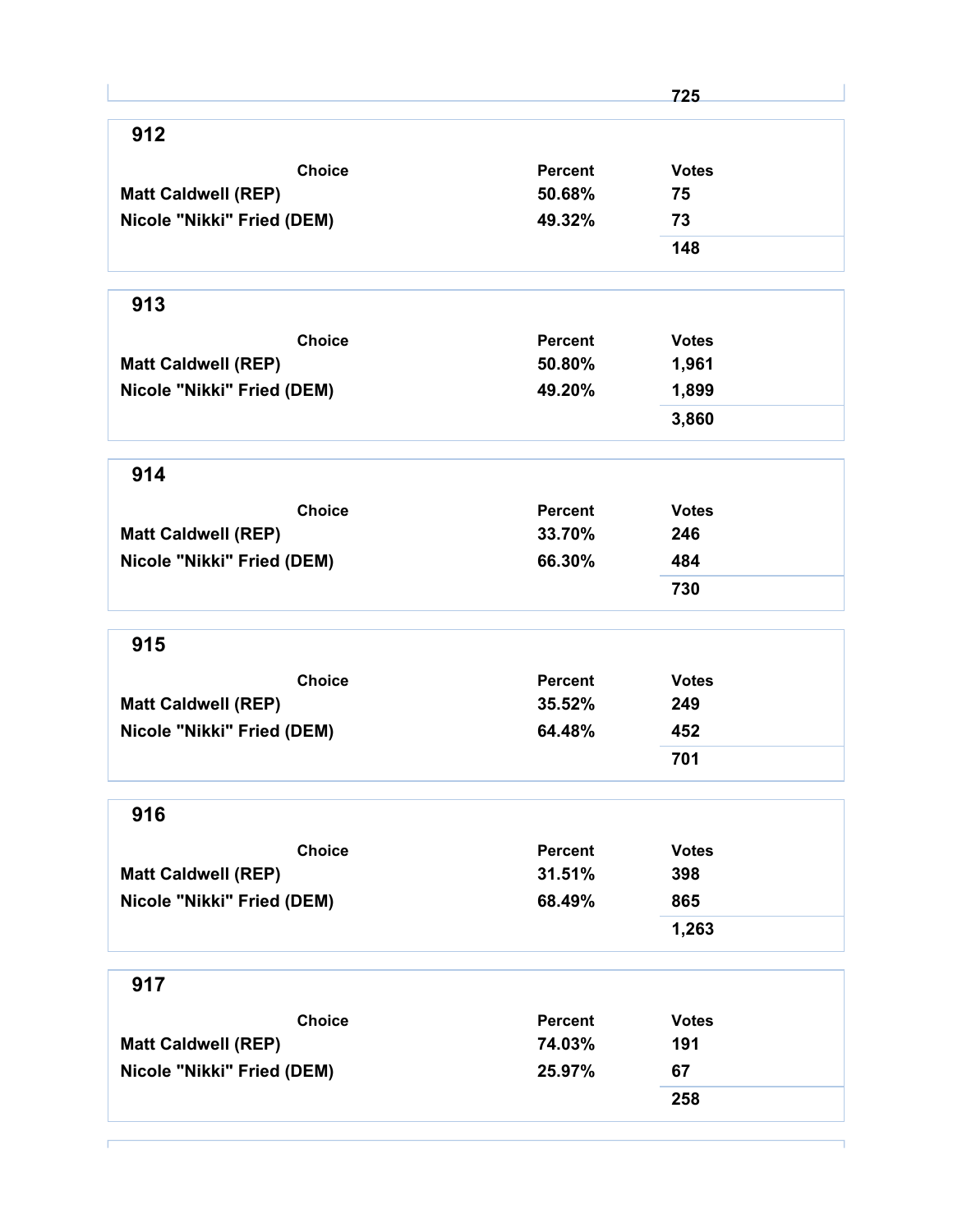| | | 725 |
|---|---|---|

## 912

| Choice | Percent | Votes |
|---|---|---|
| Matt Caldwell (REP) | 50.68% | 75 |
| Nicole "Nikki" Fried (DEM) | 49.32% | 73 |
| | | 148 |

## 913

| Choice | Percent | Votes |
|---|---|---|
| Matt Caldwell (REP) | 50.80% | 1,961 |
| Nicole "Nikki" Fried (DEM) | 49.20% | 1,899 |
| | | 3,860 |

## 914

| Choice | Percent | Votes |
|---|---|---|
| Matt Caldwell (REP) | 33.70% | 246 |
| Nicole "Nikki" Fried (DEM) | 66.30% | 484 |
| | | 730 |

## 915

| Choice | Percent | Votes |
|---|---|---|
| Matt Caldwell (REP) | 35.52% | 249 |
| Nicole "Nikki" Fried (DEM) | 64.48% | 452 |
| | | 701 |

## 916

| Choice | Percent | Votes |
|---|---|---|
| Matt Caldwell (REP) | 31.51% | 398 |
| Nicole "Nikki" Fried (DEM) | 68.49% | 865 |
| | | 1,263 |

## 917

| Choice | Percent | Votes |
|---|---|---|
| Matt Caldwell (REP) | 74.03% | 191 |
| Nicole "Nikki" Fried (DEM) | 25.97% | 67 |
| | | 258 |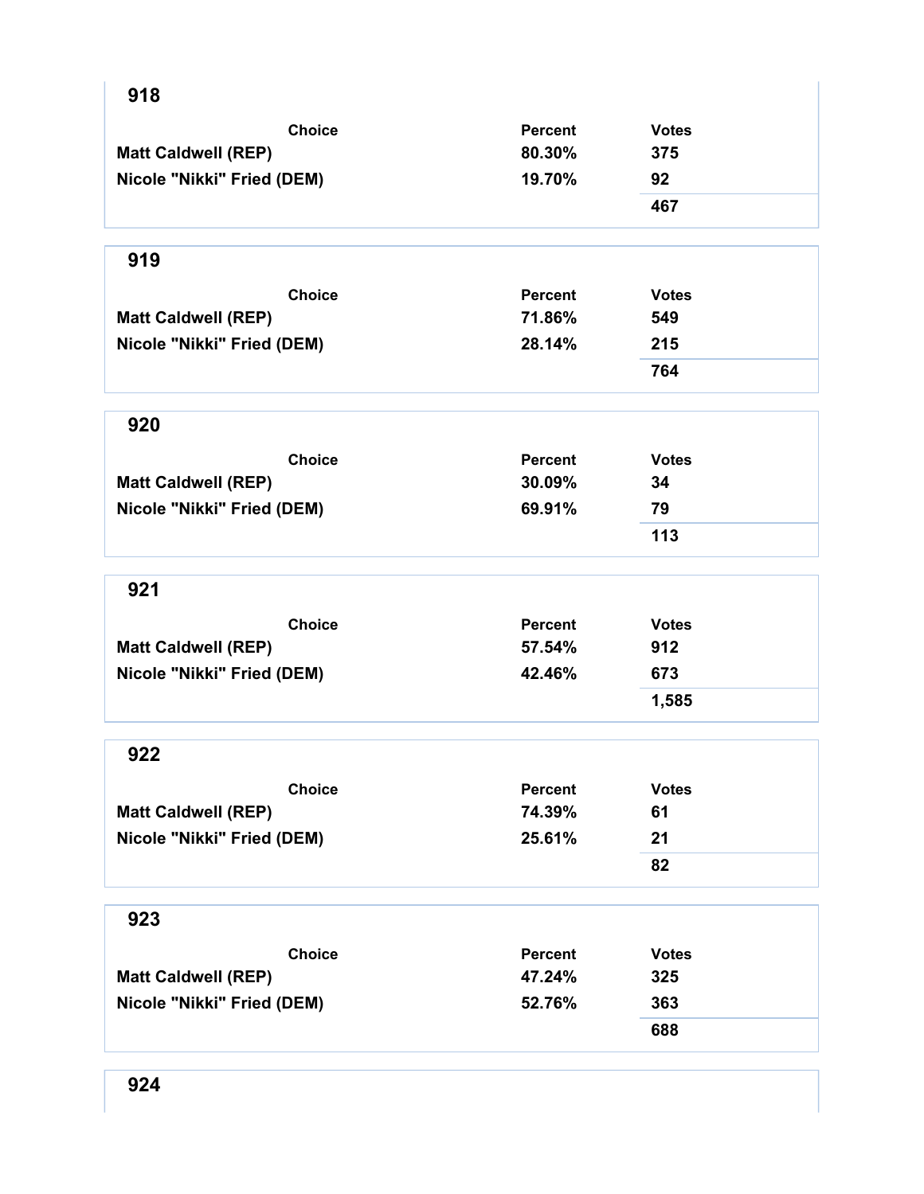## 918

| Choice | Percent | Votes |
|---|---|---|
| Matt Caldwell (REP) | 80.30% | 375 |
| Nicole "Nikki" Fried (DEM) | 19.70% | 92 |
| | | 467 |

## 919

| Choice | Percent | Votes |
|---|---|---|
| Matt Caldwell (REP) | 71.86% | 549 |
| Nicole "Nikki" Fried (DEM) | 28.14% | 215 |
| | | 764 |

## 920

| Choice | Percent | Votes |
|---|---|---|
| Matt Caldwell (REP) | 30.09% | 34 |
| Nicole "Nikki" Fried (DEM) | 69.91% | 79 |
| | | 113 |

## 921

| Choice | Percent | Votes |
|---|---|---|
| Matt Caldwell (REP) | 57.54% | 912 |
| Nicole "Nikki" Fried (DEM) | 42.46% | 673 |
| | | 1,585 |

## 922

| Choice | Percent | Votes |
|---|---|---|
| Matt Caldwell (REP) | 74.39% | 61 |
| Nicole "Nikki" Fried (DEM) | 25.61% | 21 |
| | | 82 |

## 923

| Choice | Percent | Votes |
|---|---|---|
| Matt Caldwell (REP) | 47.24% | 325 |
| Nicole "Nikki" Fried (DEM) | 52.76% | 363 |
| | | 688 |

## 924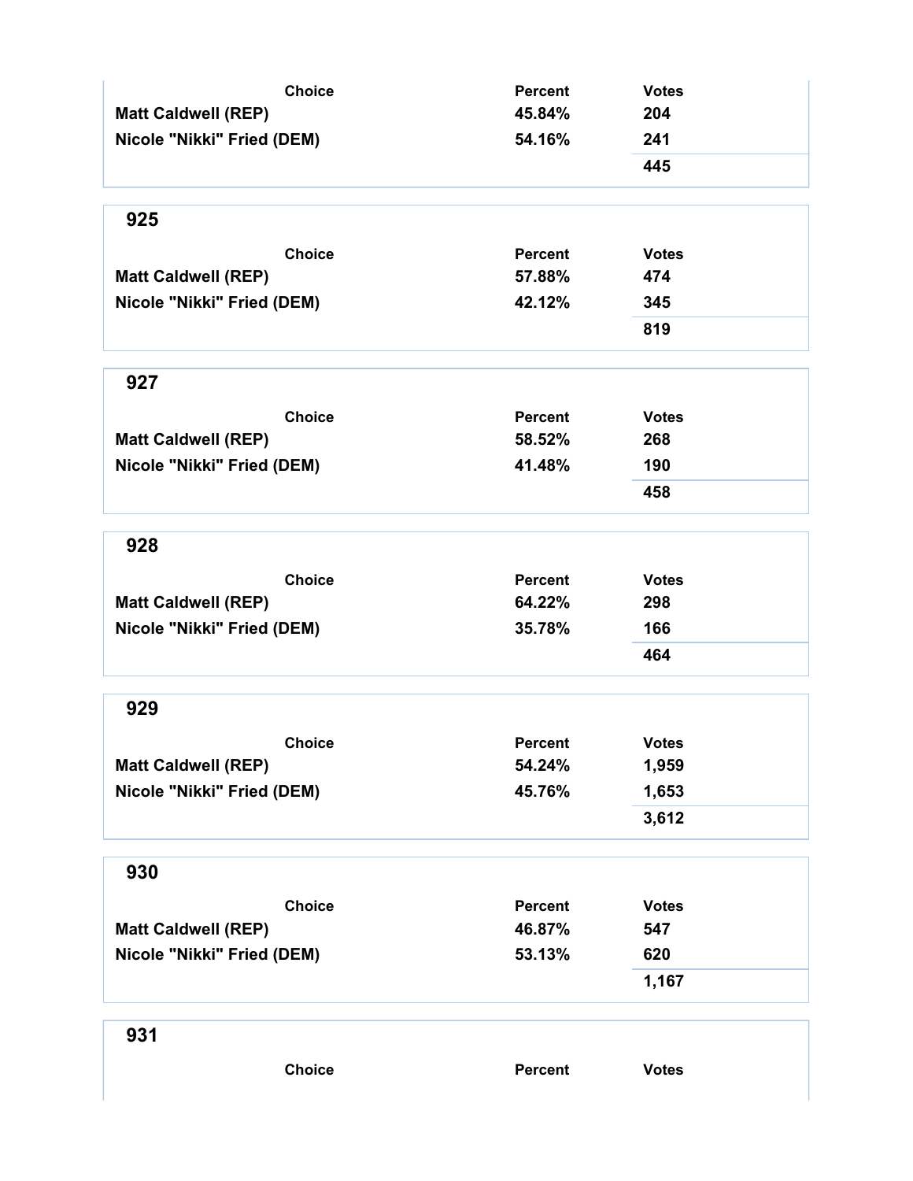| Choice | Percent | Votes |
| --- | --- | --- |
| Matt Caldwell (REP) | 45.84% | 204 |
| Nicole "Nikki" Fried (DEM) | 54.16% | 241 |
| | | 445 |

## 925

| Choice | Percent | Votes |
| --- | --- | --- |
| Matt Caldwell (REP) | 57.88% | 474 |
| Nicole "Nikki" Fried (DEM) | 42.12% | 345 |
| | | 819 |

## 927

| Choice | Percent | Votes |
| --- | --- | --- |
| Matt Caldwell (REP) | 58.52% | 268 |
| Nicole "Nikki" Fried (DEM) | 41.48% | 190 |
| | | 458 |

## 928

| Choice | Percent | Votes |
| --- | --- | --- |
| Matt Caldwell (REP) | 64.22% | 298 |
| Nicole "Nikki" Fried (DEM) | 35.78% | 166 |
| | | 464 |

## 929

| Choice | Percent | Votes |
| --- | --- | --- |
| Matt Caldwell (REP) | 54.24% | 1,959 |
| Nicole "Nikki" Fried (DEM) | 45.76% | 1,653 |
| | | 3,612 |

## 930

| Choice | Percent | Votes |
| --- | --- | --- |
| Matt Caldwell (REP) | 46.87% | 547 |
| Nicole "Nikki" Fried (DEM) | 53.13% | 620 |
| | | 1,167 |

## 931

| Choice | Percent | Votes |
| --- | --- | --- |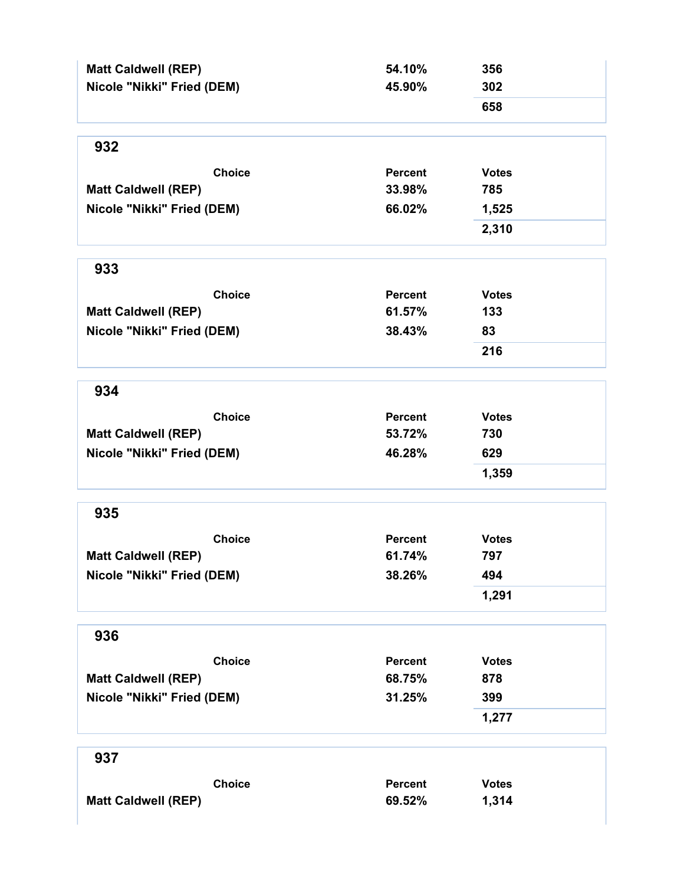| Choice | Percent | Votes |
| --- | --- | --- |
| Matt Caldwell (REP) | 54.10% | 356 |
| Nicole "Nikki" Fried (DEM) | 45.90% | 302 |
| | | 658 |

## 932

| Choice | Percent | Votes |
| --- | --- | --- |
| Matt Caldwell (REP) | 33.98% | 785 |
| Nicole "Nikki" Fried (DEM) | 66.02% | 1,525 |
| | | 2,310 |

## 933

| Choice | Percent | Votes |
| --- | --- | --- |
| Matt Caldwell (REP) | 61.57% | 133 |
| Nicole "Nikki" Fried (DEM) | 38.43% | 83 |
| | | 216 |

## 934

| Choice | Percent | Votes |
| --- | --- | --- |
| Matt Caldwell (REP) | 53.72% | 730 |
| Nicole "Nikki" Fried (DEM) | 46.28% | 629 |
| | | 1,359 |

## 935

| Choice | Percent | Votes |
| --- | --- | --- |
| Matt Caldwell (REP) | 61.74% | 797 |
| Nicole "Nikki" Fried (DEM) | 38.26% | 494 |
| | | 1,291 |

## 936

| Choice | Percent | Votes |
| --- | --- | --- |
| Matt Caldwell (REP) | 68.75% | 878 |
| Nicole "Nikki" Fried (DEM) | 31.25% | 399 |
| | | 1,277 |

## 937

| Choice | Percent | Votes |
| --- | --- | --- |
| Matt Caldwell (REP) | 69.52% | 1,314 |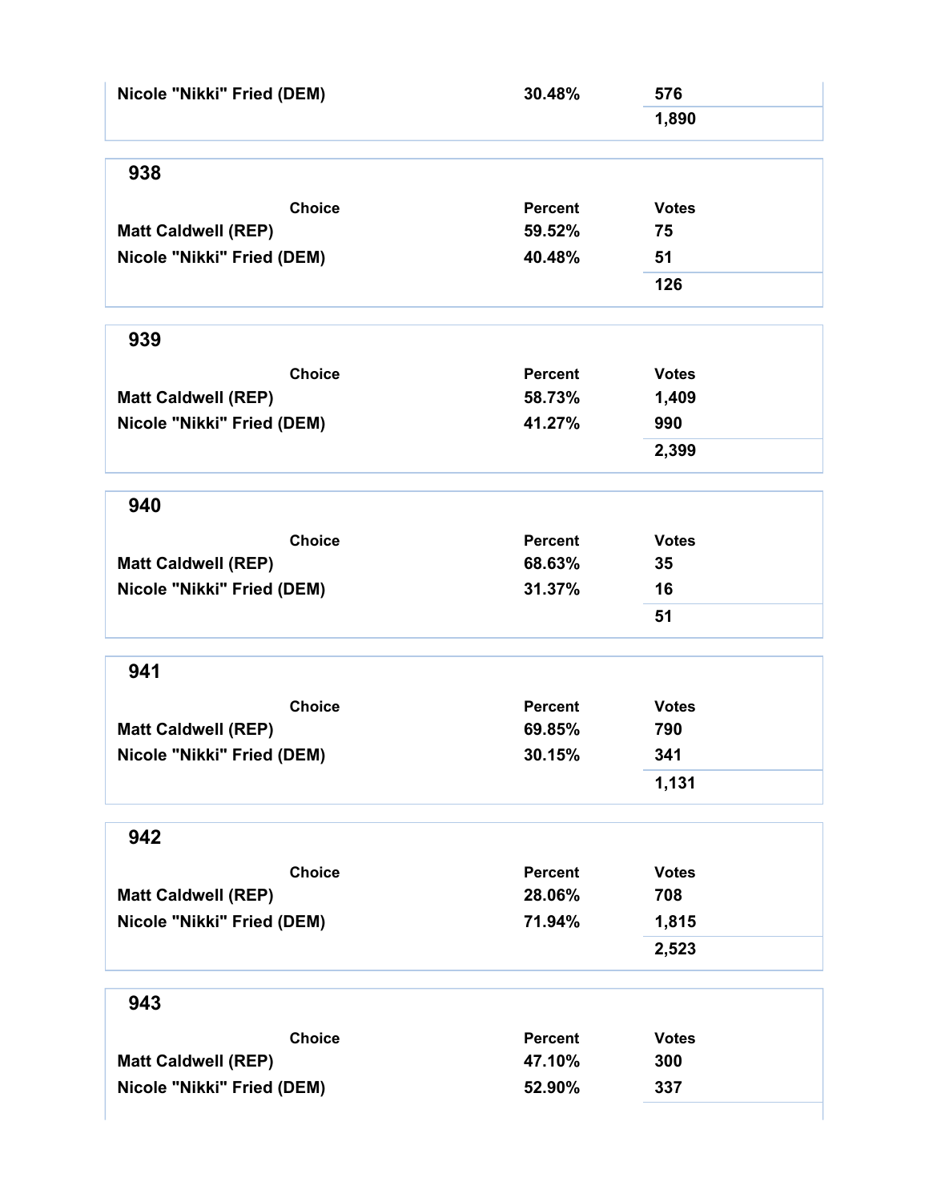| Choice | Percent | Votes |
| --- | --- | --- |
| Nicole "Nikki" Fried (DEM) | 30.48% | 576 |
| | | 1,890 |

## 938

| Choice | Percent | Votes |
| --- | --- | --- |
| Matt Caldwell (REP) | 59.52% | 75 |
| Nicole "Nikki" Fried (DEM) | 40.48% | 51 |
| | | 126 |

## 939

| Choice | Percent | Votes |
| --- | --- | --- |
| Matt Caldwell (REP) | 58.73% | 1,409 |
| Nicole "Nikki" Fried (DEM) | 41.27% | 990 |
| | | 2,399 |

## 940

| Choice | Percent | Votes |
| --- | --- | --- |
| Matt Caldwell (REP) | 68.63% | 35 |
| Nicole "Nikki" Fried (DEM) | 31.37% | 16 |
| | | 51 |

## 941

| Choice | Percent | Votes |
| --- | --- | --- |
| Matt Caldwell (REP) | 69.85% | 790 |
| Nicole "Nikki" Fried (DEM) | 30.15% | 341 |
| | | 1,131 |

## 942

| Choice | Percent | Votes |
| --- | --- | --- |
| Matt Caldwell (REP) | 28.06% | 708 |
| Nicole "Nikki" Fried (DEM) | 71.94% | 1,815 |
| | | 2,523 |

## 943

| Choice | Percent | Votes |
| --- | --- | --- |
| Matt Caldwell (REP) | 47.10% | 300 |
| Nicole "Nikki" Fried (DEM) | 52.90% | 337 |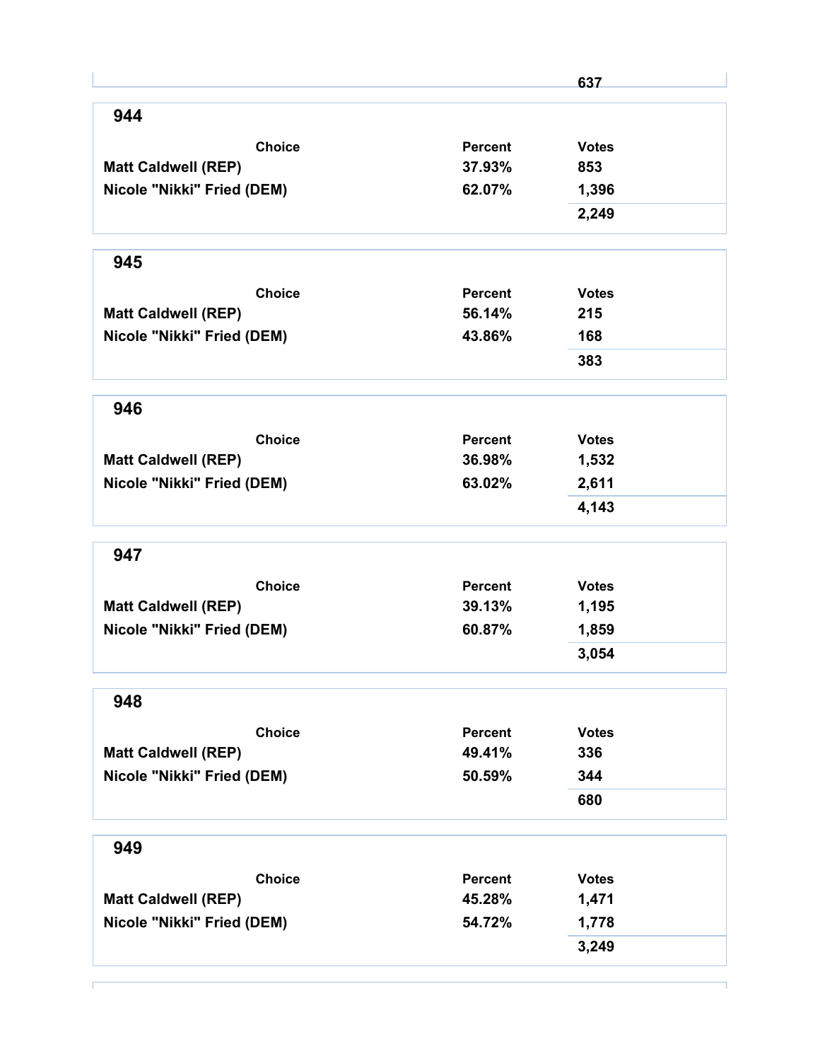| | | 637 |
|---|---|---|

## 944

| Choice | Percent | Votes |
|---|---|---|
| Matt Caldwell (REP) | 37.93% | 853 |
| Nicole "Nikki" Fried (DEM) | 62.07% | 1,396 |
| | | 2,249 |

## 945

| Choice | Percent | Votes |
|---|---|---|
| Matt Caldwell (REP) | 56.14% | 215 |
| Nicole "Nikki" Fried (DEM) | 43.86% | 168 |
| | | 383 |

## 946

| Choice | Percent | Votes |
|---|---|---|
| Matt Caldwell (REP) | 36.98% | 1,532 |
| Nicole "Nikki" Fried (DEM) | 63.02% | 2,611 |
| | | 4,143 |

## 947

| Choice | Percent | Votes |
|---|---|---|
| Matt Caldwell (REP) | 39.13% | 1,195 |
| Nicole "Nikki" Fried (DEM) | 60.87% | 1,859 |
| | | 3,054 |

## 948

| Choice | Percent | Votes |
|---|---|---|
| Matt Caldwell (REP) | 49.41% | 336 |
| Nicole "Nikki" Fried (DEM) | 50.59% | 344 |
| | | 680 |

## 949

| Choice | Percent | Votes |
|---|---|---|
| Matt Caldwell (REP) | 45.28% | 1,471 |
| Nicole "Nikki" Fried (DEM) | 54.72% | 1,778 |
| | | 3,249 |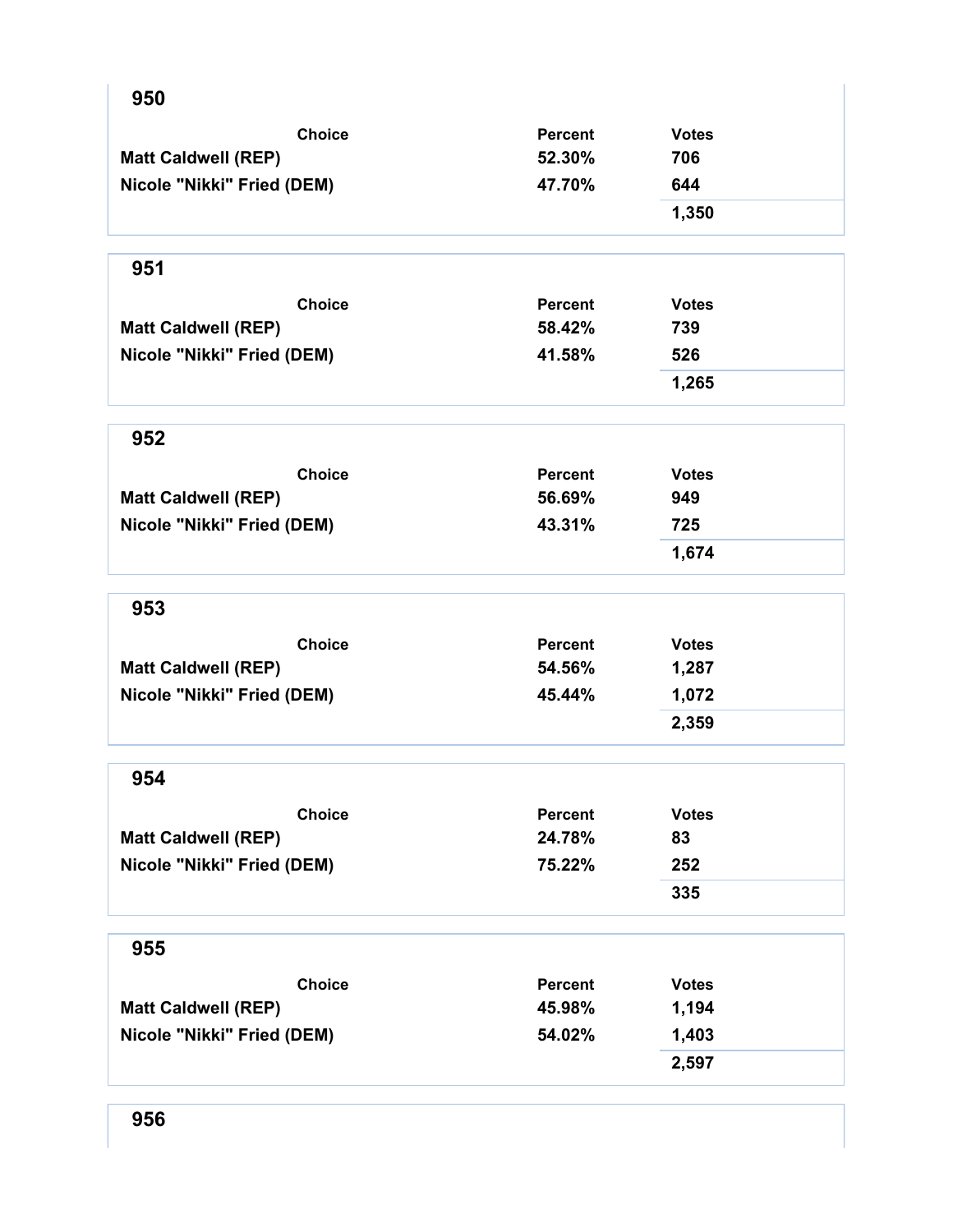## 950

| Choice | Percent | Votes |
| --- | --- | --- |
| Matt Caldwell (REP) | 52.30% | 706 |
| Nicole "Nikki" Fried (DEM) | 47.70% | 644 |
| | | 1,350 |

## 951

| Choice | Percent | Votes |
| --- | --- | --- |
| Matt Caldwell (REP) | 58.42% | 739 |
| Nicole "Nikki" Fried (DEM) | 41.58% | 526 |
| | | 1,265 |

## 952

| Choice | Percent | Votes |
| --- | --- | --- |
| Matt Caldwell (REP) | 56.69% | 949 |
| Nicole "Nikki" Fried (DEM) | 43.31% | 725 |
| | | 1,674 |

## 953

| Choice | Percent | Votes |
| --- | --- | --- |
| Matt Caldwell (REP) | 54.56% | 1,287 |
| Nicole "Nikki" Fried (DEM) | 45.44% | 1,072 |
| | | 2,359 |

## 954

| Choice | Percent | Votes |
| --- | --- | --- |
| Matt Caldwell (REP) | 24.78% | 83 |
| Nicole "Nikki" Fried (DEM) | 75.22% | 252 |
| | | 335 |

## 955

| Choice | Percent | Votes |
| --- | --- | --- |
| Matt Caldwell (REP) | 45.98% | 1,194 |
| Nicole "Nikki" Fried (DEM) | 54.02% | 1,403 |
| | | 2,597 |

## 956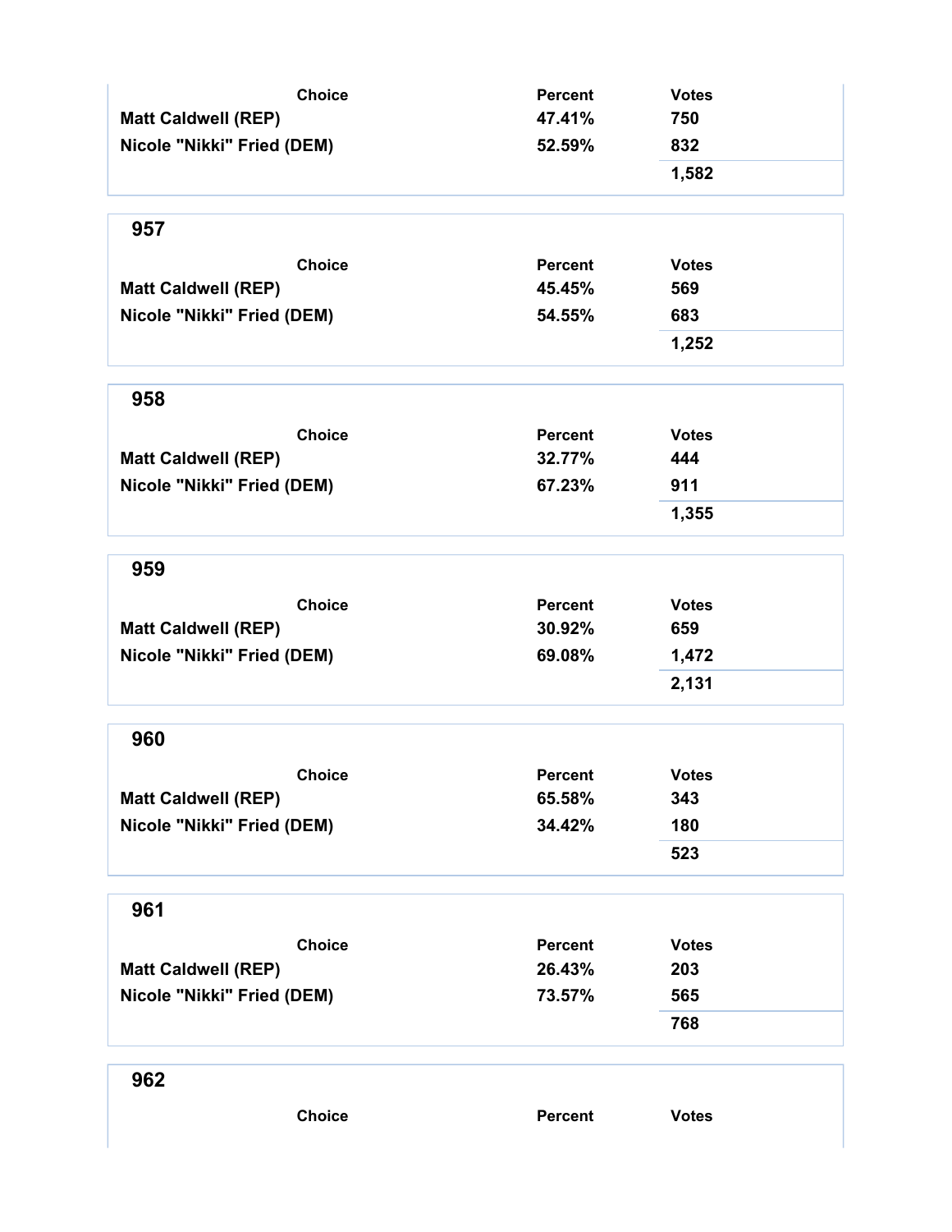| Choice | Percent | Votes |
| --- | --- | --- |
| Matt Caldwell (REP) | 47.41% | 750 |
| Nicole "Nikki" Fried (DEM) | 52.59% | 832 |
| | | 1,582 |

## 957

| Choice | Percent | Votes |
| --- | --- | --- |
| Matt Caldwell (REP) | 45.45% | 569 |
| Nicole "Nikki" Fried (DEM) | 54.55% | 683 |
| | | 1,252 |

## 958

| Choice | Percent | Votes |
| --- | --- | --- |
| Matt Caldwell (REP) | 32.77% | 444 |
| Nicole "Nikki" Fried (DEM) | 67.23% | 911 |
| | | 1,355 |

## 959

| Choice | Percent | Votes |
| --- | --- | --- |
| Matt Caldwell (REP) | 30.92% | 659 |
| Nicole "Nikki" Fried (DEM) | 69.08% | 1,472 |
| | | 2,131 |

## 960

| Choice | Percent | Votes |
| --- | --- | --- |
| Matt Caldwell (REP) | 65.58% | 343 |
| Nicole "Nikki" Fried (DEM) | 34.42% | 180 |
| | | 523 |

## 961

| Choice | Percent | Votes |
| --- | --- | --- |
| Matt Caldwell (REP) | 26.43% | 203 |
| Nicole "Nikki" Fried (DEM) | 73.57% | 565 |
| | | 768 |

## 962

| Choice | Percent | Votes |
| --- | --- | --- |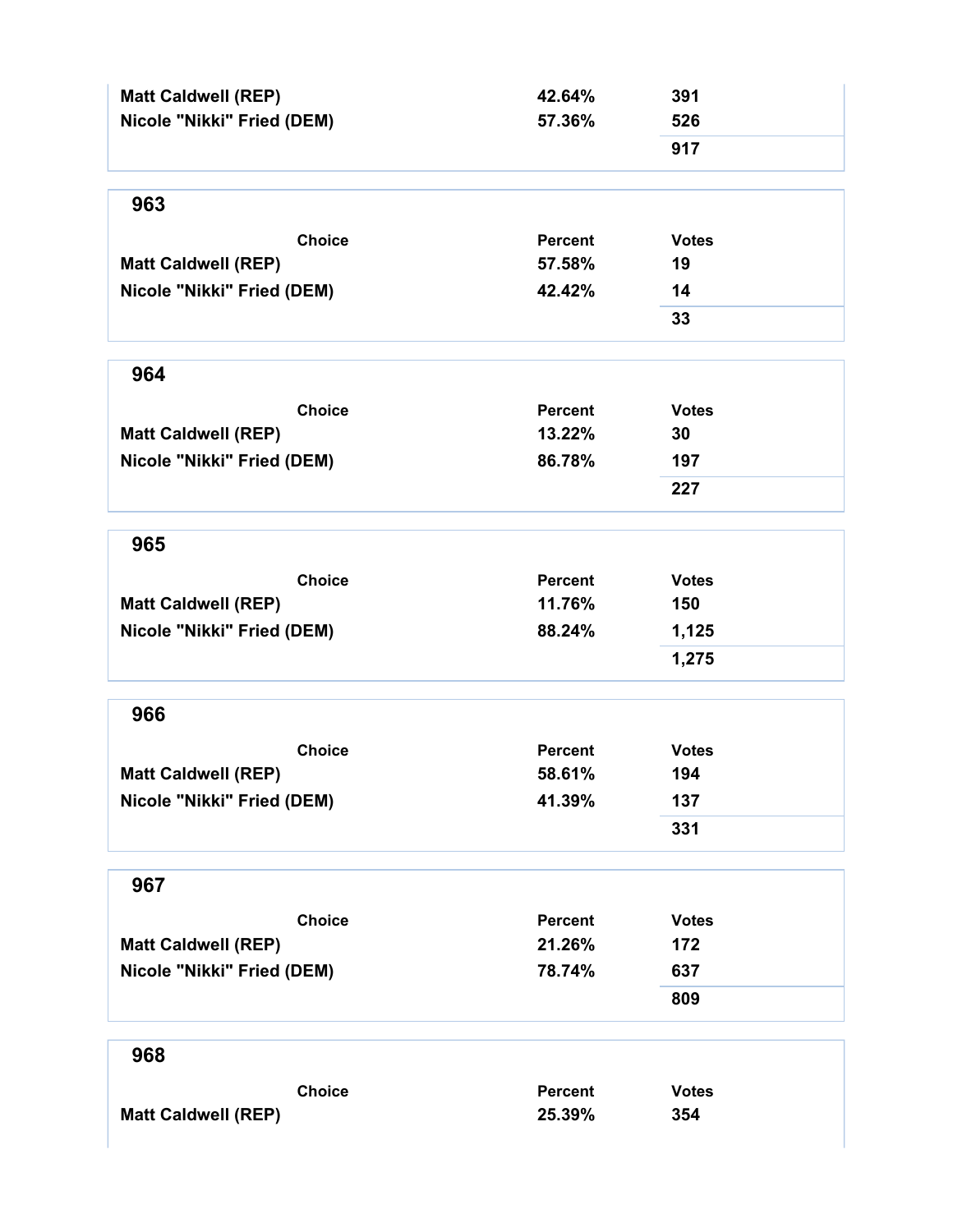| Choice | Percent | Votes |
| --- | --- | --- |
| Matt Caldwell (REP) | 42.64% | 391 |
| Nicole "Nikki" Fried (DEM) | 57.36% | 526 |
| | | 917 |

## 963

| Choice | Percent | Votes |
| --- | --- | --- |
| Matt Caldwell (REP) | 57.58% | 19 |
| Nicole "Nikki" Fried (DEM) | 42.42% | 14 |
| | | 33 |

## 964

| Choice | Percent | Votes |
| --- | --- | --- |
| Matt Caldwell (REP) | 13.22% | 30 |
| Nicole "Nikki" Fried (DEM) | 86.78% | 197 |
| | | 227 |

## 965

| Choice | Percent | Votes |
| --- | --- | --- |
| Matt Caldwell (REP) | 11.76% | 150 |
| Nicole "Nikki" Fried (DEM) | 88.24% | 1,125 |
| | | 1,275 |

## 966

| Choice | Percent | Votes |
| --- | --- | --- |
| Matt Caldwell (REP) | 58.61% | 194 |
| Nicole "Nikki" Fried (DEM) | 41.39% | 137 |
| | | 331 |

## 967

| Choice | Percent | Votes |
| --- | --- | --- |
| Matt Caldwell (REP) | 21.26% | 172 |
| Nicole "Nikki" Fried (DEM) | 78.74% | 637 |
| | | 809 |

## 968

| Choice | Percent | Votes |
| --- | --- | --- |
| Matt Caldwell (REP) | 25.39% | 354 |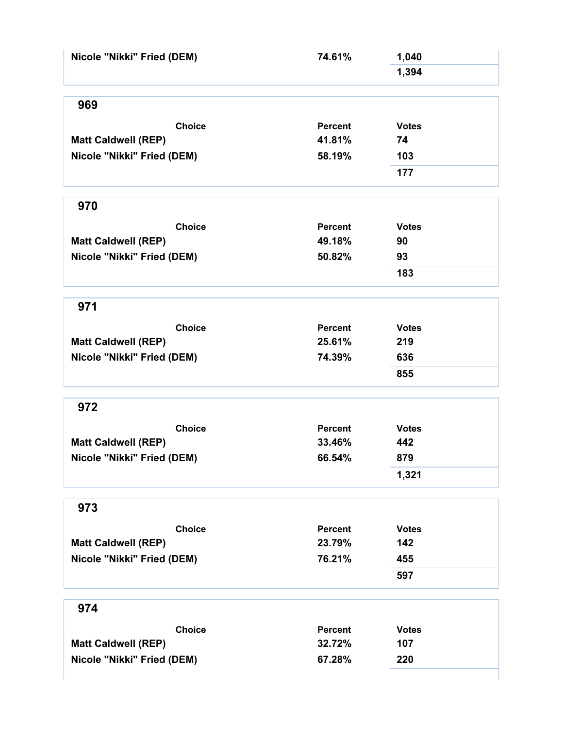| Choice | Percent | Votes |
|---|---|---|
| Nicole "Nikki" Fried (DEM) | 74.61% | 1,040 |
| | | 1,394 |

## 969

| Choice | Percent | Votes |
|---|---|---|
| Matt Caldwell (REP) | 41.81% | 74 |
| Nicole "Nikki" Fried (DEM) | 58.19% | 103 |
| | | 177 |

## 970

| Choice | Percent | Votes |
|---|---|---|
| Matt Caldwell (REP) | 49.18% | 90 |
| Nicole "Nikki" Fried (DEM) | 50.82% | 93 |
| | | 183 |

## 971

| Choice | Percent | Votes |
|---|---|---|
| Matt Caldwell (REP) | 25.61% | 219 |
| Nicole "Nikki" Fried (DEM) | 74.39% | 636 |
| | | 855 |

## 972

| Choice | Percent | Votes |
|---|---|---|
| Matt Caldwell (REP) | 33.46% | 442 |
| Nicole "Nikki" Fried (DEM) | 66.54% | 879 |
| | | 1,321 |

## 973

| Choice | Percent | Votes |
|---|---|---|
| Matt Caldwell (REP) | 23.79% | 142 |
| Nicole "Nikki" Fried (DEM) | 76.21% | 455 |
| | | 597 |

## 974

| Choice | Percent | Votes |
|---|---|---|
| Matt Caldwell (REP) | 32.72% | 107 |
| Nicole "Nikki" Fried (DEM) | 67.28% | 220 |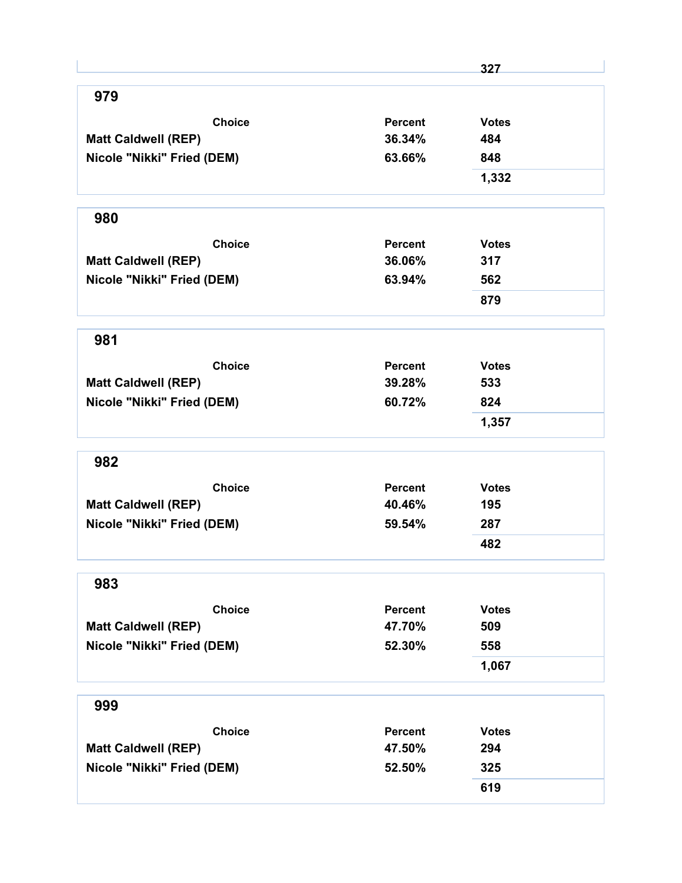| | | |
|---|---|---|
| | | 327 |

## 979

| Choice | Percent | Votes |
|---|---|---|
| Matt Caldwell (REP) | 36.34% | 484 |
| Nicole "Nikki" Fried (DEM) | 63.66% | 848 |
| | | 1,332 |

## 980

| Choice | Percent | Votes |
|---|---|---|
| Matt Caldwell (REP) | 36.06% | 317 |
| Nicole "Nikki" Fried (DEM) | 63.94% | 562 |
| | | 879 |

## 981

| Choice | Percent | Votes |
|---|---|---|
| Matt Caldwell (REP) | 39.28% | 533 |
| Nicole "Nikki" Fried (DEM) | 60.72% | 824 |
| | | 1,357 |

## 982

| Choice | Percent | Votes |
|---|---|---|
| Matt Caldwell (REP) | 40.46% | 195 |
| Nicole "Nikki" Fried (DEM) | 59.54% | 287 |
| | | 482 |

## 983

| Choice | Percent | Votes |
|---|---|---|
| Matt Caldwell (REP) | 47.70% | 509 |
| Nicole "Nikki" Fried (DEM) | 52.30% | 558 |
| | | 1,067 |

## 999

| Choice | Percent | Votes |
|---|---|---|
| Matt Caldwell (REP) | 47.50% | 294 |
| Nicole "Nikki" Fried (DEM) | 52.50% | 325 |
| | | 619 |